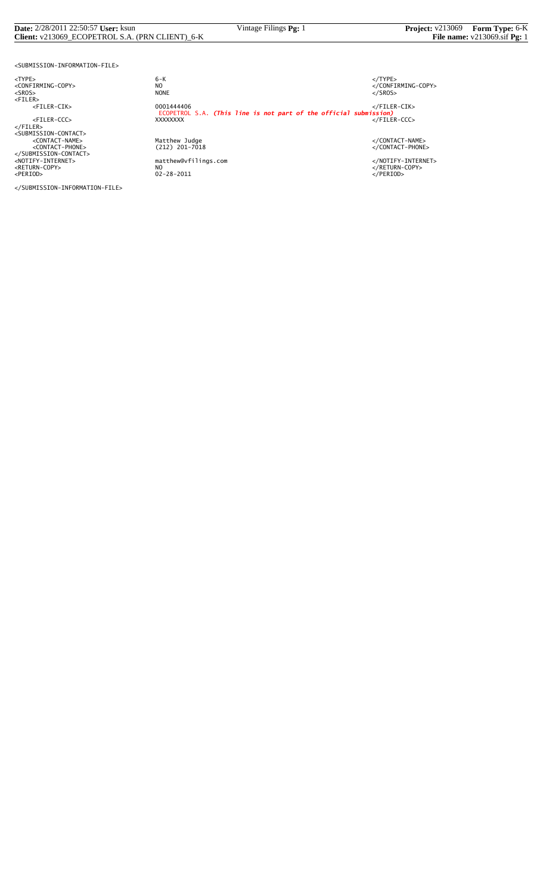```
<SUBMISSION-INFORMATION-FILE>

<TYPE>                          6-K                                                                  </TYPE>
<CONFIRMING-COPY>               NO                                                                   </CONFIRMING-COPY>
<SROS>                          NONE                                                                 </SROS>
<FILER>
     <FILER-CIK>                0001444406                                                           </FILER-CIK>
                                ECOPETROL S.A. (This line is not part of the official submission)
     <FILER-CCC>                XXXXXXXX                                                             </FILER-CCC>
</FILER>
<SUBMISSION-CONTACT>
     <CONTACT-NAME>             Matthew Judge                                                        </CONTACT-NAME>
     <CONTACT-PHONE>            (212) 201-7018                                                       </CONTACT-PHONE>
</SUBMISSION-CONTACT>
<NOTIFY-INTERNET>               matthew@vfilings.com                                                 </NOTIFY-INTERNET>
<RETURN-COPY>                   NO                                                                   </RETURN-COPY>
<PERIOD>                        02-28-2011                                                           </PERIOD>

</SUBMISSION-INFORMATION-FILE>
```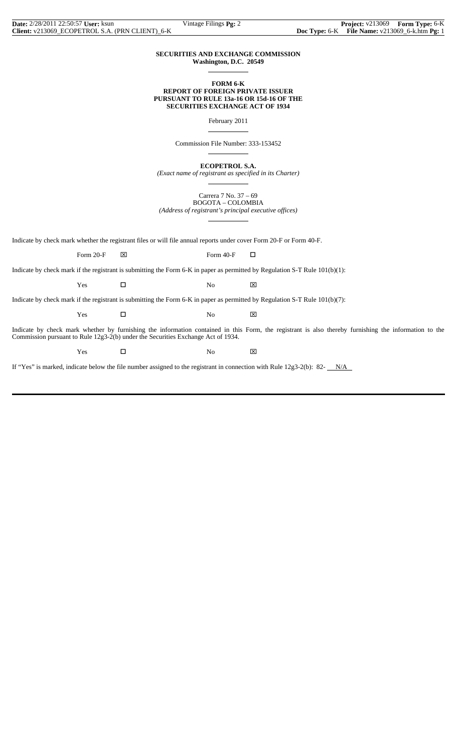**SECURITIES AND EXCHANGE COMMISSION**
**Washington, D.C. 20549**

**FORM 6-K**
**REPORT OF FOREIGN PRIVATE ISSUER**
**PURSUANT TO RULE 13a-16 OR 15d-16 OF THE**
**SECURITIES EXCHANGE ACT OF 1934**

February 2011

Commission File Number: 333-153452

**ECOPETROL S.A.**
*(Exact name of registrant as specified in its Charter)*

Carrera 7 No. 37 – 69
BOGOTA – COLOMBIA
*(Address of registrant's principal executive offices)*

Indicate by check mark whether the registrant files or will file annual reports under cover Form 20-F or Form 40-F.

Form 20-F ☒ Form 40-F ☐

Indicate by check mark if the registrant is submitting the Form 6-K in paper as permitted by Regulation S-T Rule 101(b)(1):

Yes ☐ No ☒

Indicate by check mark if the registrant is submitting the Form 6-K in paper as permitted by Regulation S-T Rule 101(b)(7):

Yes ☐ No ☒

Indicate by check mark whether by furnishing the information contained in this Form, the registrant is also thereby furnishing the information to the Commission pursuant to Rule 12g3-2(b) under the Securities Exchange Act of 1934.

Yes ☐ No ☒

If "Yes" is marked, indicate below the file number assigned to the registrant in connection with Rule 12g3-2(b): 82- N/A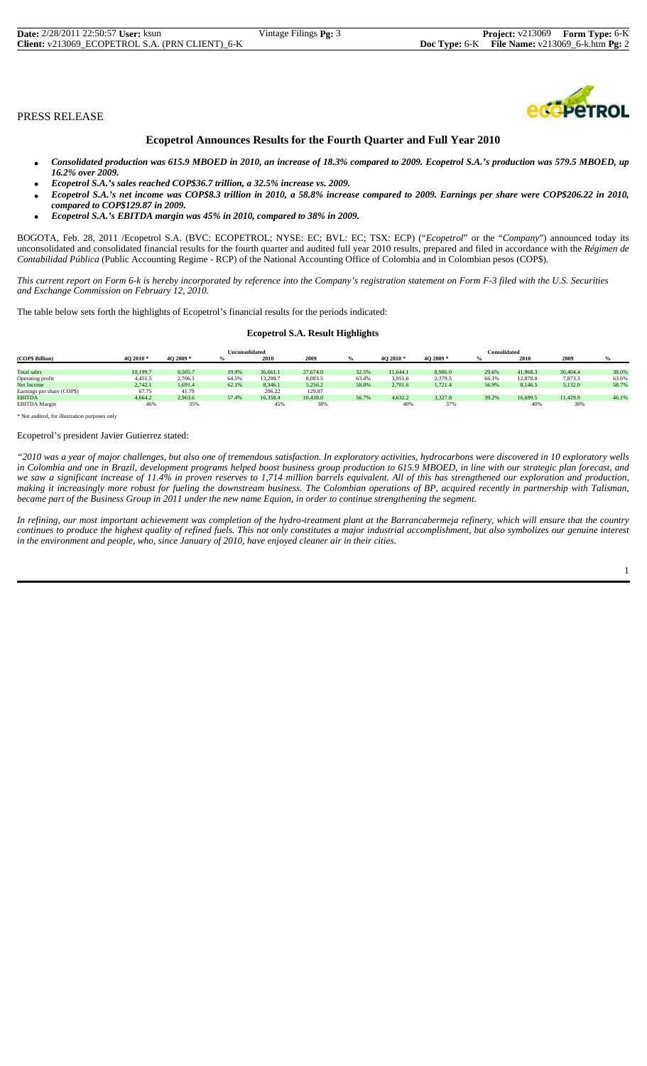PRESS RELEASE

# Ecopetrol Announces Results for the Fourth Quarter and Full Year 2010

- ***Consolidated production was 615.9 MBOED in 2010, an increase of 18.3% compared to 2009. Ecopetrol S.A.'s production was 579.5 MBOED, up 16.2% over 2009.***
- ***Ecopetrol S.A.'s sales reached COP$36.7 trillion, a 32.5% increase vs. 2009.***
- ***Ecopetrol S.A.'s net income was COP$8.3 trillion in 2010, a 58.8% increase compared to 2009. Earnings per share were COP$206.22 in 2010, compared to COP$129.87 in 2009.***
- ***Ecopetrol S.A.'s EBITDA margin was 45% in 2010, compared to 38% in 2009.***

BOGOTA, Feb. 28, 2011 /Ecopetrol S.A. (BVC: ECOPETROL; NYSE: EC; BVL: EC; TSX: ECP) ("*Ecopetrol*" or the "*Company*") announced today its unconsolidated and consolidated financial results for the fourth quarter and audited full year 2010 results, prepared and filed in accordance with the *Régimen de Contabilidad Pública* (Public Accounting Regime - RCP) of the National Accounting Office of Colombia and in Colombian pesos (COP$).

*This current report on Form 6-k is hereby incorporated by reference into the Company's registration statement on Form F-3 filed with the U.S. Securities and Exchange Commission on February 12, 2010.*

The table below sets forth the highlights of Ecopetrol's financial results for the periods indicated:

**Ecopetrol S.A. Result Highlights**

| | Unconsolidated | | | | | | Consolidated | | | | | |
|---|---|---|---|---|---|---|---|---|---|---|---|---|
| (COP$ Billion) | 4Q 2010 * | 4Q 2009 * | % | 2010 | 2009 | % | 4Q 2010 * | 4Q 2009 * | % | 2010 | 2009 | % |
| Total sales | 10,199.7 | 8,505.7 | 19.9% | 36,661.1 | 27,674.0 | 32.5% | 11,644.1 | 8,986.0 | 29.6% | 41,968.3 | 30,404.4 | 38.0% |
| Operating profit | 4,451.5 | 2,706.1 | 64.5% | 13,208.7 | 8,083.5 | 63.4% | 3,951.6 | 2,379.5 | 66.1% | 12,878.8 | 7,873.3 | 63.6% |
| Net Income | 2,742.1 | 1,691.4 | 62.1% | 8,346.1 | 5,256.2 | 58.8% | 2,701.6 | 1,721.4 | 56.9% | 8,146.5 | 5,132.0 | 58.7% |
| Earnings per share (COP$) | 67.75 | 41.79 | | 206.22 | 129.87 | | | | | | | |
| EBITDA | 4,664.2 | 2,963.6 | 57.4% | 16,358.4 | 10,438.0 | 56.7% | 4,632.2 | 3,327.8 | 39.2% | 16,699.5 | 11,429.9 | 46.1% |
| EBITDA Margin | 46% | 35% | | 45% | 38% | | 40% | 37% | | 40% | 38% | |

\* Not audited, for illustration purposes only

Ecopetrol's president Javier Gutierrez stated:

*"2010 was a year of major challenges, but also one of tremendous satisfaction. In exploratory activities, hydrocarbons were discovered in 10 exploratory wells in Colombia and one in Brazil, development programs helped boost business group production to 615.9 MBOED, in line with our strategic plan forecast, and we saw a significant increase of 11.4% in proven reserves to 1,714 million barrels equivalent. All of this has strengthened our exploration and production, making it increasingly more robust for fueling the downstream business. The Colombian operations of BP, acquired recently in partnership with Talisman, became part of the Business Group in 2011 under the new name Equion, in order to continue strengthening the segment.*

*In refining, our most important achievement was completion of the hydro-treatment plant at the Barrancabermeja refinery, which will ensure that the country continues to produce the highest quality of refined fuels. This not only constitutes a major industrial accomplishment, but also symbolizes our genuine interest in the environment and people, who, since January of 2010, have enjoyed cleaner air in their cities.*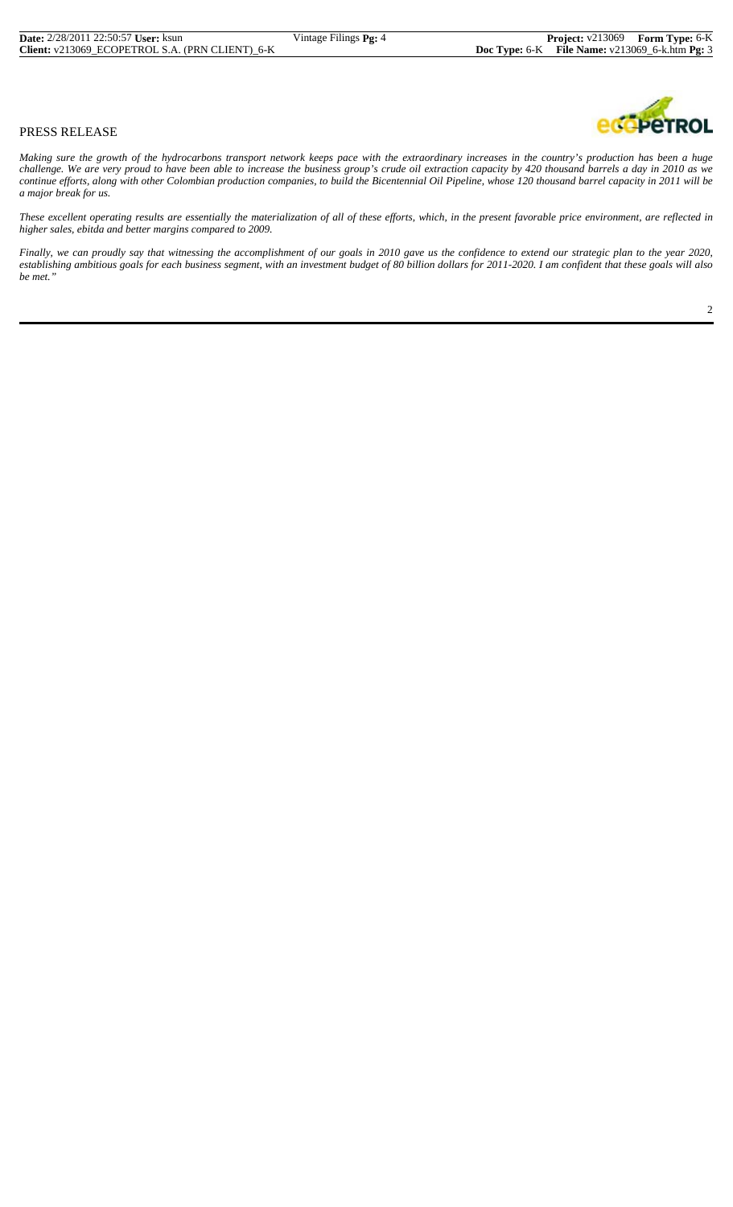PRESS RELEASE

*Making sure the growth of the hydrocarbons transport network keeps pace with the extraordinary increases in the country's production has been a huge challenge. We are very proud to have been able to increase the business group's crude oil extraction capacity by 420 thousand barrels a day in 2010 as we continue efforts, along with other Colombian production companies, to build the Bicentennial Oil Pipeline, whose 120 thousand barrel capacity in 2011 will be a major break for us.*

*These excellent operating results are essentially the materialization of all of these efforts, which, in the present favorable price environment, are reflected in higher sales, ebitda and better margins compared to 2009.*

*Finally, we can proudly say that witnessing the accomplishment of our goals in 2010 gave us the confidence to extend our strategic plan to the year 2020, establishing ambitious goals for each business segment, with an investment budget of 80 billion dollars for 2011-2020. I am confident that these goals will also be met."*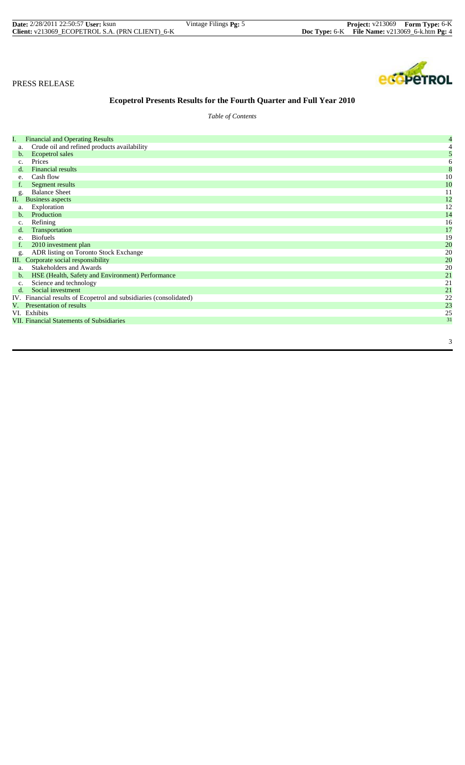PRESS RELEASE

# Ecopetrol Presents Results for the Fourth Quarter and Full Year 2010

*Table of Contents*

| | | |
|---|---|---|
| I. | Financial and Operating Results | 4 |
| a. | Crude oil and refined products availability | 4 |
| b. | Ecopetrol sales | 5 |
| c. | Prices | 6 |
| d. | Financial results | 8 |
| e. | Cash flow | 10 |
| f. | Segment results | 10 |
| g. | Balance Sheet | 11 |
| II. | Business aspects | 12 |
| a. | Exploration | 12 |
| b. | Production | 14 |
| c. | Refining | 16 |
| d. | Transportation | 17 |
| e. | Biofuels | 19 |
| f. | 2010 investment plan | 20 |
| g. | ADR listing on Toronto Stock Exchange | 20 |
| III. | Corporate social responsibility | 20 |
| a. | Stakeholders and Awards | 20 |
| b. | HSE (Health, Safety and Environment) Performance | 21 |
| c. | Science and technology | 21 |
| d. | Social investment | 21 |
| IV. | Financial results of Ecopetrol and subsidiaries (consolidated) | 22 |
| V. | Presentation of results | 23 |
| VI. | Exhibits | 25 |
| VII. | Financial Statements of Subsidiaries | 31 |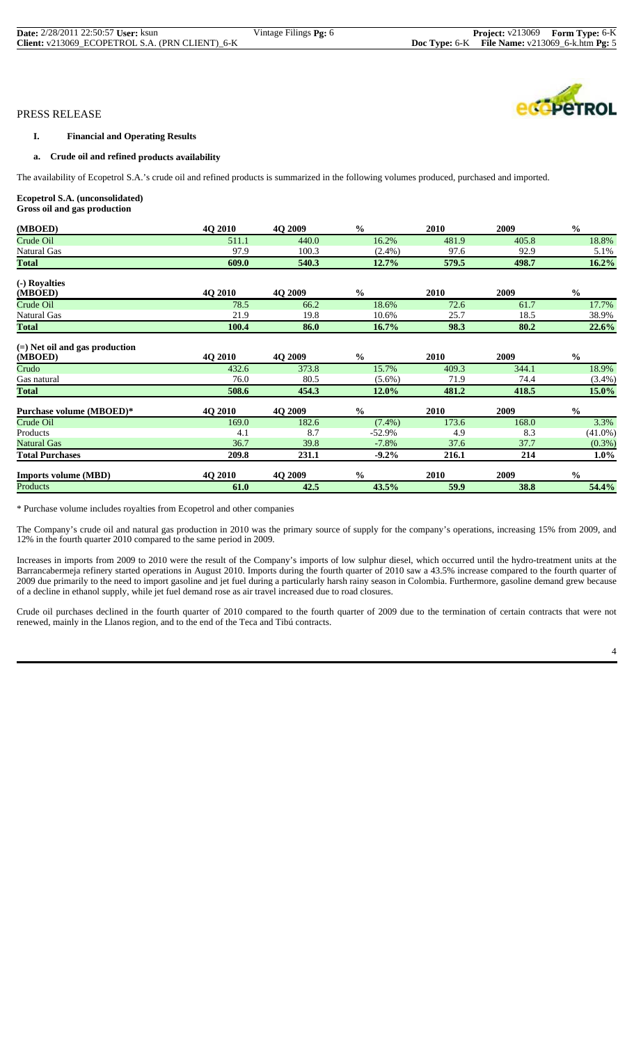PRESS RELEASE

## I. Financial and Operating Results

### a. Crude oil and refined products availability

The availability of Ecopetrol S.A.'s crude oil and refined products is summarized in the following volumes produced, purchased and imported.

**Ecopetrol S.A. (unconsolidated)**
**Gross oil and gas production**

| (MBOED) | 4Q 2010 | 4Q 2009 | % | 2010 | 2009 | % |
|---|---|---|---|---|---|---|
| Crude Oil | 511.1 | 440.0 | 16.2% | 481.9 | 405.8 | 18.8% |
| Natural Gas | 97.9 | 100.3 | (2.4%) | 97.6 | 92.9 | 5.1% |
| **Total** | **609.0** | **540.3** | **12.7%** | **579.5** | **498.7** | **16.2%** |

| (-) Royalties (MBOED) | 4Q 2010 | 4Q 2009 | % | 2010 | 2009 | % |
|---|---|---|---|---|---|---|
| Crude Oil | 78.5 | 66.2 | 18.6% | 72.6 | 61.7 | 17.7% |
| Natural Gas | 21.9 | 19.8 | 10.6% | 25.7 | 18.5 | 38.9% |
| **Total** | **100.4** | **86.0** | **16.7%** | **98.3** | **80.2** | **22.6%** |

| (=) Net oil and gas production (MBOED) | 4Q 2010 | 4Q 2009 | % | 2010 | 2009 | % |
|---|---|---|---|---|---|---|
| Crudo | 432.6 | 373.8 | 15.7% | 409.3 | 344.1 | 18.9% |
| Gas natural | 76.0 | 80.5 | (5.6%) | 71.9 | 74.4 | (3.4%) |
| **Total** | **508.6** | **454.3** | **12.0%** | **481.2** | **418.5** | **15.0%** |

| Purchase volume (MBOED)* | 4Q 2010 | 4Q 2009 | % | 2010 | 2009 | % |
|---|---|---|---|---|---|---|
| Crude Oil | 169.0 | 182.6 | (7.4%) | 173.6 | 168.0 | 3.3% |
| Products | 4.1 | 8.7 | -52.9% | 4.9 | 8.3 | (41.0%) |
| Natural Gas | 36.7 | 39.8 | -7.8% | 37.6 | 37.7 | (0.3%) |
| **Total Purchases** | **209.8** | **231.1** | **-9.2%** | **216.1** | **214** | **1.0%** |

| Imports volume (MBD) | 4Q 2010 | 4Q 2009 | % | 2010 | 2009 | % |
|---|---|---|---|---|---|---|
| Products | **61.0** | **42.5** | **43.5%** | **59.9** | **38.8** | **54.4%** |

* Purchase volume includes royalties from Ecopetrol and other companies

The Company's crude oil and natural gas production in 2010 was the primary source of supply for the company's operations, increasing 15% from 2009, and 12% in the fourth quarter 2010 compared to the same period in 2009.

Increases in imports from 2009 to 2010 were the result of the Company's imports of low sulphur diesel, which occurred until the hydro-treatment units at the Barrancabermeja refinery started operations in August 2010. Imports during the fourth quarter of 2010 saw a 43.5% increase compared to the fourth quarter of 2009 due primarily to the need to import gasoline and jet fuel during a particularly harsh rainy season in Colombia. Furthermore, gasoline demand grew because of a decline in ethanol supply, while jet fuel demand rose as air travel increased due to road closures.

Crude oil purchases declined in the fourth quarter of 2010 compared to the fourth quarter of 2009 due to the termination of certain contracts that were not renewed, mainly in the Llanos region, and to the end of the Teca and Tibú contracts.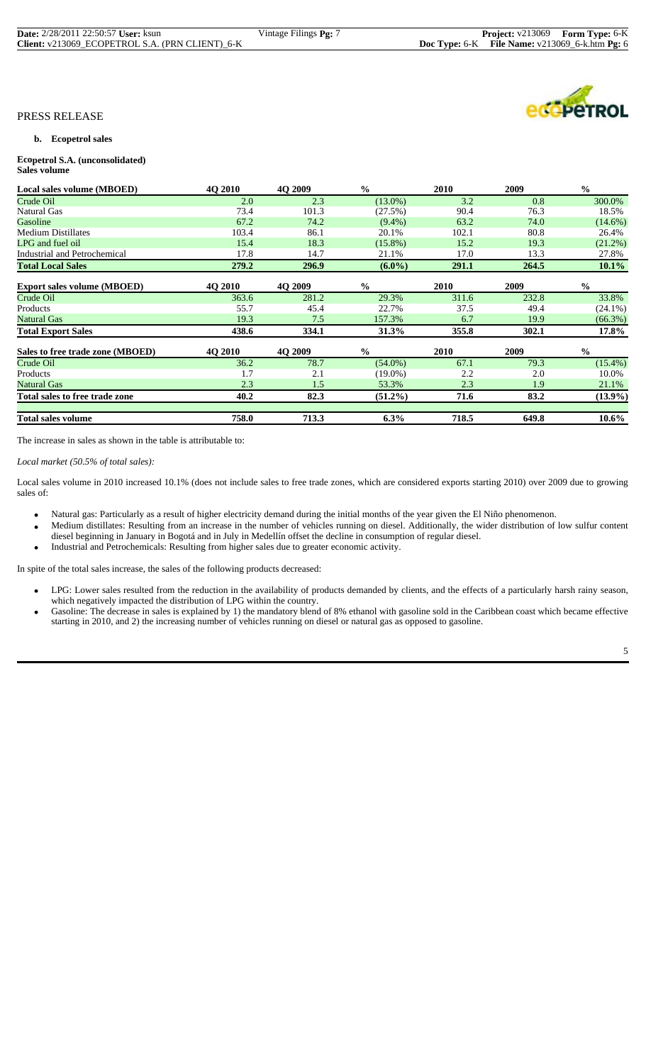PRESS RELEASE

**b. Ecopetrol sales**

**Ecopetrol S.A. (unconsolidated)**
**Sales volume**

| Local sales volume (MBOED) | 4Q 2010 | 4Q 2009 | % | 2010 | 2009 | % |
|---|---|---|---|---|---|---|
| Crude Oil | 2.0 | 2.3 | (13.0%) | 3.2 | 0.8 | 300.0% |
| Natural Gas | 73.4 | 101.3 | (27.5%) | 90.4 | 76.3 | 18.5% |
| Gasoline | 67.2 | 74.2 | (9.4%) | 63.2 | 74.0 | (14.6%) |
| Medium Distillates | 103.4 | 86.1 | 20.1% | 102.1 | 80.8 | 26.4% |
| LPG and fuel oil | 15.4 | 18.3 | (15.8%) | 15.2 | 19.3 | (21.2%) |
| Industrial and Petrochemical | 17.8 | 14.7 | 21.1% | 17.0 | 13.3 | 27.8% |
| **Total Local Sales** | **279.2** | **296.9** | **(6.0%)** | **291.1** | **264.5** | **10.1%** |
| **Export sales volume (MBOED)** | **4Q 2010** | **4Q 2009** | **%** | **2010** | **2009** | **%** |
| Crude Oil | 363.6 | 281.2 | 29.3% | 311.6 | 232.8 | 33.8% |
| Products | 55.7 | 45.4 | 22.7% | 37.5 | 49.4 | (24.1%) |
| Natural Gas | 19.3 | 7.5 | 157.3% | 6.7 | 19.9 | (66.3%) |
| **Total Export Sales** | **438.6** | **334.1** | **31.3%** | **355.8** | **302.1** | **17.8%** |
| **Sales to free trade zone (MBOED)** | **4Q 2010** | **4Q 2009** | **%** | **2010** | **2009** | **%** |
| Crude Oil | 36.2 | 78.7 | (54.0%) | 67.1 | 79.3 | (15.4%) |
| Products | 1.7 | 2.1 | (19.0%) | 2.2 | 2.0 | 10.0% |
| Natural Gas | 2.3 | 1.5 | 53.3% | 2.3 | 1.9 | 21.1% |
| **Total sales to free trade zone** | **40.2** | **82.3** | **(51.2%)** | **71.6** | **83.2** | **(13.9%)** |
| **Total sales volume** | **758.0** | **713.3** | **6.3%** | **718.5** | **649.8** | **10.6%** |

The increase in sales as shown in the table is attributable to:

*Local market (50.5% of total sales):*

Local sales volume in 2010 increased 10.1% (does not include sales to free trade zones, which are considered exports starting 2010) over 2009 due to growing sales of:

- Natural gas: Particularly as a result of higher electricity demand during the initial months of the year given the El Niño phenomenon.
- Medium distillates: Resulting from an increase in the number of vehicles running on diesel. Additionally, the wider distribution of low sulfur content diesel beginning in January in Bogotá and in July in Medellín offset the decline in consumption of regular diesel.
- Industrial and Petrochemicals: Resulting from higher sales due to greater economic activity.

In spite of the total sales increase, the sales of the following products decreased:

- LPG: Lower sales resulted from the reduction in the availability of products demanded by clients, and the effects of a particularly harsh rainy season, which negatively impacted the distribution of LPG within the country.
- Gasoline: The decrease in sales is explained by 1) the mandatory blend of 8% ethanol with gasoline sold in the Caribbean coast which became effective starting in 2010, and 2) the increasing number of vehicles running on diesel or natural gas as opposed to gasoline.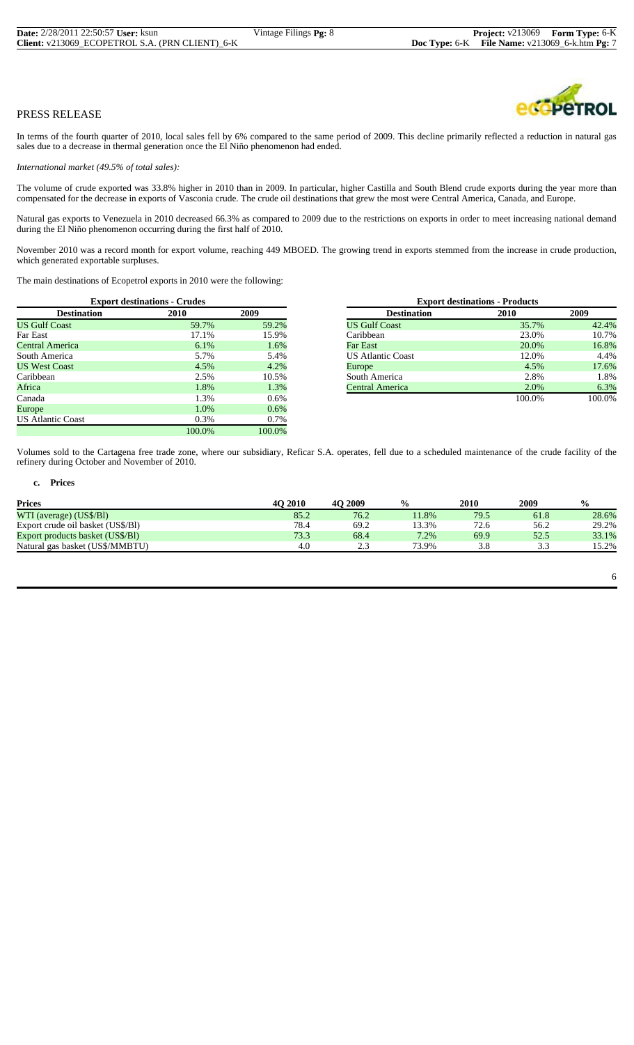PRESS RELEASE

In terms of the fourth quarter of 2010, local sales fell by 6% compared to the same period of 2009. This decline primarily reflected a reduction in natural gas sales due to a decrease in thermal generation once the El Niño phenomenon had ended.

*International market (49.5% of total sales):*

The volume of crude exported was 33.8% higher in 2010 than in 2009. In particular, higher Castilla and South Blend crude exports during the year more than compensated for the decrease in exports of Vasconia crude. The crude oil destinations that grew the most were Central America, Canada, and Europe.

Natural gas exports to Venezuela in 2010 decreased 66.3% as compared to 2009 due to the restrictions on exports in order to meet increasing national demand during the El Niño phenomenon occurring during the first half of 2010.

November 2010 was a record month for export volume, reaching 449 MBOED. The growing trend in exports stemmed from the increase in crude production, which generated exportable surpluses.

The main destinations of Ecopetrol exports in 2010 were the following:

| Export destinations - Crudes | | |
|---|---|---|
| **Destination** | **2010** | **2009** |
| US Gulf Coast | 59.7% | 59.2% |
| Far East | 17.1% | 15.9% |
| Central America | 6.1% | 1.6% |
| South America | 5.7% | 5.4% |
| US West Coast | 4.5% | 4.2% |
| Caribbean | 2.5% | 10.5% |
| Africa | 1.8% | 1.3% |
| Canada | 1.3% | 0.6% |
| Europe | 1.0% | 0.6% |
| US Atlantic Coast | 0.3% | 0.7% |
| | 100.0% | 100.0% |

| Export destinations - Products | | |
|---|---|---|
| **Destination** | **2010** | **2009** |
| US Gulf Coast | 35.7% | 42.4% |
| Caribbean | 23.0% | 10.7% |
| Far East | 20.0% | 16.8% |
| US Atlantic Coast | 12.0% | 4.4% |
| Europe | 4.5% | 17.6% |
| South America | 2.8% | 1.8% |
| Central America | 2.0% | 6.3% |
| | 100.0% | 100.0% |

Volumes sold to the Cartagena free trade zone, where our subsidiary, Reficar S.A. operates, fell due to a scheduled maintenance of the crude facility of the refinery during October and November of 2010.

**c. Prices**

| Prices | 4Q 2010 | 4Q 2009 | % | 2010 | 2009 | % |
|---|---|---|---|---|---|---|
| WTI (average) (US$/Bl) | 85.2 | 76.2 | 11.8% | 79.5 | 61.8 | 28.6% |
| Export crude oil basket (US$/Bl) | 78.4 | 69.2 | 13.3% | 72.6 | 56.2 | 29.2% |
| Export products basket (US$/Bl) | 73.3 | 68.4 | 7.2% | 69.9 | 52.5 | 33.1% |
| Natural gas basket (US$/MMBTU) | 4.0 | 2.3 | 73.9% | 3.8 | 3.3 | 15.2% |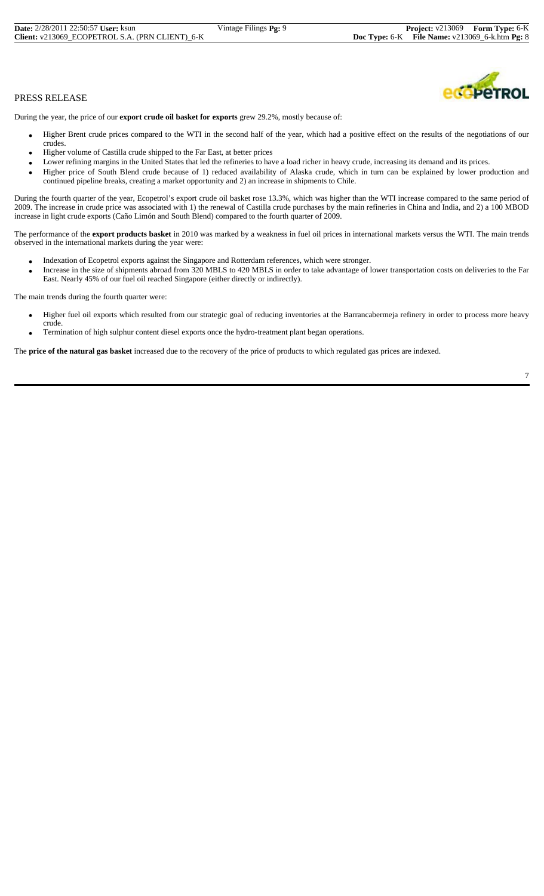PRESS RELEASE

During the year, the price of our **export crude oil basket for exports** grew 29.2%, mostly because of:

- Higher Brent crude prices compared to the WTI in the second half of the year, which had a positive effect on the results of the negotiations of our crudes.
- Higher volume of Castilla crude shipped to the Far East, at better prices
- Lower refining margins in the United States that led the refineries to have a load richer in heavy crude, increasing its demand and its prices.
- Higher price of South Blend crude because of 1) reduced availability of Alaska crude, which in turn can be explained by lower production and continued pipeline breaks, creating a market opportunity and 2) an increase in shipments to Chile.

During the fourth quarter of the year, Ecopetrol's export crude oil basket rose 13.3%, which was higher than the WTI increase compared to the same period of 2009. The increase in crude price was associated with 1) the renewal of Castilla crude purchases by the main refineries in China and India, and 2) a 100 MBOD increase in light crude exports (Caño Limón and South Blend) compared to the fourth quarter of 2009.

The performance of the **export products basket** in 2010 was marked by a weakness in fuel oil prices in international markets versus the WTI. The main trends observed in the international markets during the year were:

- Indexation of Ecopetrol exports against the Singapore and Rotterdam references, which were stronger.
- Increase in the size of shipments abroad from 320 MBLS to 420 MBLS in order to take advantage of lower transportation costs on deliveries to the Far East. Nearly 45% of our fuel oil reached Singapore (either directly or indirectly).

The main trends during the fourth quarter were:

- Higher fuel oil exports which resulted from our strategic goal of reducing inventories at the Barrancabermeja refinery in order to process more heavy crude.
- Termination of high sulphur content diesel exports once the hydro-treatment plant began operations.

The **price of the natural gas basket** increased due to the recovery of the price of products to which regulated gas prices are indexed.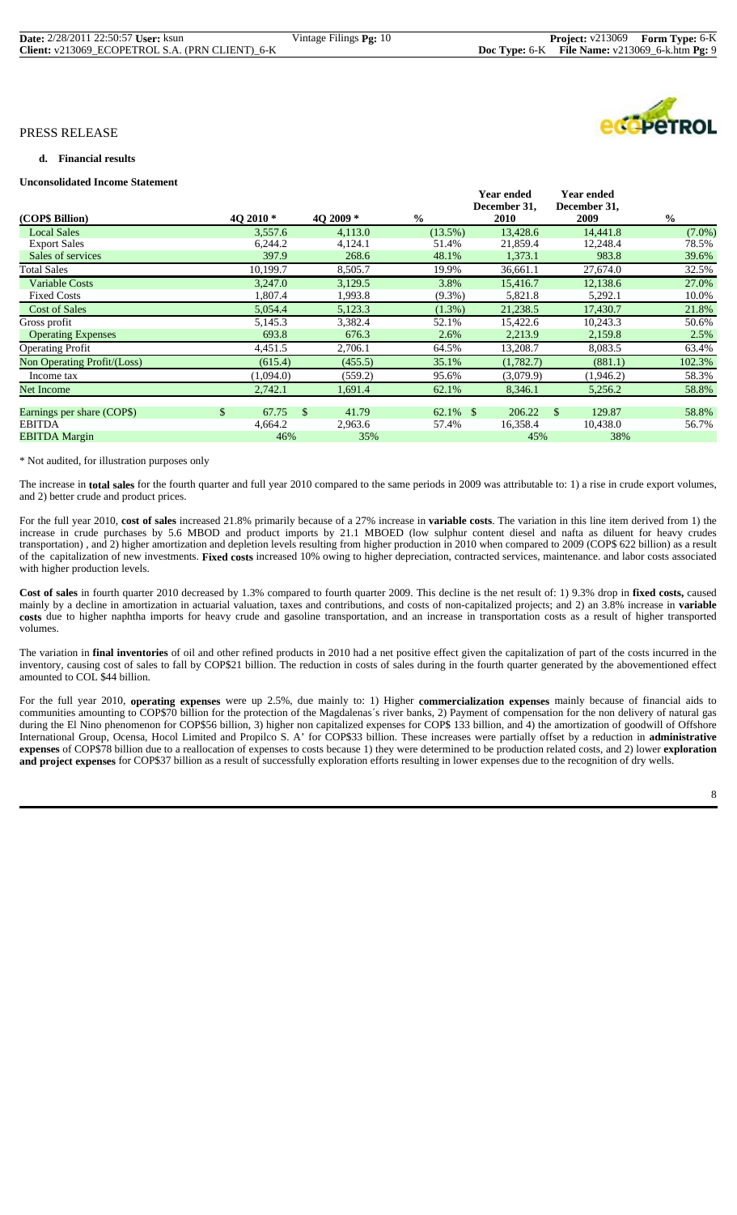PRESS RELEASE

**d. Financial results**

**Unconsolidated Income Statement**

| (COP$ Billion) | 4Q 2010 * | 4Q 2009 * | % | Year ended December 31, 2010 | Year ended December 31, 2009 | % |
|---|---|---|---|---|---|---|
| Local Sales | 3,557.6 | 4,113.0 | (13.5%) | 13,428.6 | 14,441.8 | (7.0%) |
| Export Sales | 6,244.2 | 4,124.1 | 51.4% | 21,859.4 | 12,248.4 | 78.5% |
| Sales of services | 397.9 | 268.6 | 48.1% | 1,373.1 | 983.8 | 39.6% |
| Total Sales | 10,199.7 | 8,505.7 | 19.9% | 36,661.1 | 27,674.0 | 32.5% |
| Variable Costs | 3,247.0 | 3,129.5 | 3.8% | 15,416.7 | 12,138.6 | 27.0% |
| Fixed Costs | 1,807.4 | 1,993.8 | (9.3%) | 5,821.8 | 5,292.1 | 10.0% |
| Cost of Sales | 5,054.4 | 5,123.3 | (1.3%) | 21,238.5 | 17,430.7 | 21.8% |
| Gross profit | 5,145.3 | 3,382.4 | 52.1% | 15,422.6 | 10,243.3 | 50.6% |
| Operating Expenses | 693.8 | 676.3 | 2.6% | 2,213.9 | 2,159.8 | 2.5% |
| Operating Profit | 4,451.5 | 2,706.1 | 64.5% | 13,208.7 | 8,083.5 | 63.4% |
| Non Operating Profit/(Loss) | (615.4) | (455.5) | 35.1% | (1,782.7) | (881.1) | 102.3% |
| Income tax | (1,094.0) | (559.2) | 95.6% | (3,079.9) | (1,946.2) | 58.3% |
| Net Income | 2,742.1 | 1,691.4 | 62.1% | 8,346.1 | 5,256.2 | 58.8% |
| | | | | | | |
| Earnings per share (COP$) | $ 67.75 | $ 41.79 | 62.1% | $ 206.22 | $ 129.87 | 58.8% |
| EBITDA | 4,664.2 | 2,963.6 | 57.4% | 16,358.4 | 10,438.0 | 56.7% |
| EBITDA Margin | 46% | 35% | | 45% | 38% | |

\* Not audited, for illustration purposes only

The increase in **total sales** for the fourth quarter and full year 2010 compared to the same periods in 2009 was attributable to: 1) a rise in crude export volumes, and 2) better crude and product prices.

For the full year 2010, **cost of sales** increased 21.8% primarily because of a 27% increase in **variable costs**. The variation in this line item derived from 1) the increase in crude purchases by 5.6 MBOD and product imports by 21.1 MBOED (low sulphur content diesel and nafta as diluent for heavy crudes transportation) , and 2) higher amortization and depletion levels resulting from higher production in 2010 when compared to 2009 (COP$ 622 billion) as a result of the capitalization of new investments. **Fixed costs** increased 10% owing to higher depreciation, contracted services, maintenance. and labor costs associated with higher production levels.

**Cost of sales** in fourth quarter 2010 decreased by 1.3% compared to fourth quarter 2009. This decline is the net result of: 1) 9.3% drop in **fixed costs,** caused mainly by a decline in amortization in actuarial valuation, taxes and contributions, and costs of non-capitalized projects; and 2) an 3.8% increase in **variable costs** due to higher naphtha imports for heavy crude and gasoline transportation, and an increase in transportation costs as a result of higher transported volumes.

The variation in **final inventories** of oil and other refined products in 2010 had a net positive effect given the capitalization of part of the costs incurred in the inventory, causing cost of sales to fall by COP$21 billion. The reduction in costs of sales during in the fourth quarter generated by the abovementioned effect amounted to COL $44 billion.

For the full year 2010, **operating expenses** were up 2.5%, due mainly to: 1) Higher **commercialization expenses** mainly because of financial aids to communities amounting to COP$70 billion for the protection of the Magdalenas´s river banks, 2) Payment of compensation for the non delivery of natural gas during the El Nino phenomenon for COP$56 billion, 3) higher non capitalized expenses for COP$ 133 billion, and 4) the amortization of goodwill of Offshore International Group, Ocensa, Hocol Limited and Propilco S. A' for COP$33 billion. These increases were partially offset by a reduction in **administrative expenses** of COP$78 billion due to a reallocation of expenses to costs because 1) they were determined to be production related costs, and 2) lower **exploration and project expenses** for COP$37 billion as a result of successfully exploration efforts resulting in lower expenses due to the recognition of dry wells.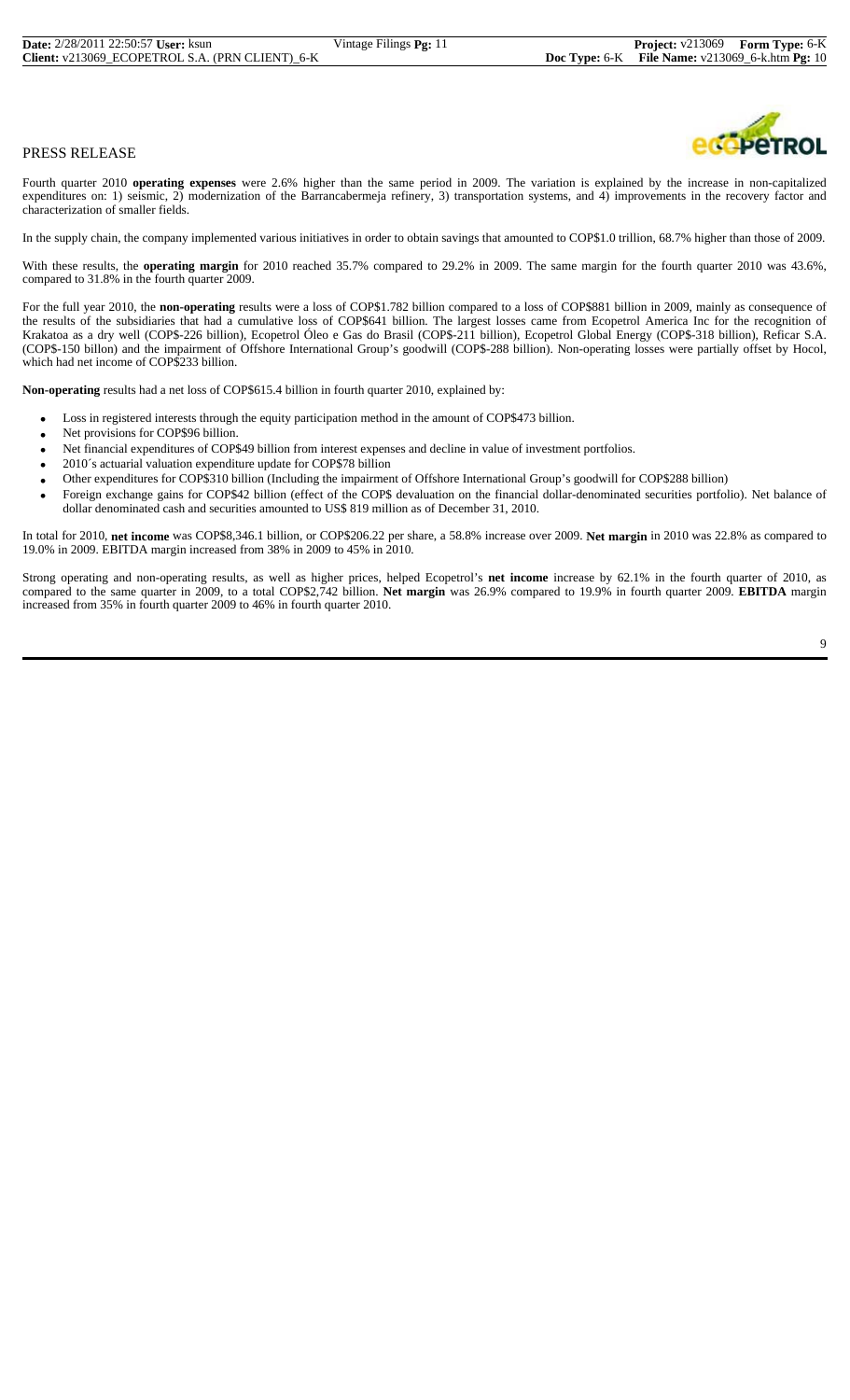PRESS RELEASE

Fourth quarter 2010 **operating expenses** were 2.6% higher than the same period in 2009. The variation is explained by the increase in non-capitalized expenditures on: 1) seismic, 2) modernization of the Barrancabermeja refinery, 3) transportation systems, and 4) improvements in the recovery factor and characterization of smaller fields.

In the supply chain, the company implemented various initiatives in order to obtain savings that amounted to COP$1.0 trillion, 68.7% higher than those of 2009.

With these results, the **operating margin** for 2010 reached 35.7% compared to 29.2% in 2009. The same margin for the fourth quarter 2010 was 43.6%, compared to 31.8% in the fourth quarter 2009.

For the full year 2010, the **non-operating** results were a loss of COP$1.782 billion compared to a loss of COP$881 billion in 2009, mainly as consequence of the results of the subsidiaries that had a cumulative loss of COP$641 billion. The largest losses came from Ecopetrol America Inc for the recognition of Krakatoa as a dry well (COP$-226 billion), Ecopetrol Óleo e Gas do Brasil (COP$-211 billion), Ecopetrol Global Energy (COP$-318 billion), Reficar S.A. (COP$-150 billon) and the impairment of Offshore International Group's goodwill (COP$-288 billion). Non-operating losses were partially offset by Hocol, which had net income of COP$233 billion.

**Non-operating** results had a net loss of COP$615.4 billion in fourth quarter 2010, explained by:

- Loss in registered interests through the equity participation method in the amount of COP$473 billion.
- Net provisions for COP$96 billion.
- Net financial expenditures of COP$49 billion from interest expenses and decline in value of investment portfolios.
- 2010´s actuarial valuation expenditure update for COP$78 billion
- Other expenditures for COP$310 billion (Including the impairment of Offshore International Group's goodwill for COP$288 billion)
- Foreign exchange gains for COP$42 billion (effect of the COP$ devaluation on the financial dollar-denominated securities portfolio). Net balance of dollar denominated cash and securities amounted to US$ 819 million as of December 31, 2010.

In total for 2010, **net income** was COP$8,346.1 billion, or COP$206.22 per share, a 58.8% increase over 2009. **Net margin** in 2010 was 22.8% as compared to 19.0% in 2009. EBITDA margin increased from 38% in 2009 to 45% in 2010.

Strong operating and non-operating results, as well as higher prices, helped Ecopetrol's **net income** increase by 62.1% in the fourth quarter of 2010, as compared to the same quarter in 2009, to a total COP$2,742 billion. **Net margin** was 26.9% compared to 19.9% in fourth quarter 2009. **EBITDA** margin increased from 35% in fourth quarter 2009 to 46% in fourth quarter 2010.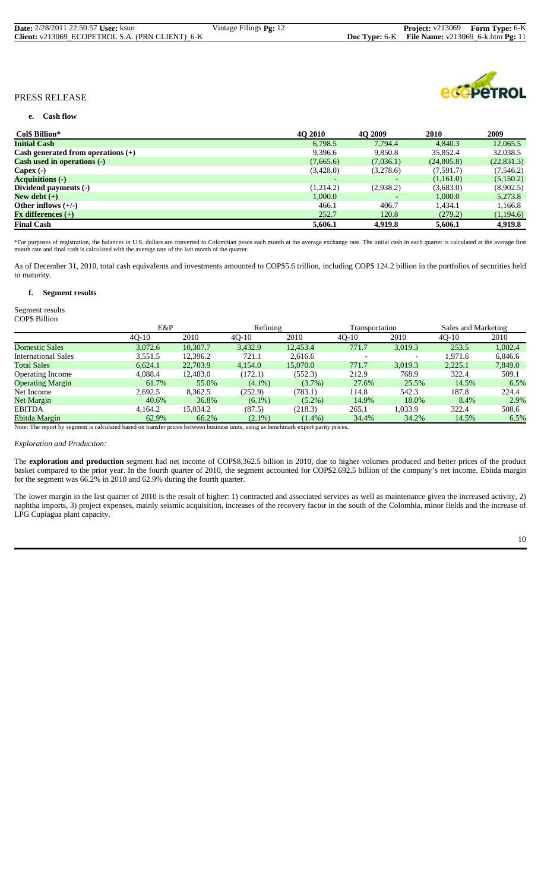PRESS RELEASE

**e. Cash flow**

| **Col$ Billion*** | **4Q 2010** | **4Q 2009** | **2010** | **2009** |
|---|---|---|---|---|
| **Initial Cash** | 6,798.5 | 7,794.4 | 4,840.3 | 12,065.5 |
| **Cash generated from operations (+)** | 9,396.6 | 9,850.8 | 35,852.4 | 32,038.5 |
| **Cash used in operations (-)** | (7,665.6) | (7,036.1) | (24,805.8) | (22,831.3) |
| **Capex (-)** | (3,428.0) | (3,278.6) | (7,591.7) | (7,546.2) |
| **Acquisitions (-)** | - | - | (1,161.0) | (5,150.2) |
| **Dividend payments (-)** | (1,214.2) | (2,938.2) | (3,683.0) | (8,902.5) |
| **New debt (+)** | 1,000.0 | - | 1,000.0 | 5,273.8 |
| **Other inflows (+/-)** | 466.1 | 406.7 | 1,434.1 | 1,166.8 |
| **Fx differences (+)** | 252.7 | 120.8 | (279.2) | (1,194.6) |
| **Final Cash** | **5,606.1** | **4,919.8** | **5,606.1** | **4,919.8** |

*For purposes of registration, the balances in U.S. dollars are converted to Colombian pesos each month at the average exchange rate. The initial cash in each quarter is calculated at the average first month rate and final cash is calculated with the average rate of the last month of the quarter.

As of December 31, 2010, total cash equivalents and investments amounted to COP$5.6 trillion, including COP$ 124.2 billion in the portfolios of securities held to maturity.

**f. Segment results**

Segment results
COP$ Billion

| | E&P | | Refining | | Transportation | | Sales and Marketing | |
|---|---|---|---|---|---|---|---|---|
| | 4Q-10 | 2010 | 4Q-10 | 2010 | 4Q-10 | 2010 | 4Q-10 | 2010 |
| Domestic Sales | 3,072.6 | 10,307.7 | 3,432.9 | 12,453.4 | 771.7 | 3,019.3 | 253.5 | 1,002.4 |
| International Sales | 3,551.5 | 12,396.2 | 721.1 | 2,616.6 | - | - | 1,971.6 | 6,846.6 |
| Total Sales | 6,624.1 | 22,703.9 | 4,154.0 | 15,070.0 | 771.7 | 3,019.3 | 2,225.1 | 7,849.0 |
| Operating Income | 4,088.4 | 12,483.0 | (172.1) | (552.3) | 212.9 | 768.9 | 322.4 | 509.1 |
| Operating Margin | 61.7% | 55.0% | (4.1%) | (3.7%) | 27.6% | 25.5% | 14.5% | 6.5% |
| Net Income | 2,692.5 | 8,362.5 | (252.9) | (783.1) | 114.8 | 542.3 | 187.8 | 224.4 |
| Net Margin | 40.6% | 36.8% | (6.1%) | (5.2%) | 14.9% | 18.0% | 8.4% | 2.9% |
| EBITDA | 4,164.2 | 15,034.2 | (87.5) | (218.3) | 265.1 | 1,033.9 | 322.4 | 508.6 |
| Ebitda Margin | 62.9% | 66.2% | (2.1%) | (1.4%) | 34.4% | 34.2% | 14.5% | 6.5% |

Note: The report by segment is calculated based on transfer prices between business units, using as benchmark export parity prices.

*Exploration and Production:*

The **exploration and production** segment had net income of COP$8,362.5 billion in 2010, due to higher volumes produced and better prices of the product basket compared to the prior year. In the fourth quarter of 2010, the segment accounted for COP$2.692,5 billion of the company's net income. Ebitda margin for the segment was 66.2% in 2010 and 62.9% during the fourth quarter.

The lower margin in the last quarter of 2010 is the result of higher: 1) contracted and associated services as well as maintenance given the increased activity, 2) naphtha imports, 3) project expenses, mainly seismic acquisition, increases of the recovery factor in the south of the Colombia, minor fields and the increase of LPG Cupiagua plant capacity.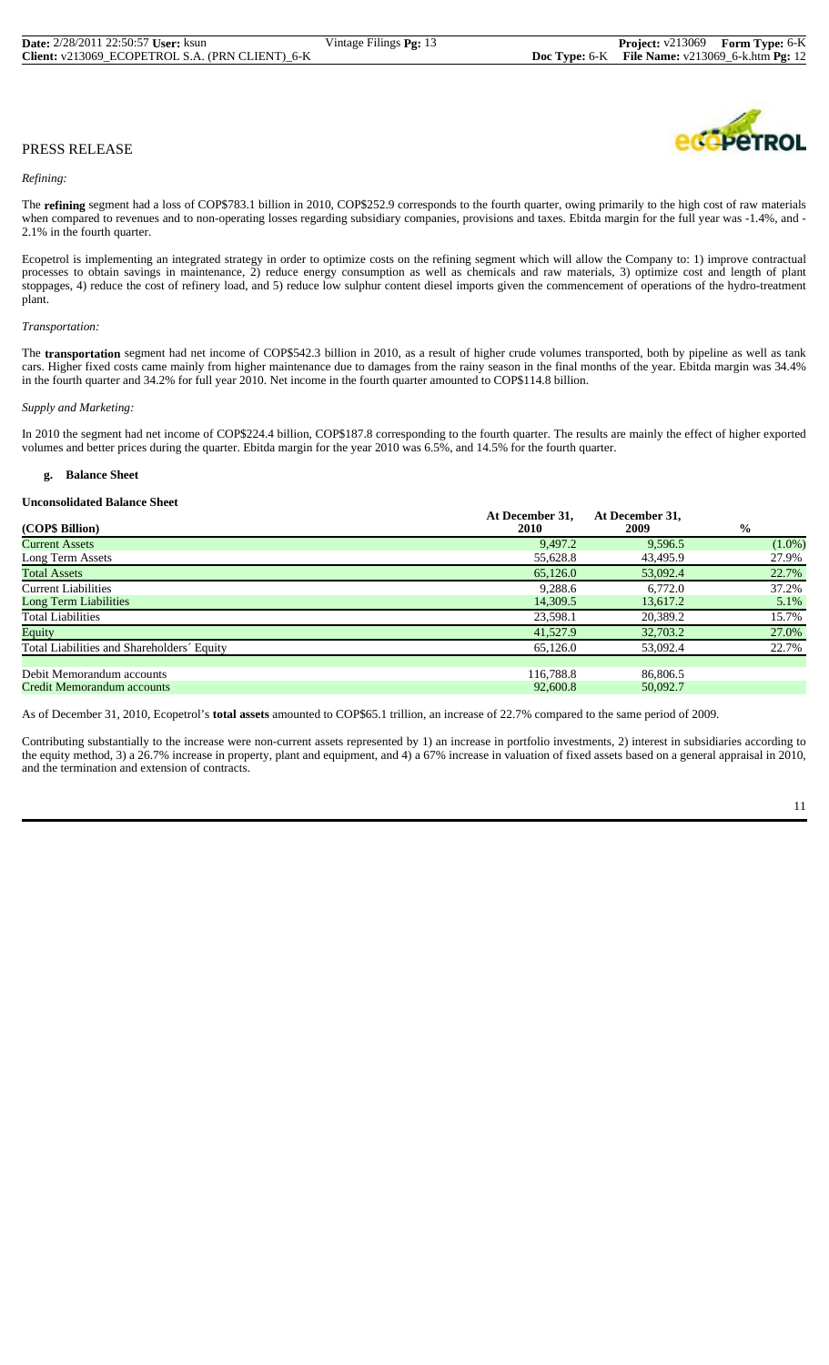PRESS RELEASE

*Refining:*

The **refining** segment had a loss of COP$783.1 billion in 2010, COP$252.9 corresponds to the fourth quarter, owing primarily to the high cost of raw materials when compared to revenues and to non-operating losses regarding subsidiary companies, provisions and taxes. Ebitda margin for the full year was -1.4%, and -2.1% in the fourth quarter.

Ecopetrol is implementing an integrated strategy in order to optimize costs on the refining segment which will allow the Company to: 1) improve contractual processes to obtain savings in maintenance, 2) reduce energy consumption as well as chemicals and raw materials, 3) optimize cost and length of plant stoppages, 4) reduce the cost of refinery load, and 5) reduce low sulphur content diesel imports given the commencement of operations of the hydro-treatment plant.

*Transportation:*

The **transportation** segment had net income of COP$542.3 billion in 2010, as a result of higher crude volumes transported, both by pipeline as well as tank cars. Higher fixed costs came mainly from higher maintenance due to damages from the rainy season in the final months of the year. Ebitda margin was 34.4% in the fourth quarter and 34.2% for full year 2010. Net income in the fourth quarter amounted to COP$114.8 billion.

*Supply and Marketing:*

In 2010 the segment had net income of COP$224.4 billion, COP$187.8 corresponding to the fourth quarter. The results are mainly the effect of higher exported volumes and better prices during the quarter. Ebitda margin for the year 2010 was 6.5%, and 14.5% for the fourth quarter.

### g. Balance Sheet

**Unconsolidated Balance Sheet**

| (COP$ Billion) | At December 31, 2010 | At December 31, 2009 | % |
|---|---|---|---|
| Current Assets | 9,497.2 | 9,596.5 | (1.0%) |
| Long Term Assets | 55,628.8 | 43,495.9 | 27.9% |
| Total Assets | 65,126.0 | 53,092.4 | 22.7% |
| Current Liabilities | 9,288.6 | 6,772.0 | 37.2% |
| Long Term Liabilities | 14,309.5 | 13,617.2 | 5.1% |
| Total Liabilities | 23,598.1 | 20,389.2 | 15.7% |
| Equity | 41,527.9 | 32,703.2 | 27.0% |
| Total Liabilities and Shareholders´ Equity | 65,126.0 | 53,092.4 | 22.7% |
| | | | |
| Debit Memorandum accounts | 116,788.8 | 86,806.5 | |
| Credit Memorandum accounts | 92,600.8 | 50,092.7 | |

As of December 31, 2010, Ecopetrol's **total assets** amounted to COP$65.1 trillion, an increase of 22.7% compared to the same period of 2009.

Contributing substantially to the increase were non-current assets represented by 1) an increase in portfolio investments, 2) interest in subsidiaries according to the equity method, 3) a 26.7% increase in property, plant and equipment, and 4) a 67% increase in valuation of fixed assets based on a general appraisal in 2010, and the termination and extension of contracts.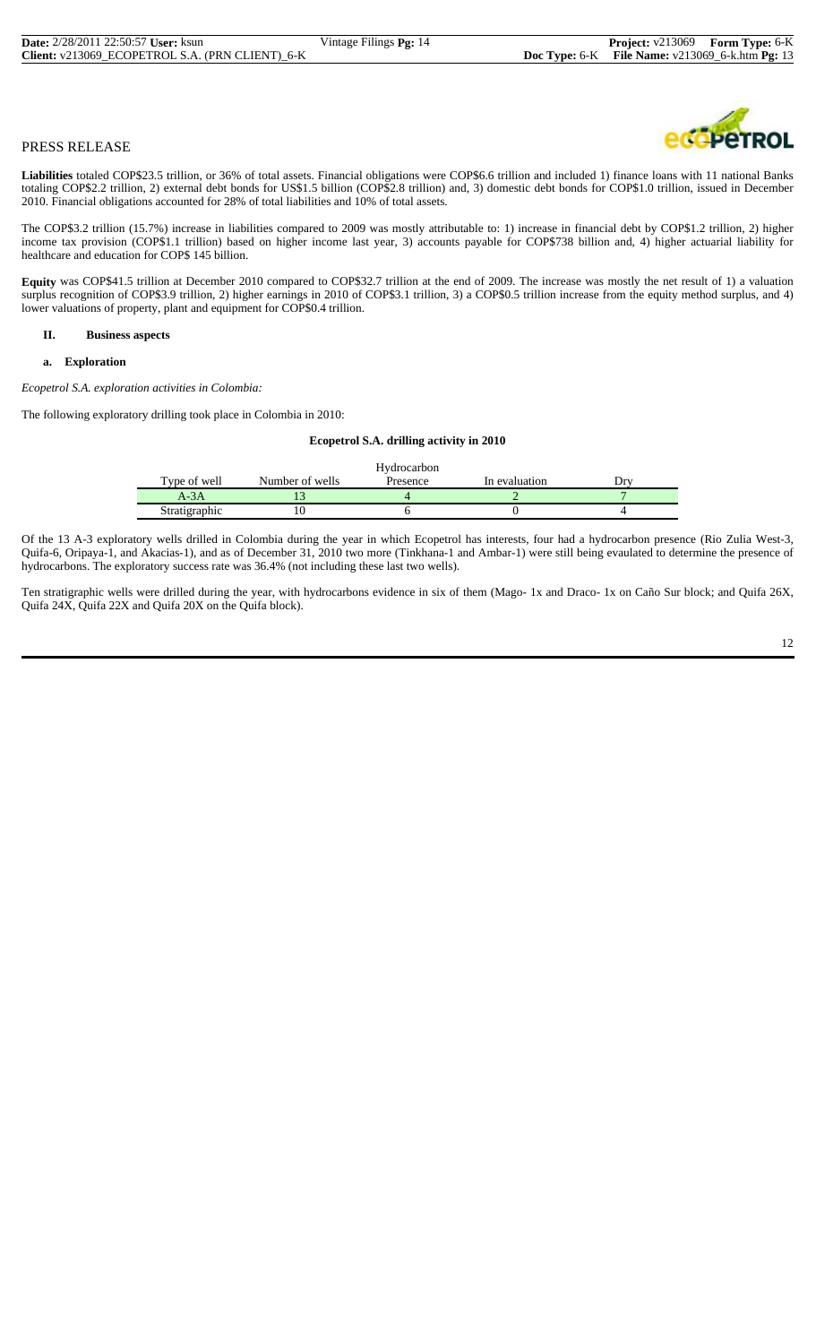PRESS RELEASE

**Liabilities** totaled COP$23.5 trillion, or 36% of total assets. Financial obligations were COP$6.6 trillion and included 1) finance loans with 11 national Banks totaling COP$2.2 trillion, 2) external debt bonds for US$1.5 billion (COP$2.8 trillion) and, 3) domestic debt bonds for COP$1.0 trillion, issued in December 2010. Financial obligations accounted for 28% of total liabilities and 10% of total assets.

The COP$3.2 trillion (15.7%) increase in liabilities compared to 2009 was mostly attributable to: 1) increase in financial debt by COP$1.2 trillion, 2) higher income tax provision (COP$1.1 trillion) based on higher income last year, 3) accounts payable for COP$738 billion and, 4) higher actuarial liability for healthcare and education for COP$ 145 billion.

**Equity** was COP$41.5 trillion at December 2010 compared to COP$32.7 trillion at the end of 2009. The increase was mostly the net result of 1) a valuation surplus recognition of COP$3.9 trillion, 2) higher earnings in 2010 of COP$3.1 trillion, 3) a COP$0.5 trillion increase from the equity method surplus, and 4) lower valuations of property, plant and equipment for COP$0.4 trillion.

## II. Business aspects

### a. Exploration

*Ecopetrol S.A. exploration activities in Colombia:*

The following exploratory drilling took place in Colombia in 2010:

**Ecopetrol S.A. drilling activity in 2010**

| Type of well | Number of wells | Hydrocarbon Presence | In evaluation | Dry |
|---|---|---|---|---|
| A-3A | 13 | 4 | 2 | 7 |
| Stratigraphic | 10 | 6 | 0 | 4 |

Of the 13 A-3 exploratory wells drilled in Colombia during the year in which Ecopetrol has interests, four had a hydrocarbon presence (Rio Zulia West-3, Quifa-6, Oripaya-1, and Akacias-1), and as of December 31, 2010 two more (Tinkhana-1 and Ambar-1) were still being evaulated to determine the presence of hydrocarbons. The exploratory success rate was 36.4% (not including these last two wells).

Ten stratigraphic wells were drilled during the year, with hydrocarbons evidence in six of them (Mago- 1x and Draco- 1x on Caño Sur block; and Quifa 26X, Quifa 24X, Quifa 22X and Quifa 20X on the Quifa block).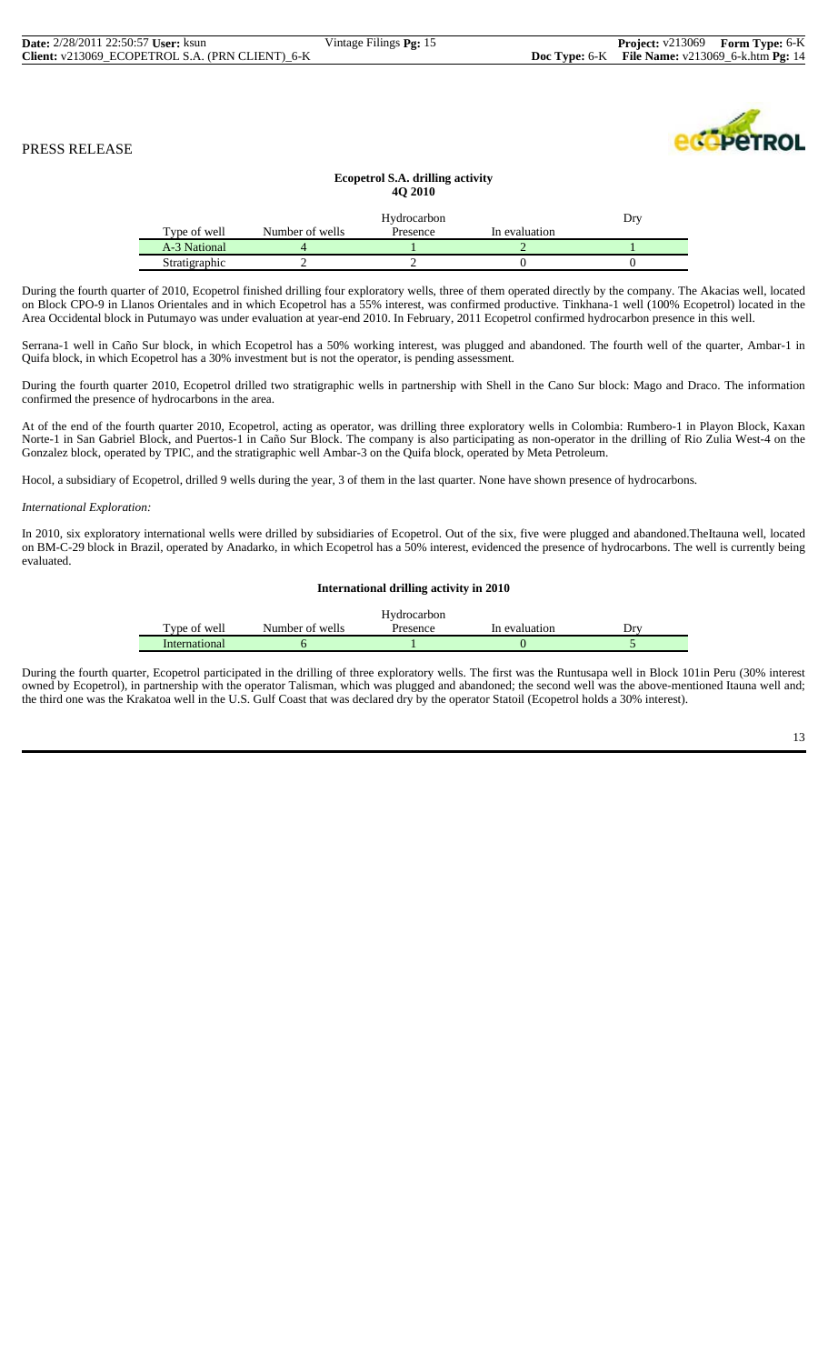PRESS RELEASE

**Ecopetrol S.A. drilling activity**
**4Q 2010**

| Type of well | Number of wells | Hydrocarbon Presence | In evaluation | Dry |
|---|---|---|---|---|
| A-3 National | 4 | 1 | 2 | 1 |
| Stratigraphic | 2 | 2 | 0 | 0 |

During the fourth quarter of 2010, Ecopetrol finished drilling four exploratory wells, three of them operated directly by the company. The Akacias well, located on Block CPO-9 in Llanos Orientales and in which Ecopetrol has a 55% interest, was confirmed productive. Tinkhana-1 well (100% Ecopetrol) located in the Area Occidental block in Putumayo was under evaluation at year-end 2010. In February, 2011 Ecopetrol confirmed hydrocarbon presence in this well.

Serrana-1 well in Caño Sur block, in which Ecopetrol has a 50% working interest, was plugged and abandoned. The fourth well of the quarter, Ambar-1 in Quifa block, in which Ecopetrol has a 30% investment but is not the operator, is pending assessment.

During the fourth quarter 2010, Ecopetrol drilled two stratigraphic wells in partnership with Shell in the Cano Sur block: Mago and Draco. The information confirmed the presence of hydrocarbons in the area.

At of the end of the fourth quarter 2010, Ecopetrol, acting as operator, was drilling three exploratory wells in Colombia: Rumbero-1 in Playon Block, Kaxan Norte-1 in San Gabriel Block, and Puertos-1 in Caño Sur Block. The company is also participating as non-operator in the drilling of Rio Zulia West-4 on the Gonzalez block, operated by TPIC, and the stratigraphic well Ambar-3 on the Quifa block, operated by Meta Petroleum.

Hocol, a subsidiary of Ecopetrol, drilled 9 wells during the year, 3 of them in the last quarter. None have shown presence of hydrocarbons.

*International Exploration:*

In 2010, six exploratory international wells were drilled by subsidiaries of Ecopetrol. Out of the six, five were plugged and abandoned.TheItauna well, located on BM-C-29 block in Brazil, operated by Anadarko, in which Ecopetrol has a 50% interest, evidenced the presence of hydrocarbons. The well is currently being evaluated.

**International drilling activity in 2010**

| Type of well | Number of wells | Hydrocarbon Presence | In evaluation | Dry |
|---|---|---|---|---|
| International | 6 | 1 | 0 | 5 |

During the fourth quarter, Ecopetrol participated in the drilling of three exploratory wells. The first was the Runtusapa well in Block 101in Peru (30% interest owned by Ecopetrol), in partnership with the operator Talisman, which was plugged and abandoned; the second well was the above-mentioned Itauna well and; the third one was the Krakatoa well in the U.S. Gulf Coast that was declared dry by the operator Statoil (Ecopetrol holds a 30% interest).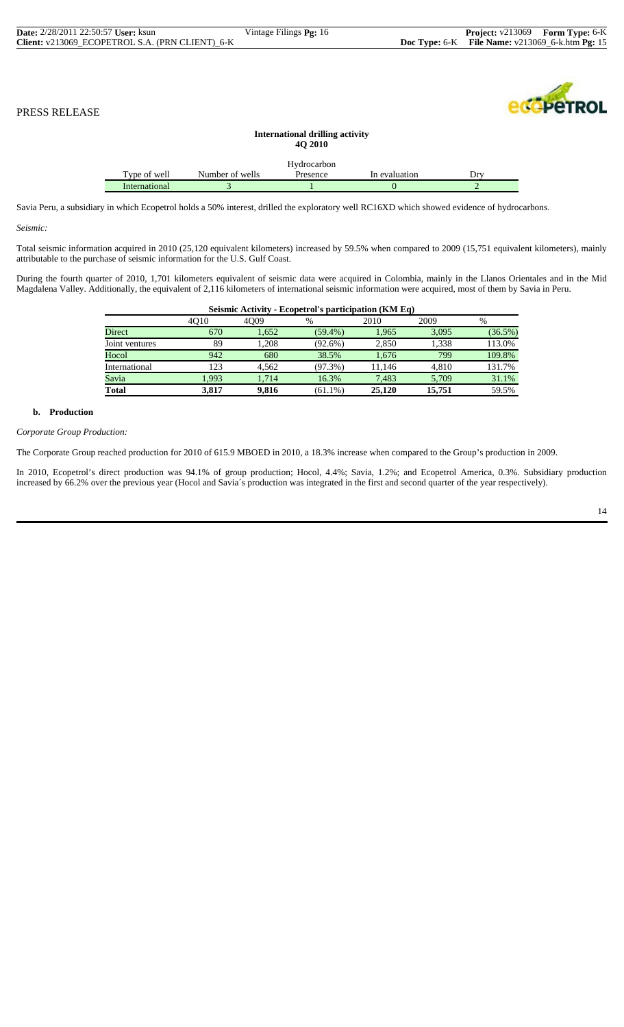PRESS RELEASE

**International drilling activity**
**4Q 2010**

| Type of well | Number of wells | Hydrocarbon Presence | In evaluation | Dry |
|---|---|---|---|---|
| International | 3 | 1 | 0 | 2 |

Savia Peru, a subsidiary in which Ecopetrol holds a 50% interest, drilled the exploratory well RC16XD which showed evidence of hydrocarbons.

*Seismic:*

Total seismic information acquired in 2010 (25,120 equivalent kilometers) increased by 59.5% when compared to 2009 (15,751 equivalent kilometers), mainly attributable to the purchase of seismic information for the U.S. Gulf Coast.

During the fourth quarter of 2010, 1,701 kilometers equivalent of seismic data were acquired in Colombia, mainly in the Llanos Orientales and in the Mid Magdalena Valley. Additionally, the equivalent of 2,116 kilometers of international seismic information were acquired, most of them by Savia in Peru.

**Seismic Activity - Ecopetrol's participation (KM Eq)**

| | 4Q10 | 4Q09 | % | 2010 | 2009 | % |
|---|---|---|---|---|---|---|
| Direct | 670 | 1,652 | (59.4%) | 1,965 | 3,095 | (36.5%) |
| Joint ventures | 89 | 1,208 | (92.6%) | 2,850 | 1,338 | 113.0% |
| Hocol | 942 | 680 | 38.5% | 1,676 | 799 | 109.8% |
| International | 123 | 4,562 | (97.3%) | 11,146 | 4,810 | 131.7% |
| Savia | 1,993 | 1,714 | 16.3% | 7,483 | 5,709 | 31.1% |
| **Total** | **3,817** | **9,816** | (61.1%) | **25,120** | **15,751** | 59.5% |

**b. Production**

*Corporate Group Production:*

The Corporate Group reached production for 2010 of 615.9 MBOED in 2010, a 18.3% increase when compared to the Group's production in 2009.

In 2010, Ecopetrol's direct production was 94.1% of group production; Hocol, 4.4%; Savia, 1.2%; and Ecopetrol America, 0.3%. Subsidiary production increased by 66.2% over the previous year (Hocol and Savia´s production was integrated in the first and second quarter of the year respectively).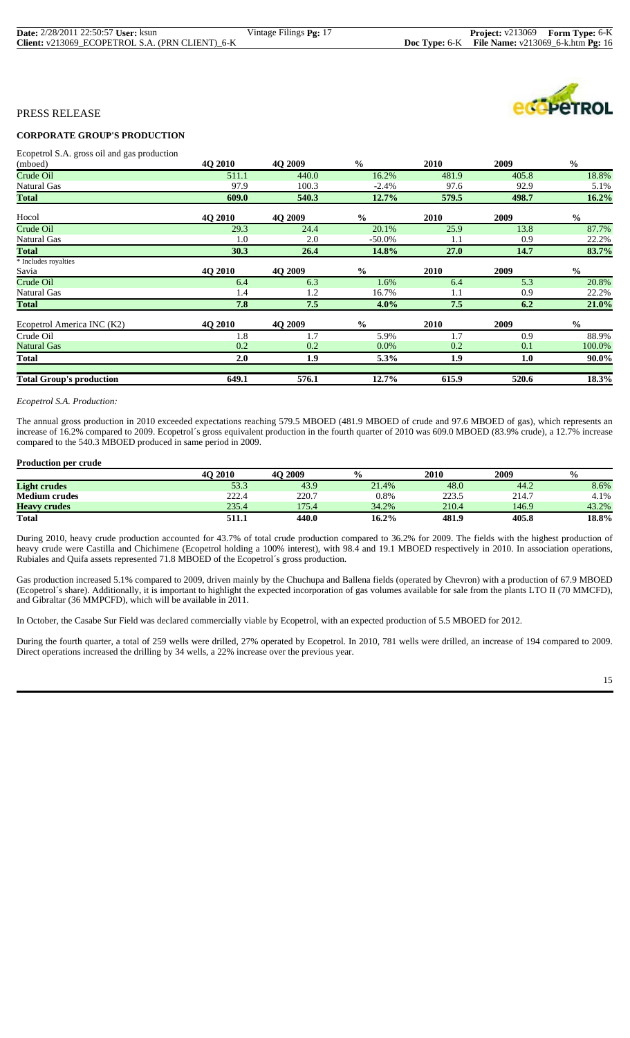PRESS RELEASE

## CORPORATE GROUP'S PRODUCTION

| Ecopetrol S.A. gross oil and gas production (mboed) | 4Q 2010 | 4Q 2009 | % | 2010 | 2009 | % |
|---|---|---|---|---|---|---|
| Crude Oil | 511.1 | 440.0 | 16.2% | 481.9 | 405.8 | 18.8% |
| Natural Gas | 97.9 | 100.3 | -2.4% | 97.6 | 92.9 | 5.1% |
| **Total** | **609.0** | **540.3** | **12.7%** | **579.5** | **498.7** | **16.2%** |
| Hocol | **4Q 2010** | **4Q 2009** | **%** | **2010** | **2009** | **%** |
| Crude Oil | 29.3 | 24.4 | 20.1% | 25.9 | 13.8 | 87.7% |
| Natural Gas | 1.0 | 2.0 | -50.0% | 1.1 | 0.9 | 22.2% |
| **Total** | **30.3** | **26.4** | **14.8%** | **27.0** | **14.7** | **83.7%** |
| * Includes royalties | | | | | | |
| Savia | **4Q 2010** | **4Q 2009** | **%** | **2010** | **2009** | **%** |
| Crude Oil | 6.4 | 6.3 | 1.6% | 6.4 | 5.3 | 20.8% |
| Natural Gas | 1.4 | 1.2 | 16.7% | 1.1 | 0.9 | 22.2% |
| **Total** | **7.8** | **7.5** | **4.0%** | **7.5** | **6.2** | **21.0%** |
| Ecopetrol America INC (K2) | **4Q 2010** | **4Q 2009** | **%** | **2010** | **2009** | **%** |
| Crude Oil | 1.8 | 1.7 | 5.9% | 1.7 | 0.9 | 88.9% |
| Natural Gas | 0.2 | 0.2 | 0.0% | 0.2 | 0.1 | 100.0% |
| **Total** | **2.0** | **1.9** | **5.3%** | **1.9** | **1.0** | **90.0%** |
| **Total Group's production** | **649.1** | **576.1** | **12.7%** | **615.9** | **520.6** | **18.3%** |

*Ecopetrol S.A. Production:*

The annual gross production in 2010 exceeded expectations reaching 579.5 MBOED (481.9 MBOED of crude and 97.6 MBOED of gas), which represents an increase of 16.2% compared to 2009. Ecopetrol´s gross equivalent production in the fourth quarter of 2010 was 609.0 MBOED (83.9% crude), a 12.7% increase compared to the 540.3 MBOED produced in same period in 2009.

**Production per crude**

| | 4Q 2010 | 4Q 2009 | % | 2010 | 2009 | % |
|---|---|---|---|---|---|---|
| **Light crudes** | 53.3 | 43.9 | 21.4% | 48.0 | 44.2 | 8.6% |
| **Medium crudes** | 222.4 | 220.7 | 0.8% | 223.5 | 214.7 | 4.1% |
| **Heavy crudes** | 235.4 | 175.4 | 34.2% | 210.4 | 146.9 | 43.2% |
| **Total** | **511.1** | **440.0** | **16.2%** | **481.9** | **405.8** | **18.8%** |

During 2010, heavy crude production accounted for 43.7% of total crude production compared to 36.2% for 2009. The fields with the highest production of heavy crude were Castilla and Chichimene (Ecopetrol holding a 100% interest), with 98.4 and 19.1 MBOED respectively in 2010. In association operations, Rubiales and Quifa assets represented 71.8 MBOED of the Ecopetrol´s gross production.

Gas production increased 5.1% compared to 2009, driven mainly by the Chuchupa and Ballena fields (operated by Chevron) with a production of 67.9 MBOED (Ecopetrol´s share). Additionally, it is important to highlight the expected incorporation of gas volumes available for sale from the plants LTO II (70 MMCFD), and Gibraltar (36 MMPCFD), which will be available in 2011.

In October, the Casabe Sur Field was declared commercially viable by Ecopetrol, with an expected production of 5.5 MBOED for 2012.

During the fourth quarter, a total of 259 wells were drilled, 27% operated by Ecopetrol. In 2010, 781 wells were drilled, an increase of 194 compared to 2009. Direct operations increased the drilling by 34 wells, a 22% increase over the previous year.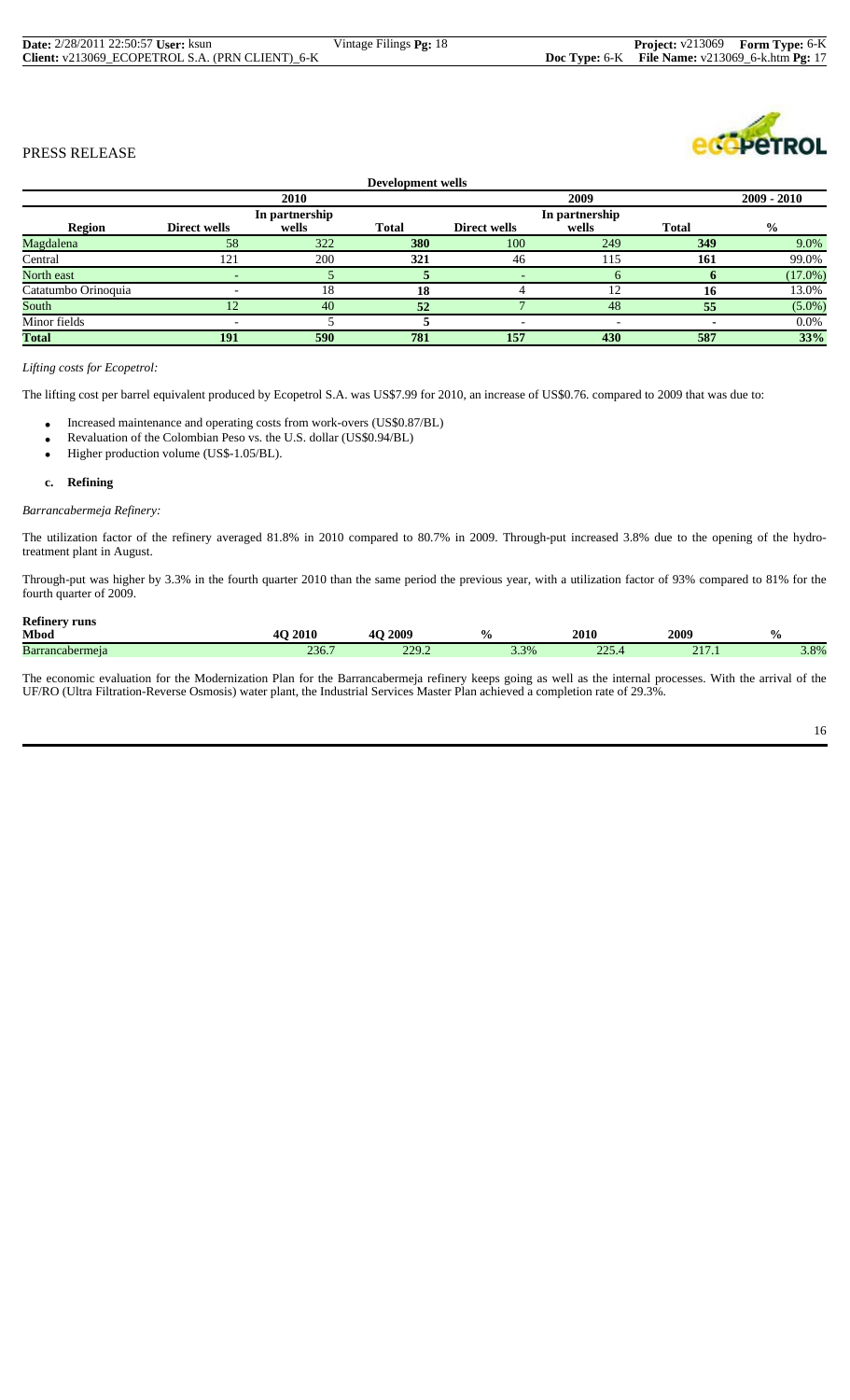PRESS RELEASE

| Development wells | | | | | | | |
|---|---|---|---|---|---|---|---|
| | 2010 | | | 2009 | | | 2009 - 2010 |
| Region | Direct wells | In partnership wells | Total | Direct wells | In partnership wells | Total | % |
| Magdalena | 58 | 322 | 380 | 100 | 249 | 349 | 9.0% |
| Central | 121 | 200 | 321 | 46 | 115 | 161 | 99.0% |
| North east | - | 5 | 5 | - | 6 | 6 | (17.0%) |
| Catatumbo Orinoquia | - | 18 | 18 | 4 | 12 | 16 | 13.0% |
| South | 12 | 40 | 52 | 7 | 48 | 55 | (5.0%) |
| Minor fields | - | 5 | 5 | - | - | - | 0.0% |
| **Total** | **191** | **590** | **781** | **157** | **430** | **587** | **33%** |

*Lifting costs for Ecopetrol:*

The lifting cost per barrel equivalent produced by Ecopetrol S.A. was US$7.99 for 2010, an increase of US$0.76. compared to 2009 that was due to:

- Increased maintenance and operating costs from work-overs (US$0.87/BL)
- Revaluation of the Colombian Peso vs. the U.S. dollar (US$0.94/BL)
- Higher production volume (US$-1.05/BL).

**c. Refining**

*Barrancabermeja Refinery:*

The utilization factor of the refinery averaged 81.8% in 2010 compared to 80.7% in 2009. Through-put increased 3.8% due to the opening of the hydro-treatment plant in August.

Through-put was higher by 3.3% in the fourth quarter 2010 than the same period the previous year, with a utilization factor of 93% compared to 81% for the fourth quarter of 2009.

| Refinery runs Mbod | 4Q 2010 | 4Q 2009 | % | 2010 | 2009 | % |
|---|---|---|---|---|---|---|
| Barrancabermeja | 236.7 | 229.2 | 3.3% | 225.4 | 217.1 | 3.8% |

The economic evaluation for the Modernization Plan for the Barrancabermeja refinery keeps going as well as the internal processes. With the arrival of the UF/RO (Ultra Filtration-Reverse Osmosis) water plant, the Industrial Services Master Plan achieved a completion rate of 29.3%.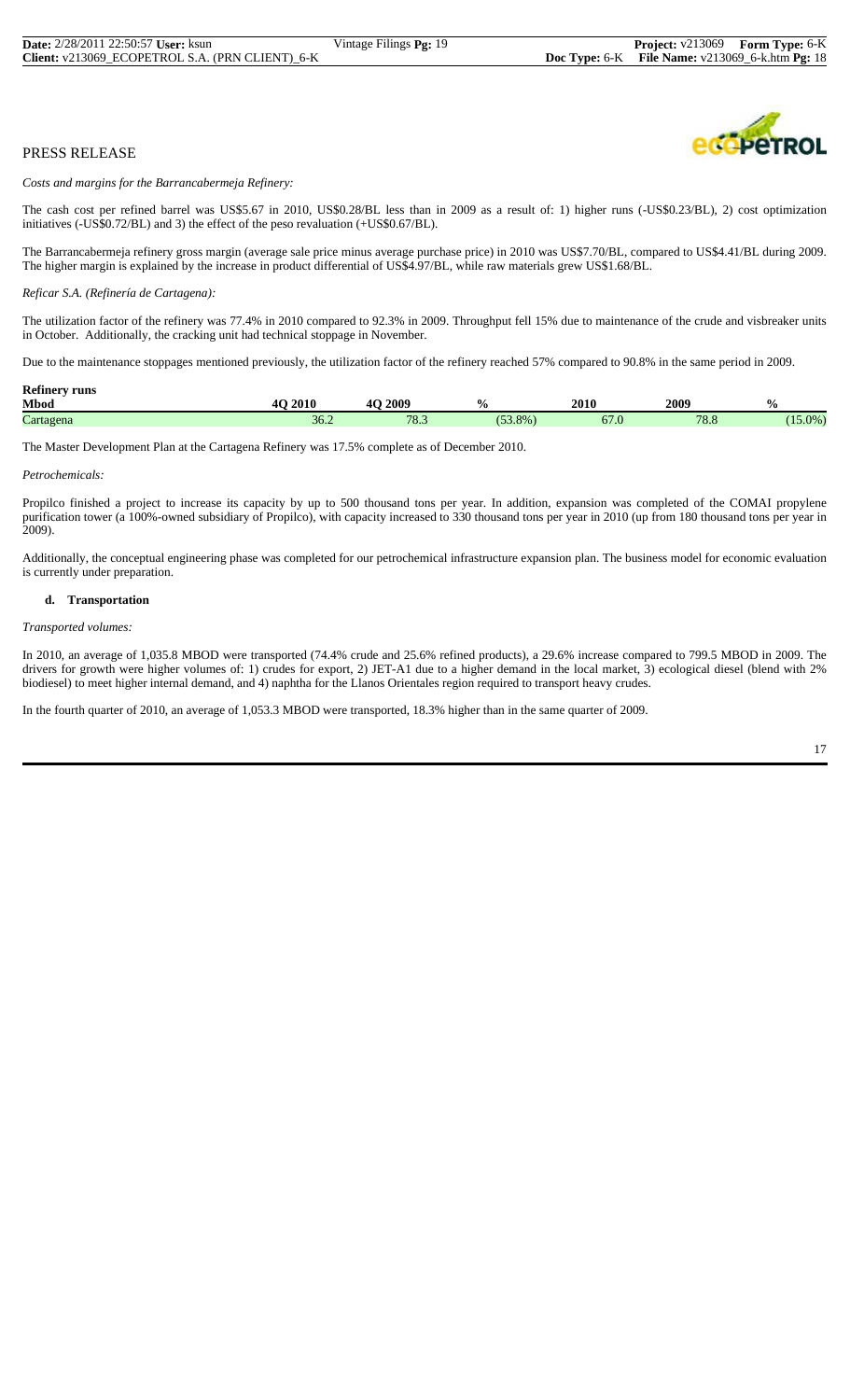PRESS RELEASE

*Costs and margins for the Barrancabermeja Refinery:*

The cash cost per refined barrel was US$5.67 in 2010, US$0.28/BL less than in 2009 as a result of: 1) higher runs (-US$0.23/BL), 2) cost optimization initiatives (-US$0.72/BL) and 3) the effect of the peso revaluation (+US$0.67/BL).

The Barrancabermeja refinery gross margin (average sale price minus average purchase price) in 2010 was US$7.70/BL, compared to US$4.41/BL during 2009. The higher margin is explained by the increase in product differential of US$4.97/BL, while raw materials grew US$1.68/BL.

*Reficar S.A. (Refinería de Cartagena):*

The utilization factor of the refinery was 77.4% in 2010 compared to 92.3% in 2009. Throughput fell 15% due to maintenance of the crude and visbreaker units in October. Additionally, the cracking unit had technical stoppage in November.

Due to the maintenance stoppages mentioned previously, the utilization factor of the refinery reached 57% compared to 90.8% in the same period in 2009.

| Refinery runs Mbod | 4Q 2010 | 4Q 2009 | % | 2010 | 2009 | % |
|---|---|---|---|---|---|---|
| Cartagena | 36.2 | 78.3 | (53.8%) | 67.0 | 78.8 | (15.0%) |

The Master Development Plan at the Cartagena Refinery was 17.5% complete as of December 2010.

*Petrochemicals:*

Propilco finished a project to increase its capacity by up to 500 thousand tons per year. In addition, expansion was completed of the COMAI propylene purification tower (a 100%-owned subsidiary of Propilco), with capacity increased to 330 thousand tons per year in 2010 (up from 180 thousand tons per year in 2009).

Additionally, the conceptual engineering phase was completed for our petrochemical infrastructure expansion plan. The business model for economic evaluation is currently under preparation.

#### d. Transportation

*Transported volumes:*

In 2010, an average of 1,035.8 MBOD were transported (74.4% crude and 25.6% refined products), a 29.6% increase compared to 799.5 MBOD in 2009. The drivers for growth were higher volumes of: 1) crudes for export, 2) JET-A1 due to a higher demand in the local market, 3) ecological diesel (blend with 2% biodiesel) to meet higher internal demand, and 4) naphtha for the Llanos Orientales region required to transport heavy crudes.

In the fourth quarter of 2010, an average of 1,053.3 MBOD were transported, 18.3% higher than in the same quarter of 2009.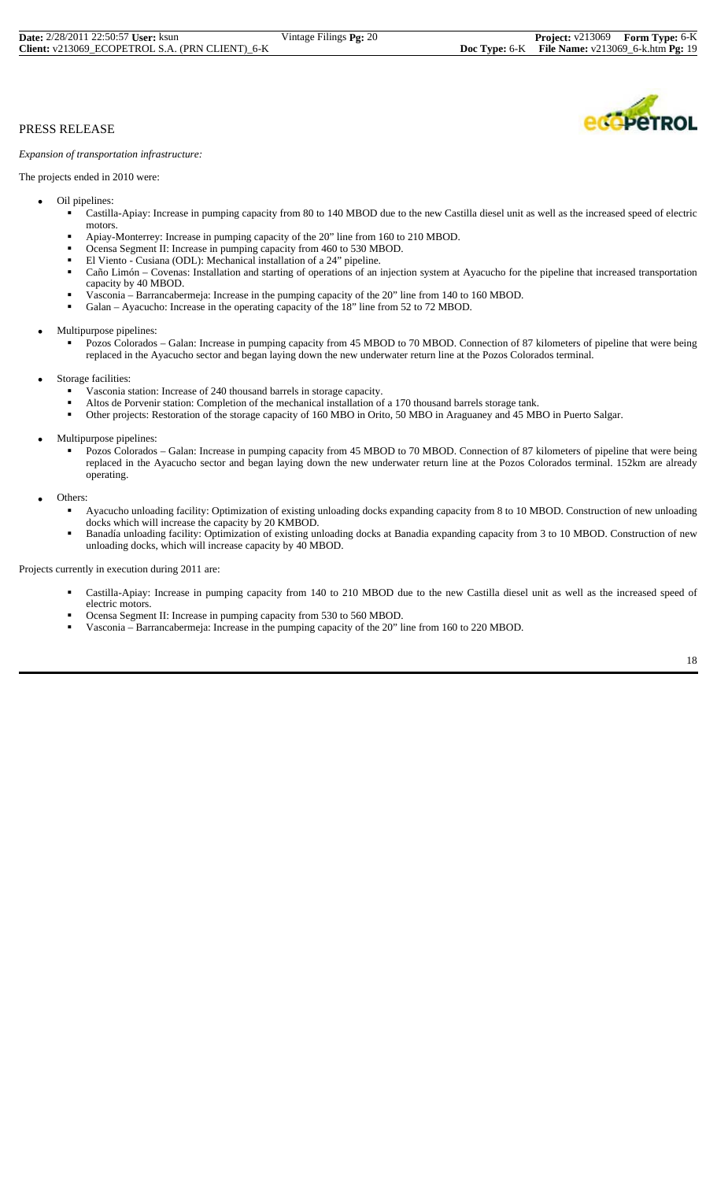PRESS RELEASE

*Expansion of transportation infrastructure:*

The projects ended in 2010 were:

- Oil pipelines:
  - Castilla-Apiay: Increase in pumping capacity from 80 to 140 MBOD due to the new Castilla diesel unit as well as the increased speed of electric motors.
  - Apiay-Monterrey: Increase in pumping capacity of the 20" line from 160 to 210 MBOD.
  - Ocensa Segment II: Increase in pumping capacity from 460 to 530 MBOD.
  - El Viento - Cusiana (ODL): Mechanical installation of a 24" pipeline.
  - Caño Limón – Covenas: Installation and starting of operations of an injection system at Ayacucho for the pipeline that increased transportation capacity by 40 MBOD.
  - Vasconia – Barrancabermeja: Increase in the pumping capacity of the 20" line from 140 to 160 MBOD.
  - Galan – Ayacucho: Increase in the operating capacity of the 18" line from 52 to 72 MBOD.
- Multipurpose pipelines:
  - Pozos Colorados – Galan: Increase in pumping capacity from 45 MBOD to 70 MBOD. Connection of 87 kilometers of pipeline that were being replaced in the Ayacucho sector and began laying down the new underwater return line at the Pozos Colorados terminal.
- Storage facilities:
  - Vasconia station: Increase of 240 thousand barrels in storage capacity.
  - Altos de Porvenir station: Completion of the mechanical installation of a 170 thousand barrels storage tank.
  - Other projects: Restoration of the storage capacity of 160 MBO in Orito, 50 MBO in Araguaney and 45 MBO in Puerto Salgar.
- Multipurpose pipelines:
  - Pozos Colorados – Galan: Increase in pumping capacity from 45 MBOD to 70 MBOD. Connection of 87 kilometers of pipeline that were being replaced in the Ayacucho sector and began laying down the new underwater return line at the Pozos Colorados terminal. 152km are already operating.
- Others:
  - Ayacucho unloading facility: Optimization of existing unloading docks expanding capacity from 8 to 10 MBOD. Construction of new unloading docks which will increase the capacity by 20 KMBOD.
  - Banadía unloading facility: Optimization of existing unloading docks at Banadia expanding capacity from 3 to 10 MBOD. Construction of new unloading docks, which will increase capacity by 40 MBOD.

Projects currently in execution during 2011 are:

- Castilla-Apiay: Increase in pumping capacity from 140 to 210 MBOD due to the new Castilla diesel unit as well as the increased speed of electric motors.
- Ocensa Segment II: Increase in pumping capacity from 530 to 560 MBOD.
- Vasconia – Barrancabermeja: Increase in the pumping capacity of the 20" line from 160 to 220 MBOD.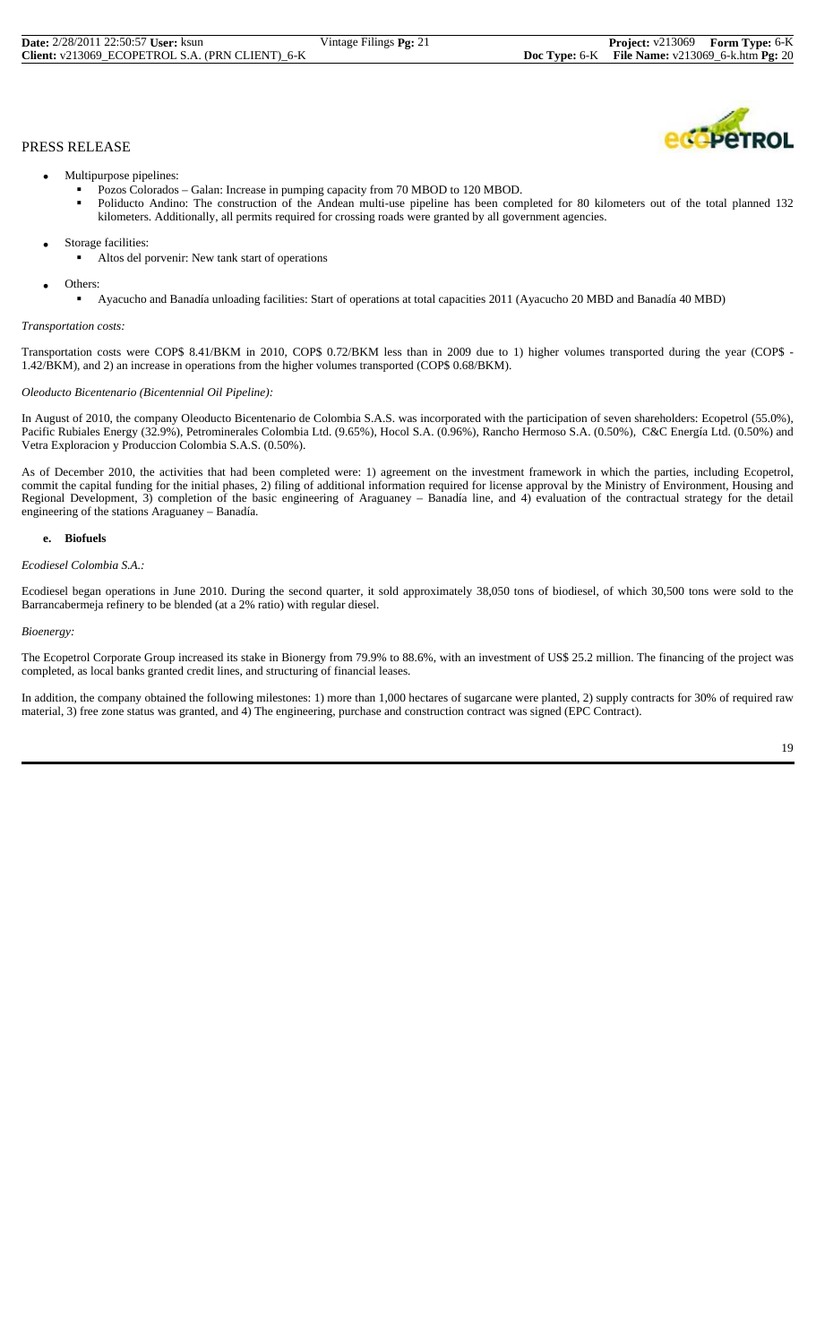PRESS RELEASE

- Multipurpose pipelines:
  - Pozos Colorados – Galan: Increase in pumping capacity from 70 MBOD to 120 MBOD.
  - Poliducto Andino: The construction of the Andean multi-use pipeline has been completed for 80 kilometers out of the total planned 132 kilometers. Additionally, all permits required for crossing roads were granted by all government agencies.
- Storage facilities:
  - Altos del porvenir: New tank start of operations
- Others:
  - Ayacucho and Banadía unloading facilities: Start of operations at total capacities 2011 (Ayacucho 20 MBD and Banadía 40 MBD)

*Transportation costs:*

Transportation costs were COP$ 8.41/BKM in 2010, COP$ 0.72/BKM less than in 2009 due to 1) higher volumes transported during the year (COP$ -1.42/BKM), and 2) an increase in operations from the higher volumes transported (COP$ 0.68/BKM).

*Oleoducto Bicentenario (Bicentennial Oil Pipeline):*

In August of 2010, the company Oleoducto Bicentenario de Colombia S.A.S. was incorporated with the participation of seven shareholders: Ecopetrol (55.0%), Pacific Rubiales Energy (32.9%), Petrominerales Colombia Ltd. (9.65%), Hocol S.A. (0.96%), Rancho Hermoso S.A. (0.50%), C&C Energía Ltd. (0.50%) and Vetra Exploracion y Produccion Colombia S.A.S. (0.50%).

As of December 2010, the activities that had been completed were: 1) agreement on the investment framework in which the parties, including Ecopetrol, commit the capital funding for the initial phases, 2) filing of additional information required for license approval by the Ministry of Environment, Housing and Regional Development, 3) completion of the basic engineering of Araguaney – Banadía line, and 4) evaluation of the contractual strategy for the detail engineering of the stations Araguaney – Banadía.

**e. Biofuels**

*Ecodiesel Colombia S.A.:*

Ecodiesel began operations in June 2010. During the second quarter, it sold approximately 38,050 tons of biodiesel, of which 30,500 tons were sold to the Barrancabermeja refinery to be blended (at a 2% ratio) with regular diesel.

*Bioenergy:*

The Ecopetrol Corporate Group increased its stake in Bionergy from 79.9% to 88.6%, with an investment of US$ 25.2 million. The financing of the project was completed, as local banks granted credit lines, and structuring of financial leases.

In addition, the company obtained the following milestones: 1) more than 1,000 hectares of sugarcane were planted, 2) supply contracts for 30% of required raw material, 3) free zone status was granted, and 4) The engineering, purchase and construction contract was signed (EPC Contract).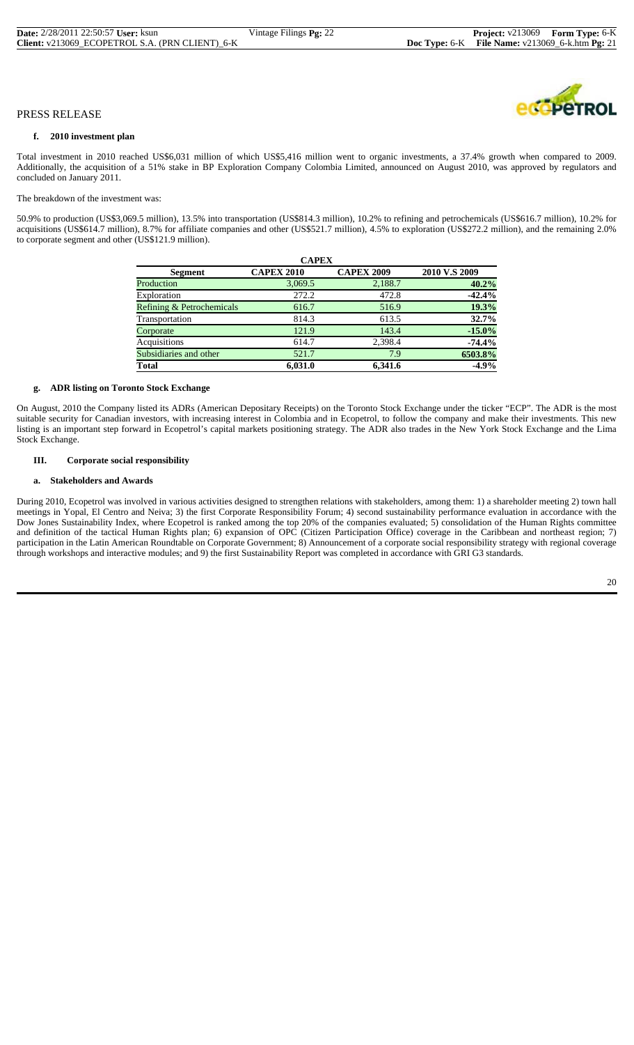PRESS RELEASE

### f. 2010 investment plan

Total investment in 2010 reached US$6,031 million of which US$5,416 million went to organic investments, a 37.4% growth when compared to 2009. Additionally, the acquisition of a 51% stake in BP Exploration Company Colombia Limited, announced on August 2010, was approved by regulators and concluded on January 2011.

The breakdown of the investment was:

50.9% to production (US$3,069.5 million), 13.5% into transportation (US$814.3 million), 10.2% to refining and petrochemicals (US$616.7 million), 10.2% for acquisitions (US$614.7 million), 8.7% for affiliate companies and other (US$521.7 million), 4.5% to exploration (US$272.2 million), and the remaining 2.0% to corporate segment and other (US$121.9 million).

**CAPEX**

| Segment | CAPEX 2010 | CAPEX 2009 | 2010 V.S 2009 |
|---|---|---|---|
| Production | 3,069.5 | 2,188.7 | **40.2%** |
| Exploration | 272.2 | 472.8 | **-42.4%** |
| Refining & Petrochemicals | 616.7 | 516.9 | **19.3%** |
| Transportation | 814.3 | 613.5 | **32.7%** |
| Corporate | 121.9 | 143.4 | **-15.0%** |
| Acquisitions | 614.7 | 2,398.4 | **-74.4%** |
| Subsidiaries and other | 521.7 | 7.9 | **6503.8%** |
| **Total** | **6,031.0** | **6,341.6** | **-4.9%** |

### g. ADR listing on Toronto Stock Exchange

On August, 2010 the Company listed its ADRs (American Depositary Receipts) on the Toronto Stock Exchange under the ticker "ECP". The ADR is the most suitable security for Canadian investors, with increasing interest in Colombia and in Ecopetrol, to follow the company and make their investments. This new listing is an important step forward in Ecopetrol's capital markets positioning strategy. The ADR also trades in the New York Stock Exchange and the Lima Stock Exchange.

## III. Corporate social responsibility

### a. Stakeholders and Awards

During 2010, Ecopetrol was involved in various activities designed to strengthen relations with stakeholders, among them: 1) a shareholder meeting 2) town hall meetings in Yopal, El Centro and Neiva; 3) the first Corporate Responsibility Forum; 4) second sustainability performance evaluation in accordance with the Dow Jones Sustainability Index, where Ecopetrol is ranked among the top 20% of the companies evaluated; 5) consolidation of the Human Rights committee and definition of the tactical Human Rights plan; 6) expansion of OPC (Citizen Participation Office) coverage in the Caribbean and northeast region; 7) participation in the Latin American Roundtable on Corporate Government; 8) Announcement of a corporate social responsibility strategy with regional coverage through workshops and interactive modules; and 9) the first Sustainability Report was completed in accordance with GRI G3 standards.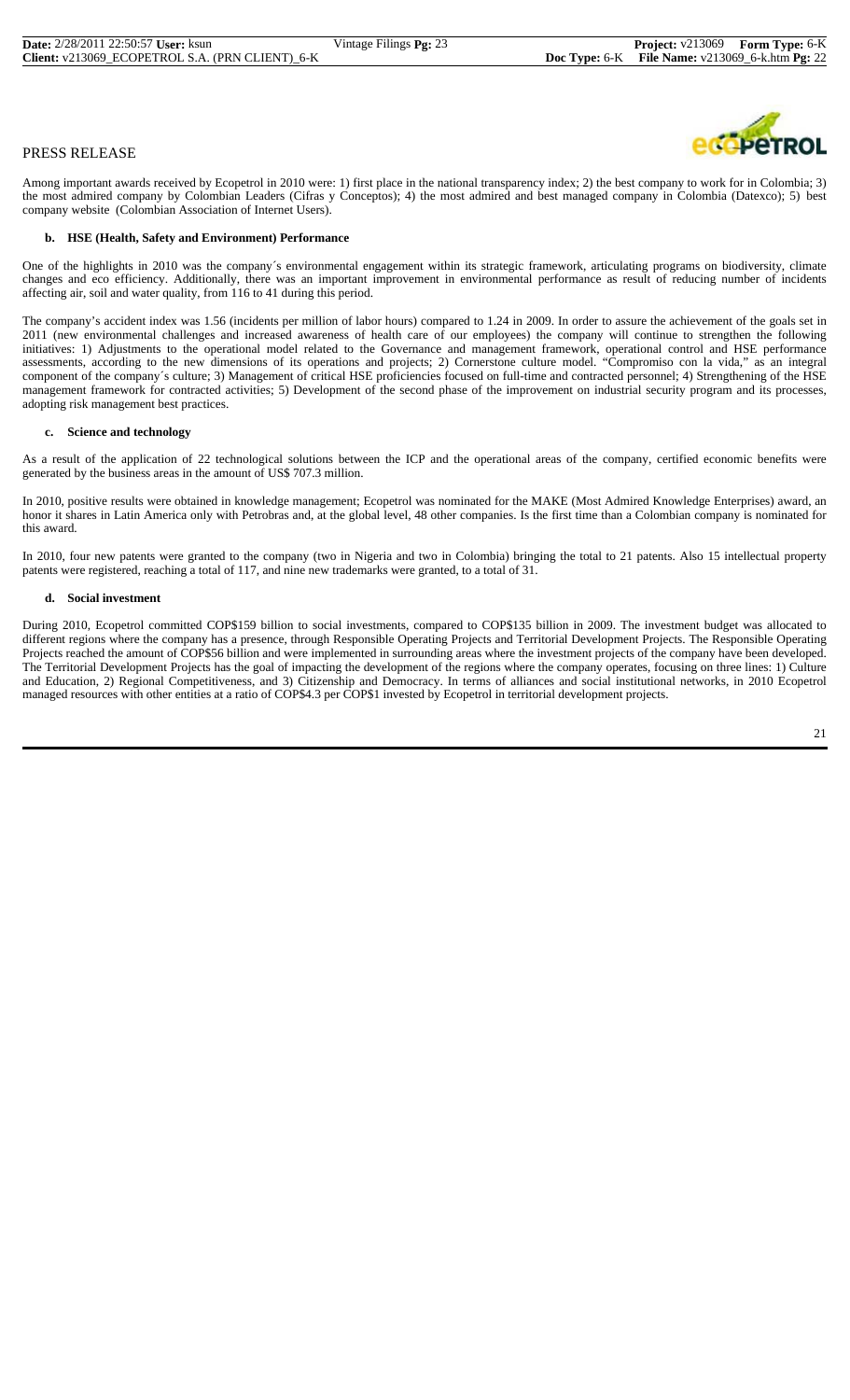PRESS RELEASE

Among important awards received by Ecopetrol in 2010 were: 1) first place in the national transparency index; 2) the best company to work for in Colombia; 3) the most admired company by Colombian Leaders (Cifras y Conceptos); 4) the most admired and best managed company in Colombia (Datexco); 5) best company website (Colombian Association of Internet Users).

**b. HSE (Health, Safety and Environment) Performance**

One of the highlights in 2010 was the company´s environmental engagement within its strategic framework, articulating programs on biodiversity, climate changes and eco efficiency. Additionally, there was an important improvement in environmental performance as result of reducing number of incidents affecting air, soil and water quality, from 116 to 41 during this period.

The company's accident index was 1.56 (incidents per million of labor hours) compared to 1.24 in 2009. In order to assure the achievement of the goals set in 2011 (new environmental challenges and increased awareness of health care of our employees) the company will continue to strengthen the following initiatives: 1) Adjustments to the operational model related to the Governance and management framework, operational control and HSE performance assessments, according to the new dimensions of its operations and projects; 2) Cornerstone culture model. "Compromiso con la vida," as an integral component of the company´s culture; 3) Management of critical HSE proficiencies focused on full-time and contracted personnel; 4) Strengthening of the HSE management framework for contracted activities; 5) Development of the second phase of the improvement on industrial security program and its processes, adopting risk management best practices.

**c. Science and technology**

As a result of the application of 22 technological solutions between the ICP and the operational areas of the company, certified economic benefits were generated by the business areas in the amount of US$ 707.3 million.

In 2010, positive results were obtained in knowledge management; Ecopetrol was nominated for the MAKE (Most Admired Knowledge Enterprises) award, an honor it shares in Latin America only with Petrobras and, at the global level, 48 other companies. Is the first time than a Colombian company is nominated for this award.

In 2010, four new patents were granted to the company (two in Nigeria and two in Colombia) bringing the total to 21 patents. Also 15 intellectual property patents were registered, reaching a total of 117, and nine new trademarks were granted, to a total of 31.

**d. Social investment**

During 2010, Ecopetrol committed COP$159 billion to social investments, compared to COP$135 billion in 2009. The investment budget was allocated to different regions where the company has a presence, through Responsible Operating Projects and Territorial Development Projects. The Responsible Operating Projects reached the amount of COP$56 billion and were implemented in surrounding areas where the investment projects of the company have been developed. The Territorial Development Projects has the goal of impacting the development of the regions where the company operates, focusing on three lines: 1) Culture and Education, 2) Regional Competitiveness, and 3) Citizenship and Democracy. In terms of alliances and social institutional networks, in 2010 Ecopetrol managed resources with other entities at a ratio of COP$4.3 per COP$1 invested by Ecopetrol in territorial development projects.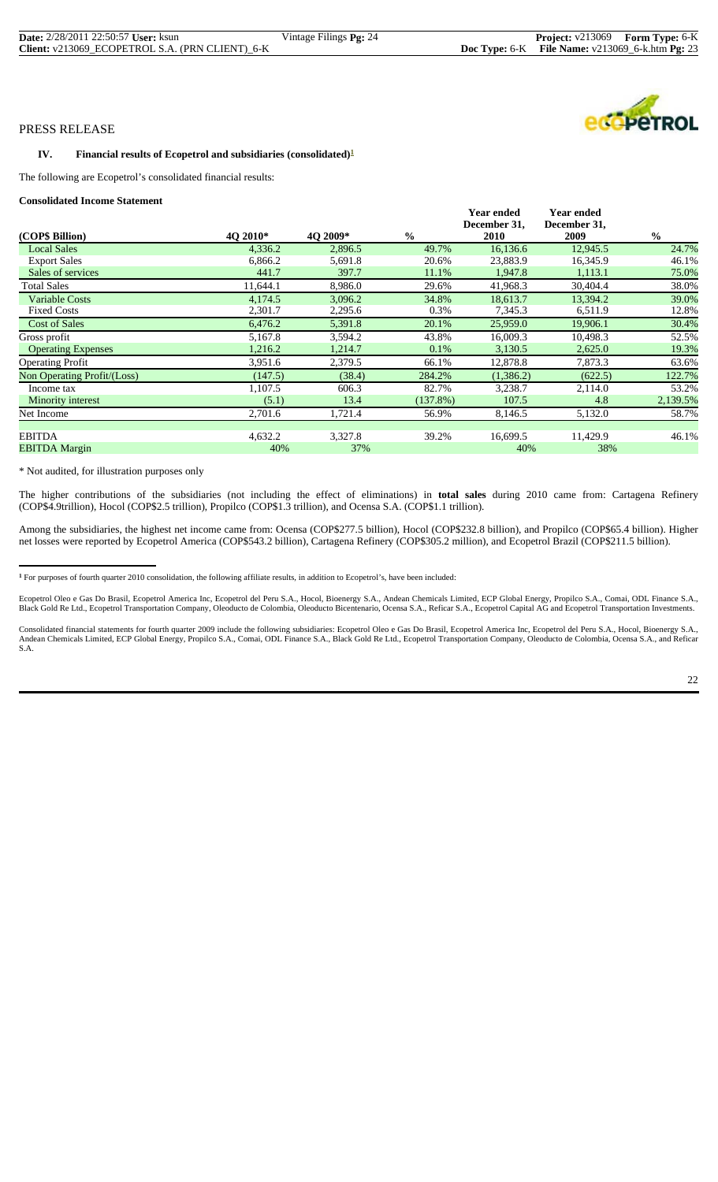PRESS RELEASE

## IV. Financial results of Ecopetrol and subsidiaries (consolidated)[1]

The following are Ecopetrol's consolidated financial results:

### Consolidated Income Statement

| (COP$ Billion) | 4Q 2010* | 4Q 2009* | % | Year ended December 31, 2010 | Year ended December 31, 2009 | % |
|---|---|---|---|---|---|---|
| Local Sales | 4,336.2 | 2,896.5 | 49.7% | 16,136.6 | 12,945.5 | 24.7% |
| Export Sales | 6,866.2 | 5,691.8 | 20.6% | 23,883.9 | 16,345.9 | 46.1% |
| Sales of services | 441.7 | 397.7 | 11.1% | 1,947.8 | 1,113.1 | 75.0% |
| Total Sales | 11,644.1 | 8,986.0 | 29.6% | 41,968.3 | 30,404.4 | 38.0% |
| Variable Costs | 4,174.5 | 3,096.2 | 34.8% | 18,613.7 | 13,394.2 | 39.0% |
| Fixed Costs | 2,301.7 | 2,295.6 | 0.3% | 7,345.3 | 6,511.9 | 12.8% |
| Cost of Sales | 6,476.2 | 5,391.8 | 20.1% | 25,959.0 | 19,906.1 | 30.4% |
| Gross profit | 5,167.8 | 3,594.2 | 43.8% | 16,009.3 | 10,498.3 | 52.5% |
| Operating Expenses | 1,216.2 | 1,214.7 | 0.1% | 3,130.5 | 2,625.0 | 19.3% |
| Operating Profit | 3,951.6 | 2,379.5 | 66.1% | 12,878.8 | 7,873.3 | 63.6% |
| Non Operating Profit/(Loss) | (147.5) | (38.4) | 284.2% | (1,386.2) | (622.5) | 122.7% |
| Income tax | 1,107.5 | 606.3 | 82.7% | 3,238.7 | 2,114.0 | 53.2% |
| Minority interest | (5.1) | 13.4 | (137.8%) | 107.5 | 4.8 | 2,139.5% |
| Net Income | 2,701.6 | 1,721.4 | 56.9% | 8,146.5 | 5,132.0 | 58.7% |
| EBITDA | 4,632.2 | 3,327.8 | 39.2% | 16,699.5 | 11,429.9 | 46.1% |
| EBITDA Margin | 40% | 37% | | 40% | 38% | |

\* Not audited, for illustration purposes only

The higher contributions of the subsidiaries (not including the effect of eliminations) in **total sales** during 2010 came from: Cartagena Refinery (COP$4.9trillion), Hocol (COP$2.5 trillion), Propilco (COP$1.3 trillion), and Ocensa S.A. (COP$1.1 trillion).

Among the subsidiaries, the highest net income came from: Ocensa (COP$277.5 billion), Hocol (COP$232.8 billion), and Propilco (COP$65.4 billion). Higher net losses were reported by Ecopetrol America (COP$543.2 billion), Cartagena Refinery (COP$305.2 million), and Ecopetrol Brazil (COP$211.5 billion).

[1] For purposes of fourth quarter 2010 consolidation, the following affiliate results, in addition to Ecopetrol's, have been included:

Ecopetrol Oleo e Gas Do Brasil, Ecopetrol America Inc, Ecopetrol del Peru S.A., Hocol, Bioenergy S.A., Andean Chemicals Limited, ECP Global Energy, Propilco S.A., Comai, ODL Finance S.A., Black Gold Re Ltd., Ecopetrol Transportation Company, Oleoducto de Colombia, Oleoducto Bicentenario, Ocensa S.A., Reficar S.A., Ecopetrol Capital AG and Ecopetrol Transportation Investments.

Consolidated financial statements for fourth quarter 2009 include the following subsidiaries: Ecopetrol Oleo e Gas Do Brasil, Ecopetrol America Inc, Ecopetrol del Peru S.A., Hocol, Bioenergy S.A., Andean Chemicals Limited, ECP Global Energy, Propilco S.A., Comai, ODL Finance S.A., Black Gold Re Ltd., Ecopetrol Transportation Company, Oleoducto de Colombia, Ocensa S.A., and Reficar S.A.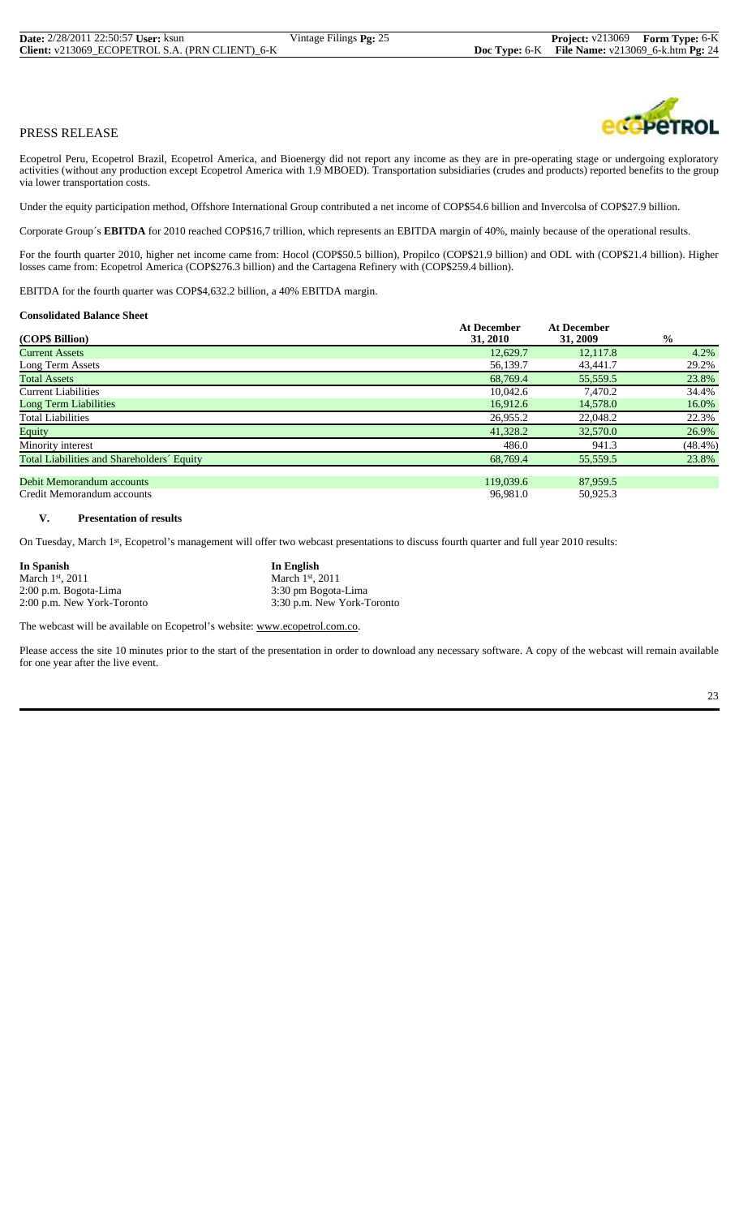PRESS RELEASE

Ecopetrol Peru, Ecopetrol Brazil, Ecopetrol America, and Bioenergy did not report any income as they are in pre-operating stage or undergoing exploratory activities (without any production except Ecopetrol America with 1.9 MBOED). Transportation subsidiaries (crudes and products) reported benefits to the group via lower transportation costs.

Under the equity participation method, Offshore International Group contributed a net income of COP$54.6 billion and Invercolsa of COP$27.9 billion.

Corporate Group´s **EBITDA** for 2010 reached COP$16,7 trillion, which represents an EBITDA margin of 40%, mainly because of the operational results.

For the fourth quarter 2010, higher net income came from: Hocol (COP$50.5 billion), Propilco (COP$21.9 billion) and ODL with (COP$21.4 billion). Higher losses came from: Ecopetrol America (COP$276.3 billion) and the Cartagena Refinery with (COP$259.4 billion).

EBITDA for the fourth quarter was COP$4,632.2 billion, a 40% EBITDA margin.

**Consolidated Balance Sheet**

| (COP$ Billion) | At December 31, 2010 | At December 31, 2009 | % |
|---|---|---|---|
| Current Assets | 12,629.7 | 12,117.8 | 4.2% |
| Long Term Assets | 56,139.7 | 43,441.7 | 29.2% |
| Total Assets | 68,769.4 | 55,559.5 | 23.8% |
| Current Liabilities | 10,042.6 | 7,470.2 | 34.4% |
| Long Term Liabilities | 16,912.6 | 14,578.0 | 16.0% |
| Total Liabilities | 26,955.2 | 22,048.2 | 22.3% |
| Equity | 41,328.2 | 32,570.0 | 26.9% |
| Minority interest | 486.0 | 941.3 | (48.4%) |
| Total Liabilities and Shareholders´ Equity | 68,769.4 | 55,559.5 | 23.8% |
| Debit Memorandum accounts | 119,039.6 | 87,959.5 | |
| Credit Memorandum accounts | 96,981.0 | 50,925.3 | |

## V. Presentation of results

On Tuesday, March 1st, Ecopetrol's management will offer two webcast presentations to discuss fourth quarter and full year 2010 results:

| In Spanish | In English |
|---|---|
| March 1st, 2011 | March 1st, 2011 |
| 2:00 p.m. Bogota-Lima | 3:30 pm Bogota-Lima |
| 2:00 p.m. New York-Toronto | 3:30 p.m. New York-Toronto |

The webcast will be available on Ecopetrol's website: www.ecopetrol.com.co.

Please access the site 10 minutes prior to the start of the presentation in order to download any necessary software. A copy of the webcast will remain available for one year after the live event.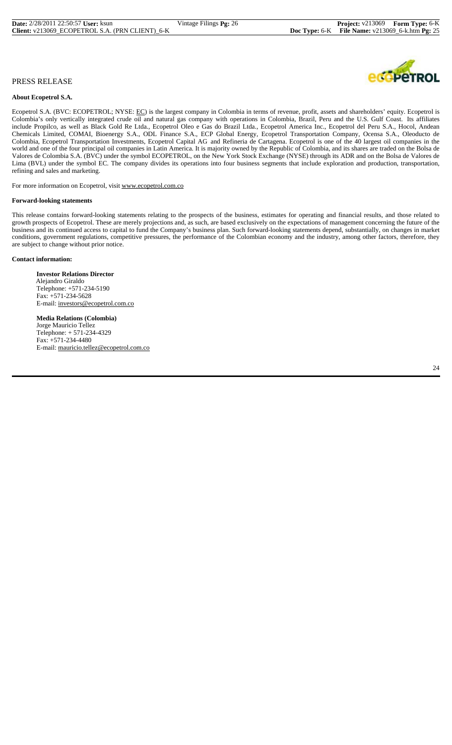PRESS RELEASE

**About Ecopetrol S.A.**

Ecopetrol S.A. (BVC: ECOPETROL; NYSE: EC) is the largest company in Colombia in terms of revenue, profit, assets and shareholders' equity. Ecopetrol is Colombia's only vertically integrated crude oil and natural gas company with operations in Colombia, Brazil, Peru and the U.S. Gulf Coast. Its affiliates include Propilco, as well as Black Gold Re Ltda., Ecopetrol Oleo e Gas do Brazil Ltda., Ecopetrol America Inc., Ecopetrol del Peru S.A., Hocol, Andean Chemicals Limited, COMAI, Bioenergy S.A., ODL Finance S.A., ECP Global Energy, Ecopetrol Transportation Company, Ocensa S.A., Oleoducto de Colombia, Ecopetrol Transportation Investments, Ecopetrol Capital AG and Refineria de Cartagena. Ecopetrol is one of the 40 largest oil companies in the world and one of the four principal oil companies in Latin America. It is majority owned by the Republic of Colombia, and its shares are traded on the Bolsa de Valores de Colombia S.A. (BVC) under the symbol ECOPETROL, on the New York Stock Exchange (NYSE) through its ADR and on the Bolsa de Valores de Lima (BVL) under the symbol EC. The company divides its operations into four business segments that include exploration and production, transportation, refining and sales and marketing.

For more information on Ecopetrol, visit www.ecopetrol.com.co

**Forward-looking statements**

This release contains forward-looking statements relating to the prospects of the business, estimates for operating and financial results, and those related to growth prospects of Ecopetrol. These are merely projections and, as such, are based exclusively on the expectations of management concerning the future of the business and its continued access to capital to fund the Company's business plan. Such forward-looking statements depend, substantially, on changes in market conditions, government regulations, competitive pressures, the performance of the Colombian economy and the industry, among other factors, therefore, they are subject to change without prior notice.

**Contact information:**

**Investor Relations Director**
Alejandro Giraldo
Telephone: +571-234-5190
Fax: +571-234-5628
E-mail: investors@ecopetrol.com.co

**Media Relations (Colombia)**
Jorge Mauricio Tellez
Telephone: + 571-234-4329
Fax: +571-234-4480
E-mail: mauricio.tellez@ecopetrol.com.co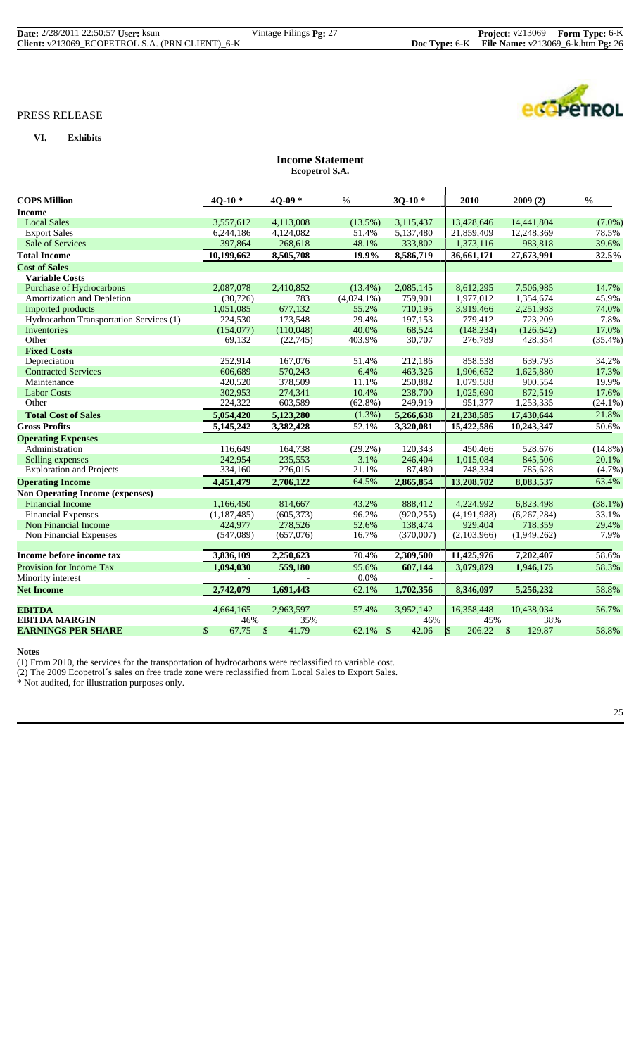PRESS RELEASE

**VI. Exhibits**

## Income Statement
**Ecopetrol S.A.**

| COP$ Million | 4Q-10 * | 4Q-09 * | % | 3Q-10 * | 2010 | 2009 (2) | % |
|---|---|---|---|---|---|---|---|
| **Income** | | | | | | | |
| Local Sales | 3,557,612 | 4,113,008 | (13.5%) | 3,115,437 | 13,428,646 | 14,441,804 | (7.0%) |
| Export Sales | 6,244,186 | 4,124,082 | 51.4% | 5,137,480 | 21,859,409 | 12,248,369 | 78.5% |
| Sale of Services | 397,864 | 268,618 | 48.1% | 333,802 | 1,373,116 | 983,818 | 39.6% |
| **Total Income** | **10,199,662** | **8,505,708** | **19.9%** | **8,586,719** | **36,661,171** | **27,673,991** | **32.5%** |
| **Cost of Sales** | | | | | | | |
| **Variable Costs** | | | | | | | |
| Purchase of Hydrocarbons | 2,087,078 | 2,410,852 | (13.4%) | 2,085,145 | 8,612,295 | 7,506,985 | 14.7% |
| Amortization and Depletion | (30,726) | 783 | (4,024.1%) | 759,901 | 1,977,012 | 1,354,674 | 45.9% |
| Imported products | 1,051,085 | 677,132 | 55.2% | 710,195 | 3,919,466 | 2,251,983 | 74.0% |
| Hydrocarbon Transportation Services (1) | 224,530 | 173,548 | 29.4% | 197,153 | 779,412 | 723,209 | 7.8% |
| Inventories | (154,077) | (110,048) | 40.0% | 68,524 | (148,234) | (126,642) | 17.0% |
| Other | 69,132 | (22,745) | 403.9% | 30,707 | 276,789 | 428,354 | (35.4%) |
| **Fixed Costs** | | | | | | | |
| Depreciation | 252,914 | 167,076 | 51.4% | 212,186 | 858,538 | 639,793 | 34.2% |
| Contracted Services | 606,689 | 570,243 | 6.4% | 463,326 | 1,906,652 | 1,625,880 | 17.3% |
| Maintenance | 420,520 | 378,509 | 11.1% | 250,882 | 1,079,588 | 900,554 | 19.9% |
| Labor Costs | 302,953 | 274,341 | 10.4% | 238,700 | 1,025,690 | 872,519 | 17.6% |
| Other | 224,322 | 603,589 | (62.8%) | 249,919 | 951,377 | 1,253,335 | (24.1%) |
| **Total Cost of Sales** | **5,054,420** | **5,123,280** | (1.3%) | **5,266,638** | **21,238,585** | **17,430,644** | 21.8% |
| **Gross Profits** | **5,145,242** | **3,382,428** | 52.1% | **3,320,081** | **15,422,586** | **10,243,347** | 50.6% |
| **Operating Expenses** | | | | | | | |
| Administration | 116,649 | 164,738 | (29.2%) | 120,343 | 450,466 | 528,676 | (14.8%) |
| Selling expenses | 242,954 | 235,553 | 3.1% | 246,404 | 1,015,084 | 845,506 | 20.1% |
| Exploration and Projects | 334,160 | 276,015 | 21.1% | 87,480 | 748,334 | 785,628 | (4.7%) |
| **Operating Income** | **4,451,479** | **2,706,122** | 64.5% | **2,865,854** | **13,208,702** | **8,083,537** | 63.4% |
| **Non Operating Income (expenses)** | | | | | | | |
| Financial Income | 1,166,450 | 814,667 | 43.2% | 888,412 | 4,224,992 | 6,823,498 | (38.1%) |
| Financial Expenses | (1,187,485) | (605,373) | 96.2% | (920,255) | (4,191,988) | (6,267,284) | 33.1% |
| Non Financial Income | 424,977 | 278,526 | 52.6% | 138,474 | 929,404 | 718,359 | 29.4% |
| Non Financial Expenses | (547,089) | (657,076) | 16.7% | (370,007) | (2,103,966) | (1,949,262) | 7.9% |
| **Income before income tax** | **3,836,109** | **2,250,623** | 70.4% | **2,309,500** | **11,425,976** | **7,202,407** | 58.6% |
| Provision for Income Tax | **1,094,030** | **559,180** | 95.6% | **607,144** | **3,079,879** | **1,946,175** | 58.3% |
| Minority interest | - | - | 0.0% | - | | | |
| **Net Income** | **2,742,079** | **1,691,443** | 62.1% | **1,702,356** | **8,346,097** | **5,256,232** | 58.8% |
| **EBITDA** | 4,664,165 | 2,963,597 | 57.4% | 3,952,142 | 16,358,448 | 10,438,034 | 56.7% |
| **EBITDA MARGIN** | 46% | 35% | | 46% | 45% | 38% | |
| **EARNINGS PER SHARE** | $ 67.75 | $ 41.79 | 62.1% | $ 42.06 | $ 206.22 | $ 129.87 | 58.8% |

**Notes**

(1) From 2010, the services for the transportation of hydrocarbons were reclassified to variable cost.

(2) The 2009 Ecopetrol´s sales on free trade zone were reclassified from Local Sales to Export Sales.

\* Not audited, for illustration purposes only.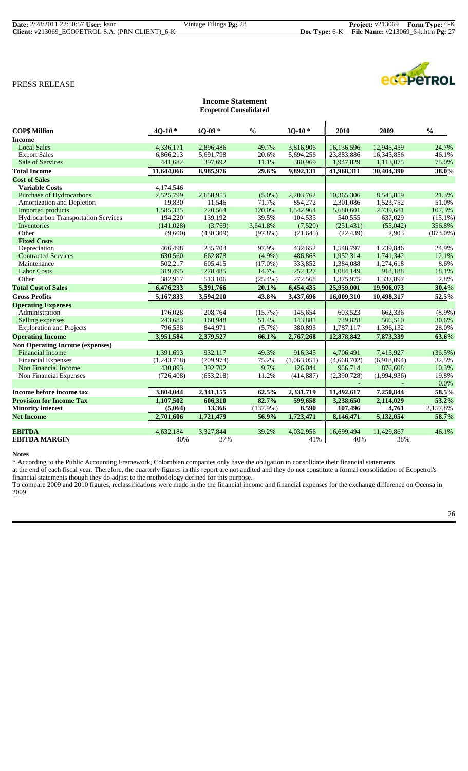PRESS RELEASE

## Income Statement

### Ecopetrol Consolidated

| COP$ Million | 4Q-10 * | 4Q-09 * | % | 3Q-10 * | 2010 | 2009 | % |
|---|---|---|---|---|---|---|---|
| **Income** | | | | | | | |
| Local Sales | 4,336,171 | 2,896,486 | 49.7% | 3,816,906 | 16,136,596 | 12,945,459 | 24.7% |
| Export Sales | 6,866,213 | 5,691,798 | 20.6% | 5,694,256 | 23,883,886 | 16,345,856 | 46.1% |
| Sale of Services | 441,682 | 397,692 | 11.1% | 380,969 | 1,947,829 | 1,113,075 | 75.0% |
| **Total Income** | **11,644,066** | **8,985,976** | **29.6%** | **9,892,131** | **41,968,311** | **30,404,390** | **38.0%** |
| **Cost of Sales** | | | | | | | |
| **Variable Costs** | 4,174,546 | | | | | | |
| Purchase of Hydrocarbons | 2,525,799 | 2,658,955 | (5.0%) | 2,203,762 | 10,365,306 | 8,545,859 | 21.3% |
| Amortization and Depletion | 19,830 | 11,546 | 71.7% | 854,272 | 2,301,086 | 1,523,752 | 51.0% |
| Imported products | 1,585,325 | 720,564 | 120.0% | 1,542,964 | 5,680,601 | 2,739,681 | 107.3% |
| Hydrocarbon Transportation Services | 194,220 | 139,192 | 39.5% | 104,535 | 540,555 | 637,029 | (15.1%) |
| Inventories | (141,028) | (3,769) | 3,641.8% | (7,520) | (251,431) | (55,042) | 356.8% |
| Other | (9,600) | (430,309) | (97.8%) | (21,645) | (22,439) | 2,903 | (873.0%) |
| **Fixed Costs** | | | | | | | |
| Depreciation | 466,498 | 235,703 | 97.9% | 432,652 | 1,548,797 | 1,239,846 | 24.9% |
| Contracted Services | 630,560 | 662,878 | (4.9%) | 486,868 | 1,952,314 | 1,741,342 | 12.1% |
| Maintenance | 502,217 | 605,415 | (17.0%) | 333,852 | 1,384,088 | 1,274,618 | 8.6% |
| Labor Costs | 319,495 | 278,485 | 14.7% | 252,127 | 1,084,149 | 918,188 | 18.1% |
| Other | 382,917 | 513,106 | (25.4%) | 272,568 | 1,375,975 | 1,337,897 | 2.8% |
| **Total Cost of Sales** | **6,476,233** | **5,391,766** | **20.1%** | **6,454,435** | **25,959,001** | **19,906,073** | **30.4%** |
| **Gross Profits** | **5,167,833** | **3,594,210** | **43.8%** | **3,437,696** | **16,009,310** | **10,498,317** | **52.5%** |
| **Operating Expenses** | | | | | | | |
| Administration | 176,028 | 208,764 | (15.7%) | 145,654 | 603,523 | 662,336 | (8.9%) |
| Selling expenses | 243,683 | 160,948 | 51.4% | 143,881 | 739,828 | 566,510 | 30.6% |
| Exploration and Projects | 796,538 | 844,971 | (5.7%) | 380,893 | 1,787,117 | 1,396,132 | 28.0% |
| **Operating Income** | **3,951,584** | **2,379,527** | **66.1%** | **2,767,268** | **12,878,842** | **7,873,339** | **63.6%** |
| **Non Operating Income (expenses)** | | | | | | | |
| Financial Income | 1,391,693 | 932,117 | 49.3% | 916,345 | 4,706,491 | 7,413,927 | (36.5%) |
| Financial Expenses | (1,243,718) | (709,973) | 75.2% | (1,063,051) | (4,668,702) | (6,918,094) | 32.5% |
| Non Financial Income | 430,893 | 392,702 | 9.7% | 126,044 | 966,714 | 876,608 | 10.3% |
| Non Financial Expenses | (726,408) | (653,218) | 11.2% | (414,887) | (2,390,728) | (1,994,936) | 19.8% |
| | | | | | - | - | 0.0% |
| **Income before income tax** | **3,804,044** | **2,341,155** | **62.5%** | **2,331,719** | **11,492,617** | **7,250,844** | **58.5%** |
| **Provision for Income Tax** | **1,107,502** | **606,310** | **82.7%** | **599,658** | **3,238,650** | **2,114,029** | **53.2%** |
| **Minority interest** | **(5,064)** | **13,366** | (137.9%) | **8,590** | **107,496** | **4,761** | 2,157.8% |
| **Net Income** | **2,701,606** | **1,721,479** | **56.9%** | **1,723,471** | **8,146,471** | **5,132,054** | **58.7%** |
| | | | | | | | |
| **EBITDA** | 4,632,184 | 3,327,844 | 39.2% | 4,032,956 | 16,699,494 | 11,429,867 | 46.1% |
| **EBITDA MARGIN** | 40% | 37% | | 41% | 40% | 38% | |

**Notes**

\* According to the Public Accounting Framework, Colombian companies only have the obligation to consolidate their financial statements at the end of each fiscal year. Therefore, the quarterly figures in this report are not audited and they do not constitute a formal consolidation of Ecopetrol's financial statements though they do adjust to the methodology defined for this purpose.

To compare 2009 and 2010 figures, reclassifications were made in the the financial income and financial expenses for the exchange difference on Ocensa in 2009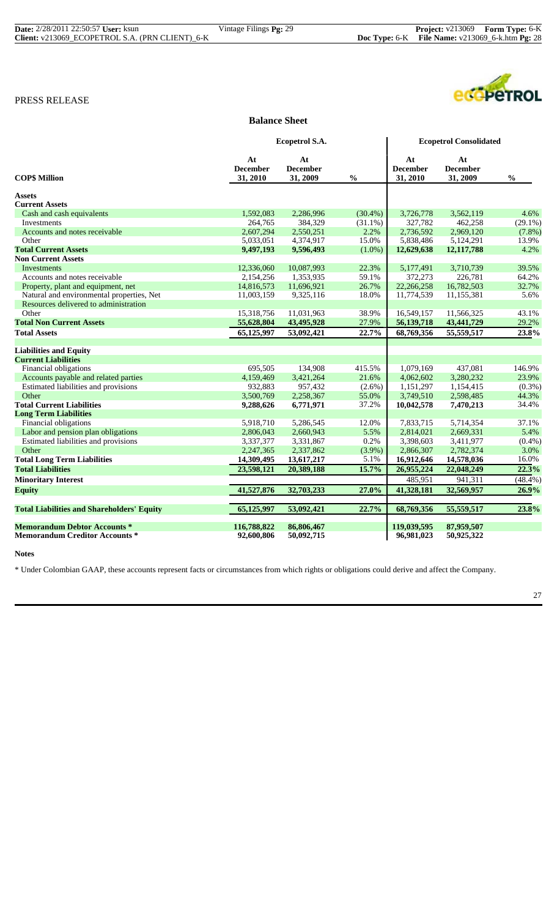PRESS RELEASE

## Balance Sheet

| COP$ Million | Ecopetrol S.A. | | | Ecopetrol Consolidated | | |
|---|---|---|---|---|---|---|
| | At December 31, 2010 | At December 31, 2009 | % | At December 31, 2010 | At December 31, 2009 | % |
| **Assets** | | | | | | |
| **Current Assets** | | | | | | |
| Cash and cash equivalents | 1,592,083 | 2,286,996 | (30.4%) | 3,726,778 | 3,562,119 | 4.6% |
| Investments | 264,765 | 384,329 | (31.1%) | 327,782 | 462,258 | (29.1%) |
| Accounts and notes receivable | 2,607,294 | 2,550,251 | 2.2% | 2,736,592 | 2,969,120 | (7.8%) |
| Other | 5,033,051 | 4,374,917 | 15.0% | 5,838,486 | 5,124,291 | 13.9% |
| **Total Current Assets** | **9,497,193** | **9,596,493** | (1.0%) | **12,629,638** | **12,117,788** | 4.2% |
| **Non Current Assets** | | | | | | |
| Investments | 12,336,060 | 10,087,993 | 22.3% | 5,177,491 | 3,710,739 | 39.5% |
| Accounts and notes receivable | 2,154,256 | 1,353,935 | 59.1% | 372,273 | 226,781 | 64.2% |
| Property, plant and equipment, net | 14,816,573 | 11,696,921 | 26.7% | 22,266,258 | 16,782,503 | 32.7% |
| Natural and environmental properties, Net | 11,003,159 | 9,325,116 | 18.0% | 11,774,539 | 11,155,381 | 5.6% |
| Resources delivered to administration | | | | | | |
| Other | 15,318,756 | 11,031,963 | 38.9% | 16,549,157 | 11,566,325 | 43.1% |
| **Total Non Current Assets** | **55,628,804** | **43,495,928** | 27.9% | **56,139,718** | **43,441,729** | 29.2% |
| **Total Assets** | **65,125,997** | **53,092,421** | **22.7%** | **68,769,356** | **55,559,517** | **23.8%** |
| **Liabilities and Equity** | | | | | | |
| **Current Liabilities** | | | | | | |
| Financial obligations | 695,505 | 134,908 | 415.5% | 1,079,169 | 437,081 | 146.9% |
| Accounts payable and related parties | 4,159,469 | 3,421,264 | 21.6% | 4,062,602 | 3,280,232 | 23.9% |
| Estimated liabilities and provisions | 932,883 | 957,432 | (2.6%) | 1,151,297 | 1,154,415 | (0.3%) |
| Other | 3,500,769 | 2,258,367 | 55.0% | 3,749,510 | 2,598,485 | 44.3% |
| **Total Current Liabilities** | **9,288,626** | **6,771,971** | 37.2% | **10,042,578** | **7,470,213** | 34.4% |
| **Long Term Liabilities** | | | | | | |
| Financial obligations | 5,918,710 | 5,286,545 | 12.0% | 7,833,715 | 5,714,354 | 37.1% |
| Labor and pension plan obligations | 2,806,043 | 2,660,943 | 5.5% | 2,814,021 | 2,669,331 | 5.4% |
| Estimated liabilities and provisions | 3,337,377 | 3,331,867 | 0.2% | 3,398,603 | 3,411,977 | (0.4%) |
| Other | 2,247,365 | 2,337,862 | (3.9%) | 2,866,307 | 2,782,374 | 3.0% |
| **Total Long Term Liabilities** | **14,309,495** | **13,617,217** | 5.1% | **16,912,646** | **14,578,036** | 16.0% |
| **Total Liabilities** | **23,598,121** | **20,389,188** | **15.7%** | **26,955,224** | **22,048,249** | **22.3%** |
| **Minoritary Interest** | | | | 485,951 | 941,311 | (48.4%) |
| **Equity** | **41,527,876** | **32,703,233** | **27.0%** | **41,328,181** | **32,569,957** | **26.9%** |
| **Total Liabilities and Shareholders' Equity** | **65,125,997** | **53,092,421** | **22.7%** | **68,769,356** | **55,559,517** | **23.8%** |
| **Memorandum Debtor Accounts *** | **116,788,822** | **86,806,467** | | **119,039,595** | **87,959,507** | |
| **Memorandum Creditor Accounts *** | **92,600,806** | **50,092,715** | | **96,981,023** | **50,925,322** | |

**Notes**

* Under Colombian GAAP, these accounts represent facts or circumstances from which rights or obligations could derive and affect the Company.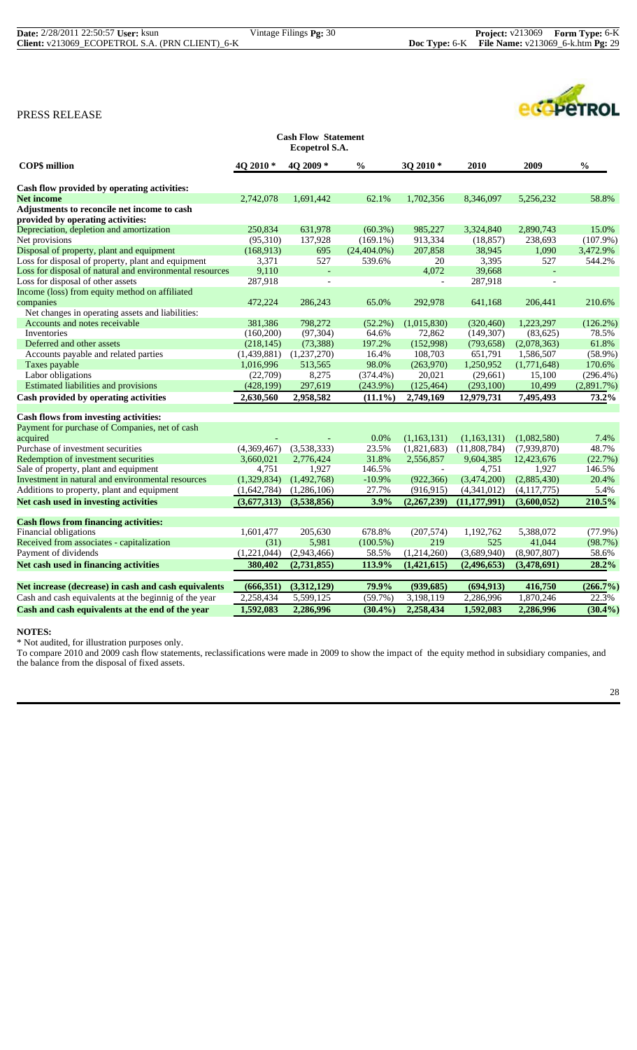PRESS RELEASE

**Cash Flow Statement**
**Ecopetrol S.A.**

| COP$ million | 4Q 2010 * | 4Q 2009 * | % | 3Q 2010 * | 2010 | 2009 | % |
|---|---|---|---|---|---|---|---|
| **Cash flow provided by operating activities:** | | | | | | | |
| **Net income** | 2,742,078 | 1,691,442 | 62.1% | 1,702,356 | 8,346,097 | 5,256,232 | 58.8% |
| **Adjustments to reconcile net income to cash provided by operating activities:** | | | | | | | |
| Depreciation, depletion and amortization | 250,834 | 631,978 | (60.3%) | 985,227 | 3,324,840 | 2,890,743 | 15.0% |
| Net provisions | (95,310) | 137,928 | (169.1%) | 913,334 | (18,857) | 238,693 | (107.9%) |
| Disposal of property, plant and equipment | (168,913) | 695 | (24,404.0%) | 207,858 | 38,945 | 1,090 | 3,472.9% |
| Loss for disposal of property, plant and equipment | 3,371 | 527 | 539.6% | 20 | 3,395 | 527 | 544.2% |
| Loss for disposal of natural and environmental resources | 9,110 | - | | 4,072 | 39,668 | - | |
| Loss for disposal of other assets | 287,918 | - | | - | 287,918 | - | |
| Income (loss) from equity method on affiliated companies | 472,224 | 286,243 | 65.0% | 292,978 | 641,168 | 206,441 | 210.6% |
| Net changes in operating assets and liabilities: | | | | | | | |
| Accounts and notes receivable | 381,386 | 798,272 | (52.2%) | (1,015,830) | (320,460) | 1,223,297 | (126.2%) |
| Inventories | (160,200) | (97,304) | 64.6% | 72,862 | (149,307) | (83,625) | 78.5% |
| Deferred and other assets | (218,145) | (73,388) | 197.2% | (152,998) | (793,658) | (2,078,363) | 61.8% |
| Accounts payable and related parties | (1,439,881) | (1,237,270) | 16.4% | 108,703 | 651,791 | 1,586,507 | (58.9%) |
| Taxes payable | 1,016,996 | 513,565 | 98.0% | (263,970) | 1,250,952 | (1,771,648) | 170.6% |
| Labor obligations | (22,709) | 8,275 | (374.4%) | 20,021 | (29,661) | 15,100 | (296.4%) |
| Estimated liabilities and provisions | (428,199) | 297,619 | (243.9%) | (125,464) | (293,100) | 10,499 | (2,891.7%) |
| **Cash provided by operating activities** | **2,630,560** | **2,958,582** | **(11.1%)** | **2,749,169** | **12,979,731** | **7,495,493** | **73.2%** |
| **Cash flows from investing activities:** | | | | | | | |
| Payment for purchase of Companies, net of cash acquired | - | - | 0.0% | (1,163,131) | (1,163,131) | (1,082,580) | 7.4% |
| Purchase of investment securities | (4,369,467) | (3,538,333) | 23.5% | (1,821,683) | (11,808,784) | (7,939,870) | 48.7% |
| Redemption of investment securities | 3,660,021 | 2,776,424 | 31.8% | 2,556,857 | 9,604,385 | 12,423,676 | (22.7%) |
| Sale of property, plant and equipment | 4,751 | 1,927 | 146.5% | - | 4,751 | 1,927 | 146.5% |
| Investment in natural and environmental resources | (1,329,834) | (1,492,768) | -10.9% | (922,366) | (3,474,200) | (2,885,430) | 20.4% |
| Additions to property, plant and equipment | (1,642,784) | (1,286,106) | 27.7% | (916,915) | (4,341,012) | (4,117,775) | 5.4% |
| **Net cash used in investing activities** | **(3,677,313)** | **(3,538,856)** | **3.9%** | **(2,267,239)** | **(11,177,991)** | **(3,600,052)** | **210.5%** |
| **Cash flows from financing activities:** | | | | | | | |
| Financial obligations | 1,601,477 | 205,630 | 678.8% | (207,574) | 1,192,762 | 5,388,072 | (77.9%) |
| Received from associates - capitalization | (31) | 5,981 | (100.5%) | 219 | 525 | 41,044 | (98.7%) |
| Payment of dividends | (1,221,044) | (2,943,466) | 58.5% | (1,214,260) | (3,689,940) | (8,907,807) | 58.6% |
| **Net cash used in financing activities** | **380,402** | **(2,731,855)** | **113.9%** | **(1,421,615)** | **(2,496,653)** | **(3,478,691)** | **28.2%** |
| **Net increase (decrease) in cash and cash equivalents** | **(666,351)** | **(3,312,129)** | **79.9%** | **(939,685)** | **(694,913)** | **416,750** | **(266.7%)** |
| Cash and cash equivalents at the beginnig of the year | 2,258,434 | 5,599,125 | (59.7%) | 3,198,119 | 2,286,996 | 1,870,246 | 22.3% |
| **Cash and cash equivalents at the end of the year** | **1,592,083** | **2,286,996** | **(30.4%)** | **2,258,434** | **1,592,083** | **2,286,996** | **(30.4%)** |

**NOTES:**

* Not audited, for illustration purposes only.

To compare 2010 and 2009 cash flow statements, reclassifications were made in 2009 to show the impact of the equity method in subsidiary companies, and the balance from the disposal of fixed assets.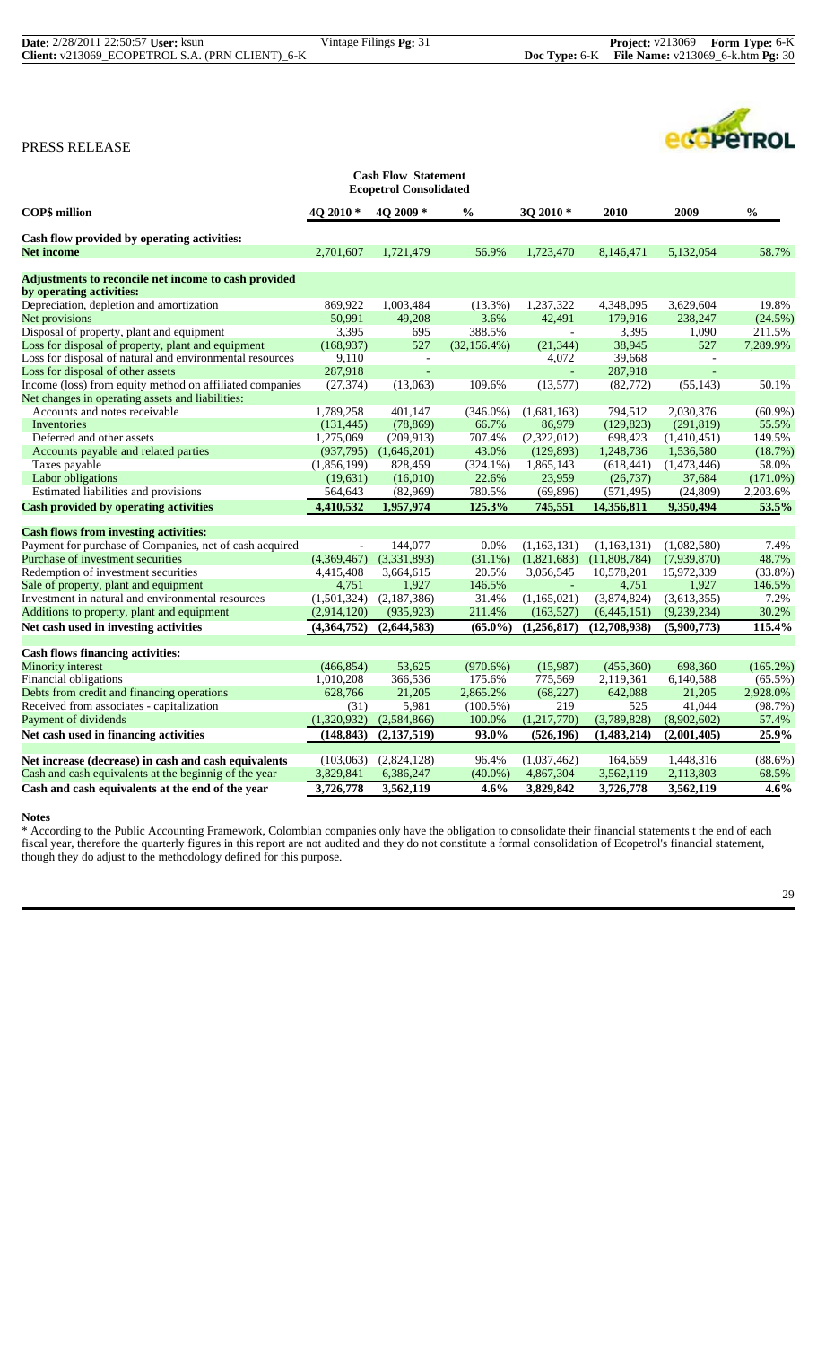PRESS RELEASE

**Cash Flow Statement**
**Ecopetrol Consolidated**

| COP$ million | 4Q 2010 * | 4Q 2009 * | % | 3Q 2010 * | 2010 | 2009 | % |
|---|---|---|---|---|---|---|---|
| **Cash flow provided by operating activities:** | | | | | | | |
| **Net income** | 2,701,607 | 1,721,479 | 56.9% | 1,723,470 | 8,146,471 | 5,132,054 | 58.7% |
| **Adjustments to reconcile net income to cash provided by operating activities:** | | | | | | | |
| Depreciation, depletion and amortization | 869,922 | 1,003,484 | (13.3%) | 1,237,322 | 4,348,095 | 3,629,604 | 19.8% |
| Net provisions | 50,991 | 49,208 | 3.6% | 42,491 | 179,916 | 238,247 | (24.5%) |
| Disposal of property, plant and equipment | 3,395 | 695 | 388.5% | - | 3,395 | 1,090 | 211.5% |
| Loss for disposal of property, plant and equipment | (168,937) | 527 | (32,156.4%) | (21,344) | 38,945 | 527 | 7,289.9% |
| Loss for disposal of natural and environmental resources | 9,110 | - | | 4,072 | 39,668 | - | |
| Loss for disposal of other assets | 287,918 | - | | - | 287,918 | - | |
| Income (loss) from equity method on affiliated companies | (27,374) | (13,063) | 109.6% | (13,577) | (82,772) | (55,143) | 50.1% |
| Net changes in operating assets and liabilities: | | | | | | | |
| Accounts and notes receivable | 1,789,258 | 401,147 | (346.0%) | (1,681,163) | 794,512 | 2,030,376 | (60.9%) |
| Inventories | (131,445) | (78,869) | 66.7% | 86,979 | (129,823) | (291,819) | 55.5% |
| Deferred and other assets | 1,275,069 | (209,913) | 707.4% | (2,322,012) | 698,423 | (1,410,451) | 149.5% |
| Accounts payable and related parties | (937,795) | (1,646,201) | 43.0% | (129,893) | 1,248,736 | 1,536,580 | (18.7%) |
| Taxes payable | (1,856,199) | 828,459 | (324.1%) | 1,865,143 | (618,441) | (1,473,446) | 58.0% |
| Labor obligations | (19,631) | (16,010) | 22.6% | 23,959 | (26,737) | 37,684 | (171.0%) |
| Estimated liabilities and provisions | 564,643 | (82,969) | 780.5% | (69,896) | (571,495) | (24,809) | 2,203.6% |
| **Cash provided by operating activities** | **4,410,532** | **1,957,974** | **125.3%** | **745,551** | **14,356,811** | **9,350,494** | **53.5%** |
| **Cash flows from investing activities:** | | | | | | | |
| Payment for purchase of Companies, net of cash acquired | - | 144,077 | 0.0% | (1,163,131) | (1,163,131) | (1,082,580) | 7.4% |
| Purchase of investment securities | (4,369,467) | (3,331,893) | (31.1%) | (1,821,683) | (11,808,784) | (7,939,870) | 48.7% |
| Redemption of investment securities | 4,415,408 | 3,664,615 | 20.5% | 3,056,545 | 10,578,201 | 15,972,339 | (33.8%) |
| Sale of property, plant and equipment | 4,751 | 1,927 | 146.5% | - | 4,751 | 1,927 | 146.5% |
| Investment in natural and environmental resources | (1,501,324) | (2,187,386) | 31.4% | (1,165,021) | (3,874,824) | (3,613,355) | 7.2% |
| Additions to property, plant and equipment | (2,914,120) | (935,923) | 211.4% | (163,527) | (6,445,151) | (9,239,234) | 30.2% |
| **Net cash used in investing activities** | **(4,364,752)** | **(2,644,583)** | **(65.0%)** | **(1,256,817)** | **(12,708,938)** | **(5,900,773)** | **115.4%** |
| **Cash flows financing activities:** | | | | | | | |
| Minority interest | (466,854) | 53,625 | (970.6%) | (15,987) | (455,360) | 698,360 | (165.2%) |
| Financial obligations | 1,010,208 | 366,536 | 175.6% | 775,569 | 2,119,361 | 6,140,588 | (65.5%) |
| Debts from credit and financing operations | 628,766 | 21,205 | 2,865.2% | (68,227) | 642,088 | 21,205 | 2,928.0% |
| Received from associates - capitalization | (31) | 5,981 | (100.5%) | 219 | 525 | 41,044 | (98.7%) |
| Payment of dividends | (1,320,932) | (2,584,866) | 100.0% | (1,217,770) | (3,789,828) | (8,902,602) | 57.4% |
| **Net cash used in financing activities** | **(148,843)** | **(2,137,519)** | **93.0%** | **(526,196)** | **(1,483,214)** | **(2,001,405)** | **25.9%** |
| **Net increase (decrease) in cash and cash equivalents** | (103,063) | (2,824,128) | 96.4% | (1,037,462) | 164,659 | 1,448,316 | (88.6%) |
| Cash and cash equivalents at the beginning of the year | 3,829,841 | 6,386,247 | (40.0%) | 4,867,304 | 3,562,119 | 2,113,803 | 68.5% |
| **Cash and cash equivalents at the end of the year** | **3,726,778** | **3,562,119** | **4.6%** | **3,829,842** | **3,726,778** | **3,562,119** | **4.6%** |

**Notes**

* According to the Public Accounting Framework, Colombian companies only have the obligation to consolidate their financial statements t the end of each fiscal year, therefore the quarterly figures in this report are not audited and they do not constitute a formal consolidation of Ecopetrol's financial statement, though they do adjust to the methodology defined for this purpose.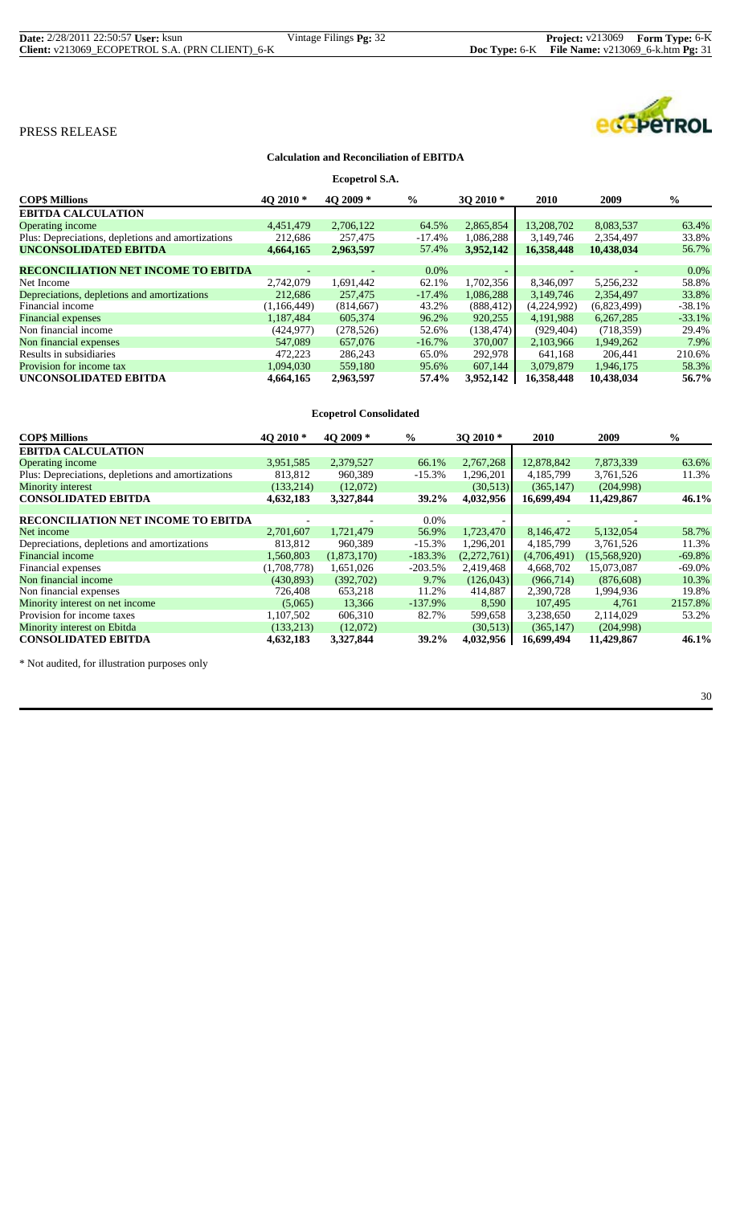PRESS RELEASE

**Calculation and Reconciliation of EBITDA**

**Ecopetrol S.A.**

| **COP$ Millions** | **4Q 2010 \*** | **4Q 2009 \*** | **%** | **3Q 2010 \*** | **2010** | **2009** | **%** |
|---|---|---|---|---|---|---|---|
| **EBITDA CALCULATION** | | | | | | | |
| Operating income | 4,451,479 | 2,706,122 | 64.5% | 2,865,854 | 13,208,702 | 8,083,537 | 63.4% |
| Plus: Depreciations, depletions and amortizations | 212,686 | 257,475 | -17.4% | 1,086,288 | 3,149,746 | 2,354,497 | 33.8% |
| **UNCONSOLIDATED EBITDA** | **4,664,165** | **2,963,597** | 57.4% | **3,952,142** | **16,358,448** | **10,438,034** | 56.7% |
| | | | | | | | |
| **RECONCILIATION NET INCOME TO EBITDA** | - | - | 0.0% | - | - | - | 0.0% |
| Net Income | 2,742,079 | 1,691,442 | 62.1% | 1,702,356 | 8,346,097 | 5,256,232 | 58.8% |
| Depreciations, depletions and amortizations | 212,686 | 257,475 | -17.4% | 1,086,288 | 3,149,746 | 2,354,497 | 33.8% |
| Financial income | (1,166,449) | (814,667) | 43.2% | (888,412) | (4,224,992) | (6,823,499) | -38.1% |
| Financial expenses | 1,187,484 | 605,374 | 96.2% | 920,255 | 4,191,988 | 6,267,285 | -33.1% |
| Non financial income | (424,977) | (278,526) | 52.6% | (138,474) | (929,404) | (718,359) | 29.4% |
| Non financial expenses | 547,089 | 657,076 | -16.7% | 370,007 | 2,103,966 | 1,949,262 | 7.9% |
| Results in subsidiaries | 472,223 | 286,243 | 65.0% | 292,978 | 641,168 | 206,441 | 210.6% |
| Provision for income tax | 1,094,030 | 559,180 | 95.6% | 607,144 | 3,079,879 | 1,946,175 | 58.3% |
| **UNCONSOLIDATED EBITDA** | **4,664,165** | **2,963,597** | **57.4%** | **3,952,142** | **16,358,448** | **10,438,034** | **56.7%** |

**Ecopetrol Consolidated**

| **COP$ Millions** | **4Q 2010 \*** | **4Q 2009 \*** | **%** | **3Q 2010 \*** | **2010** | **2009** | **%** |
|---|---|---|---|---|---|---|---|
| **EBITDA CALCULATION** | | | | | | | |
| Operating income | 3,951,585 | 2,379,527 | 66.1% | 2,767,268 | 12,878,842 | 7,873,339 | 63.6% |
| Plus: Depreciations, depletions and amortizations | 813,812 | 960,389 | -15.3% | 1,296,201 | 4,185,799 | 3,761,526 | 11.3% |
| Minority interest | (133,214) | (12,072) | | (30,513) | (365,147) | (204,998) | |
| **CONSOLIDATED EBITDA** | **4,632,183** | **3,327,844** | **39.2%** | **4,032,956** | **16,699,494** | **11,429,867** | **46.1%** |
| | | | | | | | |
| **RECONCILIATION NET INCOME TO EBITDA** | - | - | 0.0% | - | - | - | |
| Net income | 2,701,607 | 1,721,479 | 56.9% | 1,723,470 | 8,146,472 | 5,132,054 | 58.7% |
| Depreciations, depletions and amortizations | 813,812 | 960,389 | -15.3% | 1,296,201 | 4,185,799 | 3,761,526 | 11.3% |
| Financial income | 1,560,803 | (1,873,170) | -183.3% | (2,272,761) | (4,706,491) | (15,568,920) | -69.8% |
| Financial expenses | (1,708,778) | 1,651,026 | -203.5% | 2,419,468 | 4,668,702 | 15,073,087 | -69.0% |
| Non financial income | (430,893) | (392,702) | 9.7% | (126,043) | (966,714) | (876,608) | 10.3% |
| Non financial expenses | 726,408 | 653,218 | 11.2% | 414,887 | 2,390,728 | 1,994,936 | 19.8% |
| Minority interest on net income | (5,065) | 13,366 | -137.9% | 8,590 | 107,495 | 4,761 | 2157.8% |
| Provision for income taxes | 1,107,502 | 606,310 | 82.7% | 599,658 | 3,238,650 | 2,114,029 | 53.2% |
| Minority interest on Ebitda | (133,213) | (12,072) | | (30,513) | (365,147) | (204,998) | |
| **CONSOLIDATED EBITDA** | **4,632,183** | **3,327,844** | **39.2%** | **4,032,956** | **16,699,494** | **11,429,867** | **46.1%** |

\* Not audited, for illustration purposes only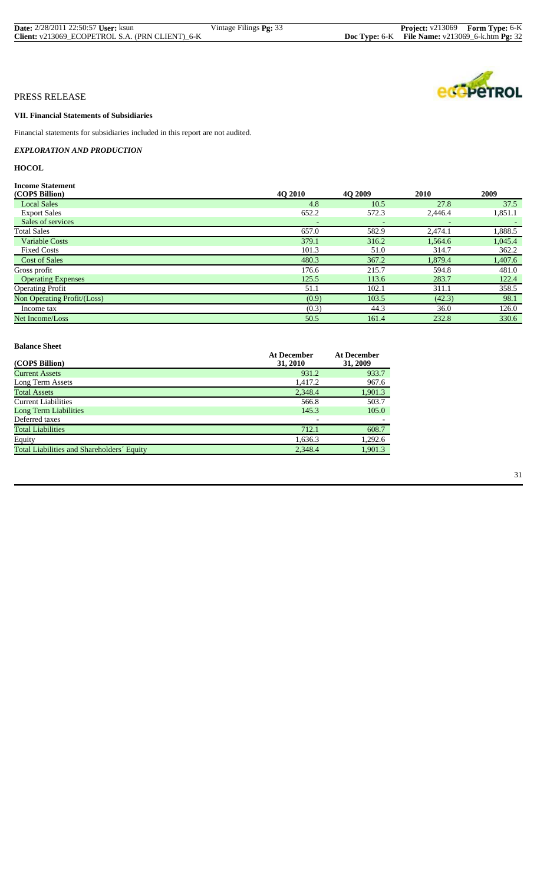PRESS RELEASE

### VII. Financial Statements of Subsidiaries

Financial statements for subsidiaries included in this report are not audited.

***EXPLORATION AND PRODUCTION***

**HOCOL**

**Income Statement**

| (COP$ Billion) | 4Q 2010 | 4Q 2009 | 2010 | 2009 |
|---|---|---|---|---|
| Local Sales | 4.8 | 10.5 | 27.8 | 37.5 |
| Export Sales | 652.2 | 572.3 | 2,446.4 | 1,851.1 |
| Sales of services | - | - | - | - |
| Total Sales | 657.0 | 582.9 | 2,474.1 | 1,888.5 |
| Variable Costs | 379.1 | 316.2 | 1,564.6 | 1,045.4 |
| Fixed Costs | 101.3 | 51.0 | 314.7 | 362.2 |
| Cost of Sales | 480.3 | 367.2 | 1,879.4 | 1,407.6 |
| Gross profit | 176.6 | 215.7 | 594.8 | 481.0 |
| Operating Expenses | 125.5 | 113.6 | 283.7 | 122.4 |
| Operating Profit | 51.1 | 102.1 | 311.1 | 358.5 |
| Non Operating Profit/(Loss) | (0.9) | 103.5 | (42.3) | 98.1 |
| Income tax | (0.3) | 44.3 | 36.0 | 126.0 |
| Net Income/Loss | 50.5 | 161.4 | 232.8 | 330.6 |

**Balance Sheet**

| (COP$ Billion) | At December 31, 2010 | At December 31, 2009 |
|---|---|---|
| Current Assets | 931.2 | 933.7 |
| Long Term Assets | 1,417.2 | 967.6 |
| Total Assets | 2,348.4 | 1,901.3 |
| Current Liabilities | 566.8 | 503.7 |
| Long Term Liabilities | 145.3 | 105.0 |
| Deferred taxes | - | - |
| Total Liabilities | 712.1 | 608.7 |
| Equity | 1,636.3 | 1,292.6 |
| Total Liabilities and Shareholders´ Equity | 2,348.4 | 1,901.3 |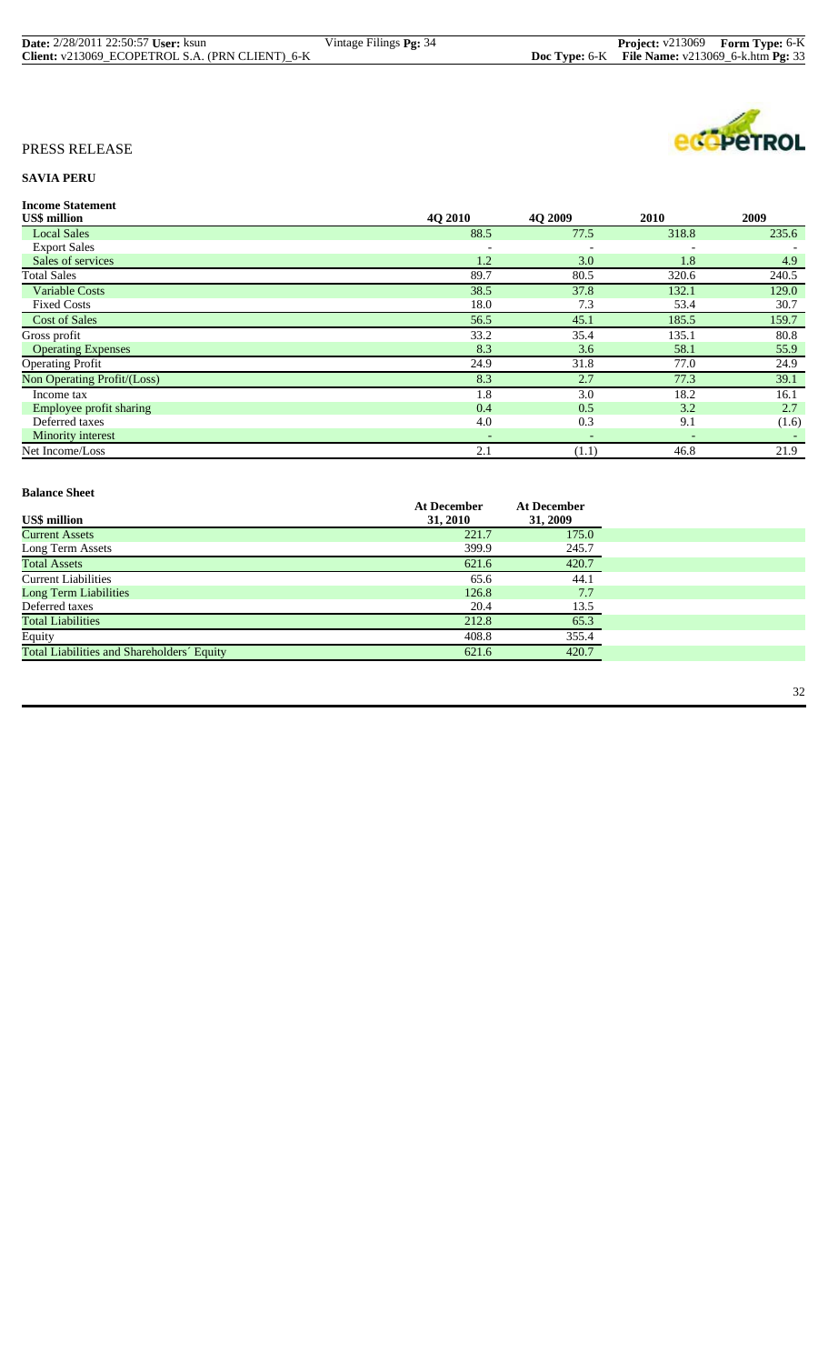PRESS RELEASE

**SAVIA PERU**

**Income Statement**

| US$ million | 4Q 2010 | 4Q 2009 | 2010 | 2009 |
|---|---|---|---|---|
| Local Sales | 88.5 | 77.5 | 318.8 | 235.6 |
| Export Sales | - | - | - | - |
| Sales of services | 1.2 | 3.0 | 1.8 | 4.9 |
| Total Sales | 89.7 | 80.5 | 320.6 | 240.5 |
| Variable Costs | 38.5 | 37.8 | 132.1 | 129.0 |
| Fixed Costs | 18.0 | 7.3 | 53.4 | 30.7 |
| Cost of Sales | 56.5 | 45.1 | 185.5 | 159.7 |
| Gross profit | 33.2 | 35.4 | 135.1 | 80.8 |
| Operating Expenses | 8.3 | 3.6 | 58.1 | 55.9 |
| Operating Profit | 24.9 | 31.8 | 77.0 | 24.9 |
| Non Operating Profit/(Loss) | 8.3 | 2.7 | 77.3 | 39.1 |
| Income tax | 1.8 | 3.0 | 18.2 | 16.1 |
| Employee profit sharing | 0.4 | 0.5 | 3.2 | 2.7 |
| Deferred taxes | 4.0 | 0.3 | 9.1 | (1.6) |
| Minority interest | - | - | - | - |
| Net Income/Loss | 2.1 | (1.1) | 46.8 | 21.9 |

**Balance Sheet**

| US$ million | At December 31, 2010 | At December 31, 2009 |
|---|---|---|
| Current Assets | 221.7 | 175.0 |
| Long Term Assets | 399.9 | 245.7 |
| Total Assets | 621.6 | 420.7 |
| Current Liabilities | 65.6 | 44.1 |
| Long Term Liabilities | 126.8 | 7.7 |
| Deferred taxes | 20.4 | 13.5 |
| Total Liabilities | 212.8 | 65.3 |
| Equity | 408.8 | 355.4 |
| Total Liabilities and Shareholders´ Equity | 621.6 | 420.7 |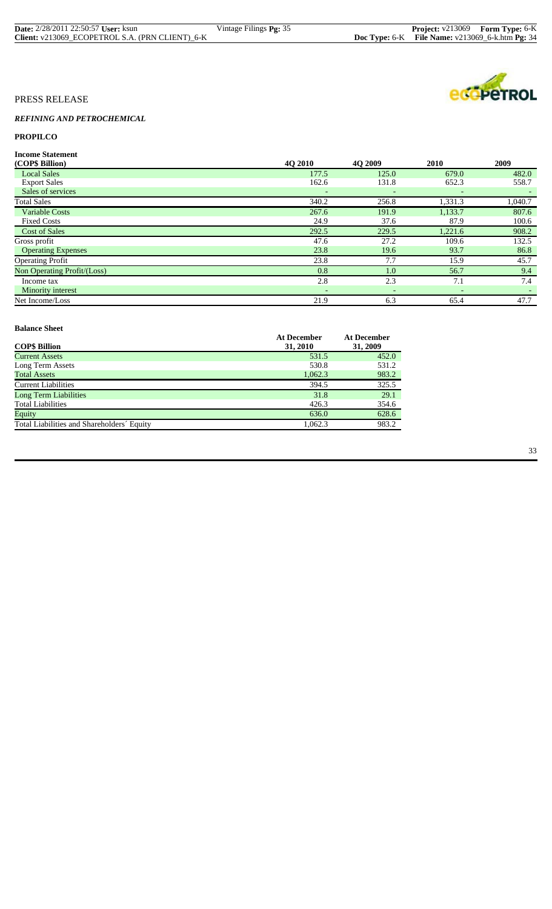PRESS RELEASE

*REFINING AND PETROCHEMICAL*

**PROPILCO**

**Income Statement**

| (COP$ Billion) | 4Q 2010 | 4Q 2009 | 2010 | 2009 |
|---|---|---|---|---|
| Local Sales | 177.5 | 125.0 | 679.0 | 482.0 |
| Export Sales | 162.6 | 131.8 | 652.3 | 558.7 |
| Sales of services | - | - | - | - |
| Total Sales | 340.2 | 256.8 | 1,331.3 | 1,040.7 |
| Variable Costs | 267.6 | 191.9 | 1,133.7 | 807.6 |
| Fixed Costs | 24.9 | 37.6 | 87.9 | 100.6 |
| Cost of Sales | 292.5 | 229.5 | 1,221.6 | 908.2 |
| Gross profit | 47.6 | 27.2 | 109.6 | 132.5 |
| Operating Expenses | 23.8 | 19.6 | 93.7 | 86.8 |
| Operating Profit | 23.8 | 7.7 | 15.9 | 45.7 |
| Non Operating Profit/(Loss) | 0.8 | 1.0 | 56.7 | 9.4 |
| Income tax | 2.8 | 2.3 | 7.1 | 7.4 |
| Minority interest | - | - | - | - |
| Net Income/Loss | 21.9 | 6.3 | 65.4 | 47.7 |

**Balance Sheet**

| COP$ Billion | At December 31, 2010 | At December 31, 2009 |
|---|---|---|
| Current Assets | 531.5 | 452.0 |
| Long Term Assets | 530.8 | 531.2 |
| Total Assets | 1,062.3 | 983.2 |
| Current Liabilities | 394.5 | 325.5 |
| Long Term Liabilities | 31.8 | 29.1 |
| Total Liabilities | 426.3 | 354.6 |
| Equity | 636.0 | 628.6 |
| Total Liabilities and Shareholders´ Equity | 1,062.3 | 983.2 |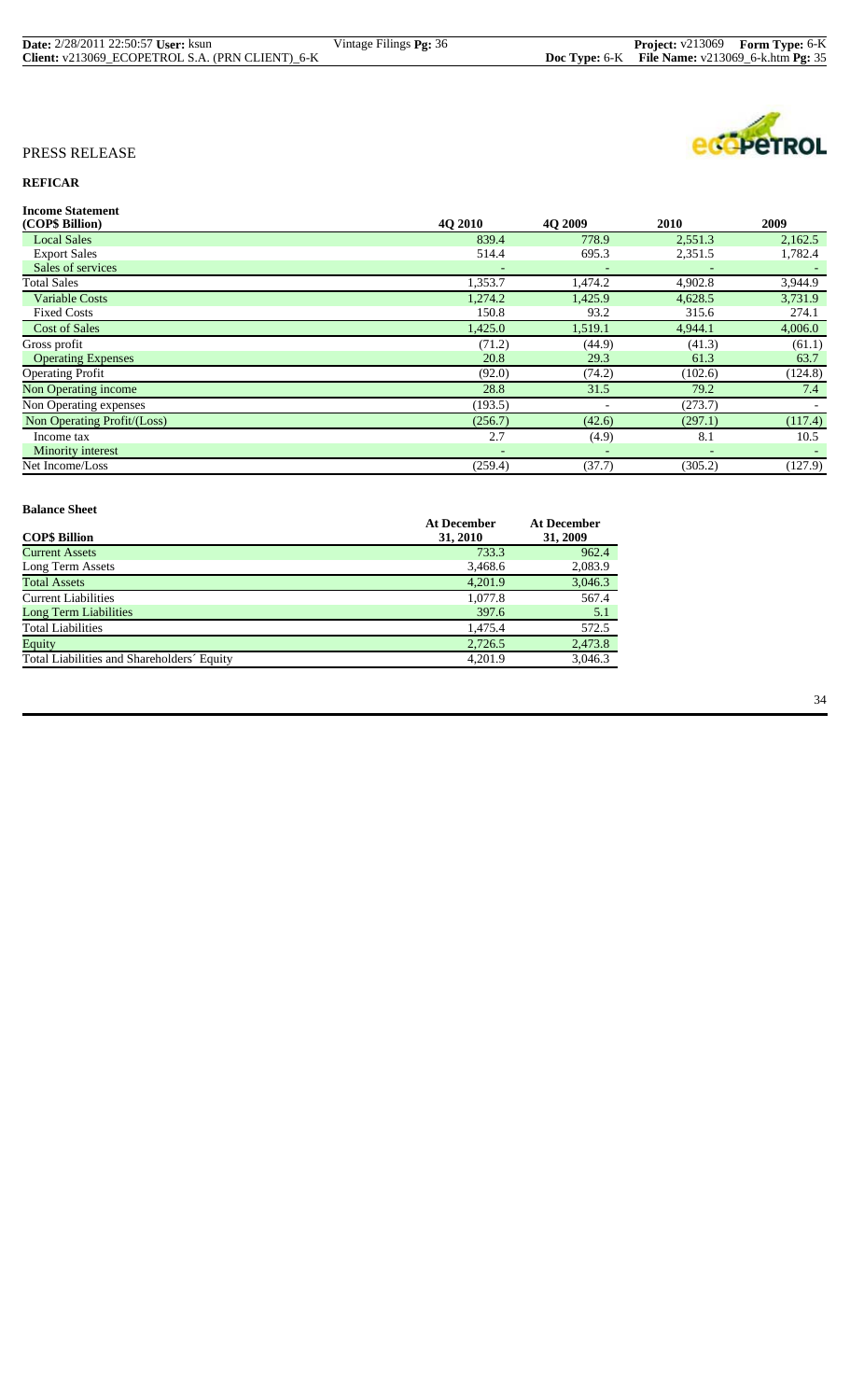PRESS RELEASE

## REFICAR

**Income Statement**

| (COP$ Billion) | 4Q 2010 | 4Q 2009 | 2010 | 2009 |
|---|---|---|---|---|
| Local Sales | 839.4 | 778.9 | 2,551.3 | 2,162.5 |
| Export Sales | 514.4 | 695.3 | 2,351.5 | 1,782.4 |
| Sales of services | - | - | - | - |
| Total Sales | 1,353.7 | 1,474.2 | 4,902.8 | 3,944.9 |
| Variable Costs | 1,274.2 | 1,425.9 | 4,628.5 | 3,731.9 |
| Fixed Costs | 150.8 | 93.2 | 315.6 | 274.1 |
| Cost of Sales | 1,425.0 | 1,519.1 | 4,944.1 | 4,006.0 |
| Gross profit | (71.2) | (44.9) | (41.3) | (61.1) |
| Operating Expenses | 20.8 | 29.3 | 61.3 | 63.7 |
| Operating Profit | (92.0) | (74.2) | (102.6) | (124.8) |
| Non Operating income | 28.8 | 31.5 | 79.2 | 7.4 |
| Non Operating expenses | (193.5) | - | (273.7) | - |
| Non Operating Profit/(Loss) | (256.7) | (42.6) | (297.1) | (117.4) |
| Income tax | 2.7 | (4.9) | 8.1 | 10.5 |
| Minority interest | - | - | - | - |
| Net Income/Loss | (259.4) | (37.7) | (305.2) | (127.9) |

**Balance Sheet**

| COP$ Billion | At December 31, 2010 | At December 31, 2009 |
|---|---|---|
| Current Assets | 733.3 | 962.4 |
| Long Term Assets | 3,468.6 | 2,083.9 |
| Total Assets | 4,201.9 | 3,046.3 |
| Current Liabilities | 1,077.8 | 567.4 |
| Long Term Liabilities | 397.6 | 5.1 |
| Total Liabilities | 1,475.4 | 572.5 |
| Equity | 2,726.5 | 2,473.8 |
| Total Liabilities and Shareholders´ Equity | 4,201.9 | 3,046.3 |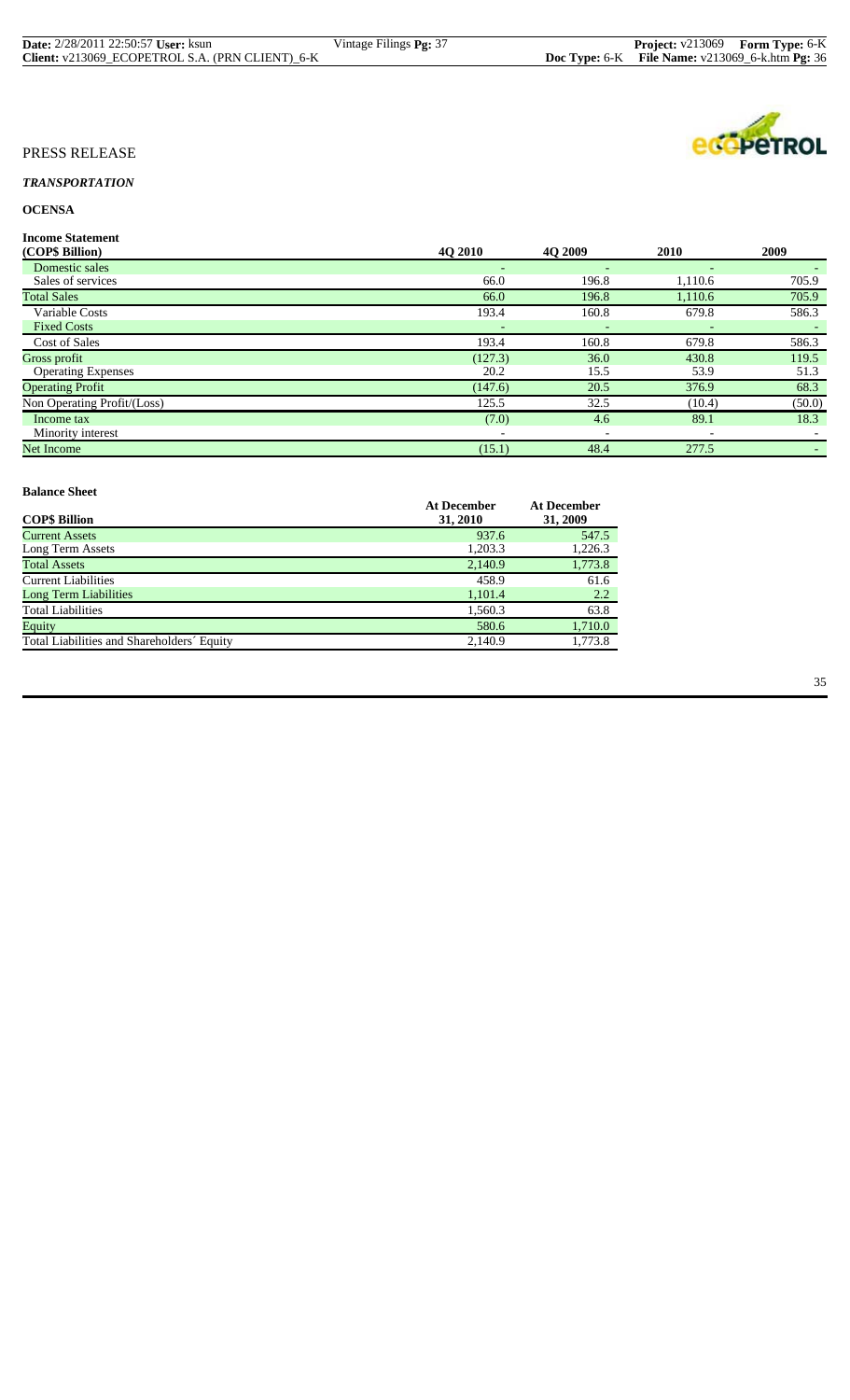PRESS RELEASE

***TRANSPORTATION***

**OCENSA**

**Income Statement**

| (COP$ Billion) | 4Q 2010 | 4Q 2009 | 2010 | 2009 |
|---|---|---|---|---|
| Domestic sales | - | - | - | - |
| Sales of services | 66.0 | 196.8 | 1,110.6 | 705.9 |
| Total Sales | 66.0 | 196.8 | 1,110.6 | 705.9 |
| Variable Costs | 193.4 | 160.8 | 679.8 | 586.3 |
| Fixed Costs | - | - | - | - |
| Cost of Sales | 193.4 | 160.8 | 679.8 | 586.3 |
| Gross profit | (127.3) | 36.0 | 430.8 | 119.5 |
| Operating Expenses | 20.2 | 15.5 | 53.9 | 51.3 |
| Operating Profit | (147.6) | 20.5 | 376.9 | 68.3 |
| Non Operating Profit/(Loss) | 125.5 | 32.5 | (10.4) | (50.0) |
| Income tax | (7.0) | 4.6 | 89.1 | 18.3 |
| Minority interest | - | - | - | - |
| Net Income | (15.1) | 48.4 | 277.5 | - |

**Balance Sheet**

| COP$ Billion | At December 31, 2010 | At December 31, 2009 |
|---|---|---|
| Current Assets | 937.6 | 547.5 |
| Long Term Assets | 1,203.3 | 1,226.3 |
| Total Assets | 2,140.9 | 1,773.8 |
| Current Liabilities | 458.9 | 61.6 |
| Long Term Liabilities | 1,101.4 | 2.2 |
| Total Liabilities | 1,560.3 | 63.8 |
| Equity | 580.6 | 1,710.0 |
| Total Liabilities and Shareholders´ Equity | 2,140.9 | 1,773.8 |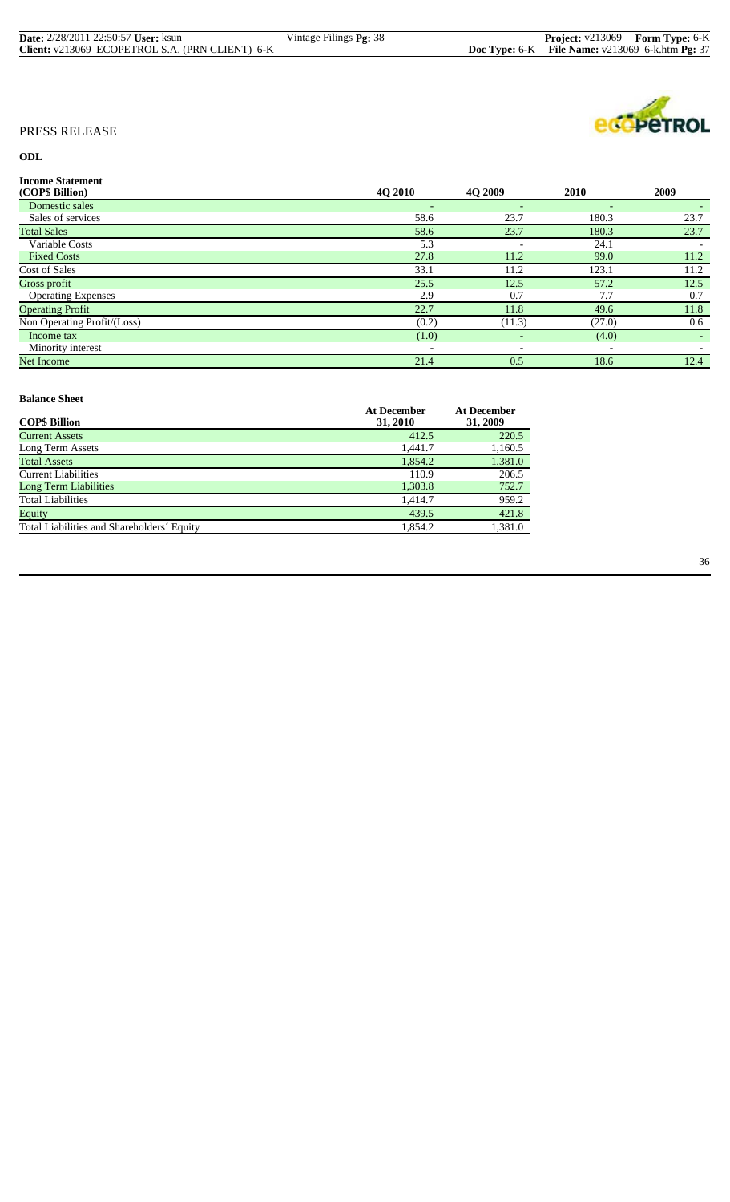PRESS RELEASE

**ODL**

**Income Statement**

| (COP$ Billion) | 4Q 2010 | 4Q 2009 | 2010 | 2009 |
|---|---|---|---|---|
| Domestic sales | - | - | - | - |
| Sales of services | 58.6 | 23.7 | 180.3 | 23.7 |
| Total Sales | 58.6 | 23.7 | 180.3 | 23.7 |
| Variable Costs | 5.3 | - | 24.1 | - |
| Fixed Costs | 27.8 | 11.2 | 99.0 | 11.2 |
| Cost of Sales | 33.1 | 11.2 | 123.1 | 11.2 |
| Gross profit | 25.5 | 12.5 | 57.2 | 12.5 |
| Operating Expenses | 2.9 | 0.7 | 7.7 | 0.7 |
| Operating Profit | 22.7 | 11.8 | 49.6 | 11.8 |
| Non Operating Profit/(Loss) | (0.2) | (11.3) | (27.0) | 0.6 |
| Income tax | (1.0) | - | (4.0) | - |
| Minority interest | - | - | - | - |
| Net Income | 21.4 | 0.5 | 18.6 | 12.4 |

**Balance Sheet**

| COP$ Billion | At December 31, 2010 | At December 31, 2009 |
|---|---|---|
| Current Assets | 412.5 | 220.5 |
| Long Term Assets | 1,441.7 | 1,160.5 |
| Total Assets | 1,854.2 | 1,381.0 |
| Current Liabilities | 110.9 | 206.5 |
| Long Term Liabilities | 1,303.8 | 752.7 |
| Total Liabilities | 1,414.7 | 959.2 |
| Equity | 439.5 | 421.8 |
| Total Liabilities and Shareholders´ Equity | 1,854.2 | 1,381.0 |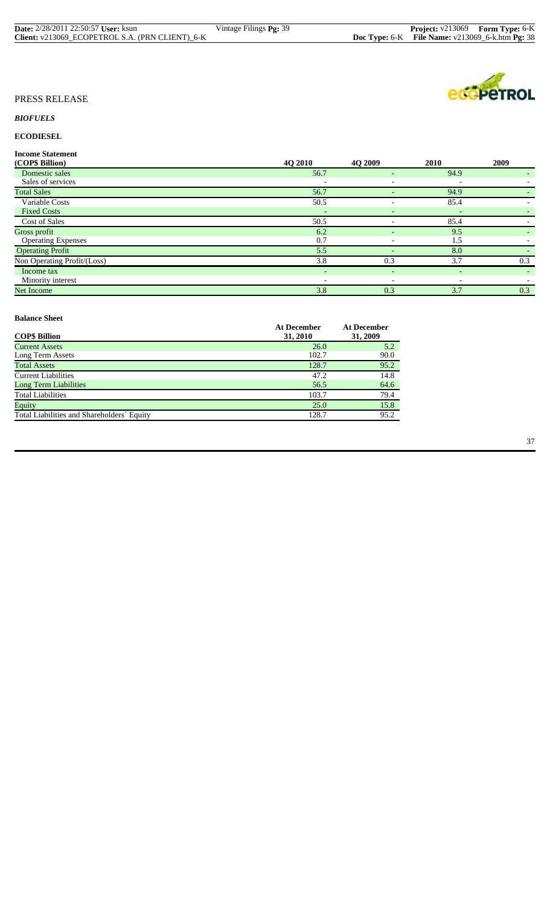PRESS RELEASE

*BIOFUELS*

**ECODIESEL**

**Income Statement**

| (COP$ Billion) | 4Q 2010 | 4Q 2009 | 2010 | 2009 |
|---|---|---|---|---|
| Domestic sales | 56.7 | - | 94.9 | - |
| Sales of services | - | - | - | - |
| Total Sales | 56.7 | - | 94.9 | - |
| Variable Costs | 50.5 | - | 85.4 | - |
| Fixed Costs | - | - | - | - |
| Cost of Sales | 50.5 | - | 85.4 | - |
| Gross profit | 6.2 | - | 9.5 | - |
| Operating Expenses | 0.7 | - | 1.5 | - |
| Operating Profit | 5.5 | - | 8.0 | - |
| Non Operating Profit/(Loss) | 3.8 | 0.3 | 3.7 | 0.3 |
| Income tax | - | - | - | - |
| Minority interest | - | - | - | - |
| Net Income | 3.8 | 0.3 | 3.7 | 0.3 |

**Balance Sheet**

| COP$ Billion | At December 31, 2010 | At December 31, 2009 |
|---|---|---|
| Current Assets | 26.0 | 5.2 |
| Long Term Assets | 102.7 | 90.0 |
| Total Assets | 128.7 | 95.2 |
| Current Liabilities | 47.2 | 14.8 |
| Long Term Liabilities | 56.5 | 64.6 |
| Total Liabilities | 103.7 | 79.4 |
| Equity | 25.0 | 15.8 |
| Total Liabilities and Shareholders´ Equity | 128.7 | 95.2 |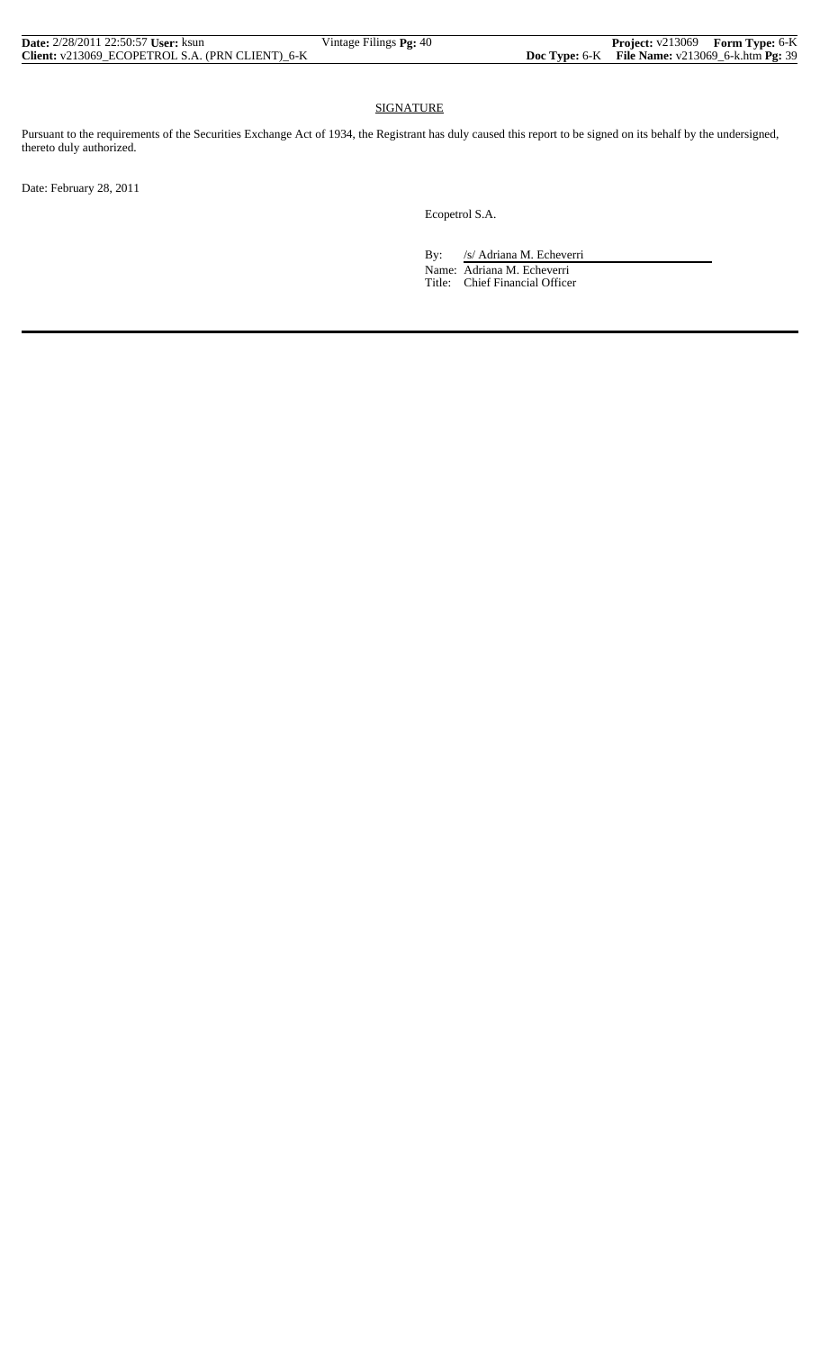## SIGNATURE

Pursuant to the requirements of the Securities Exchange Act of 1934, the Registrant has duly caused this report to be signed on its behalf by the undersigned, thereto duly authorized.

Date: February 28, 2011

Ecopetrol S.A.

By: /s/ Adriana M. Echeverri

Name: Adriana M. Echeverri

Title: Chief Financial Officer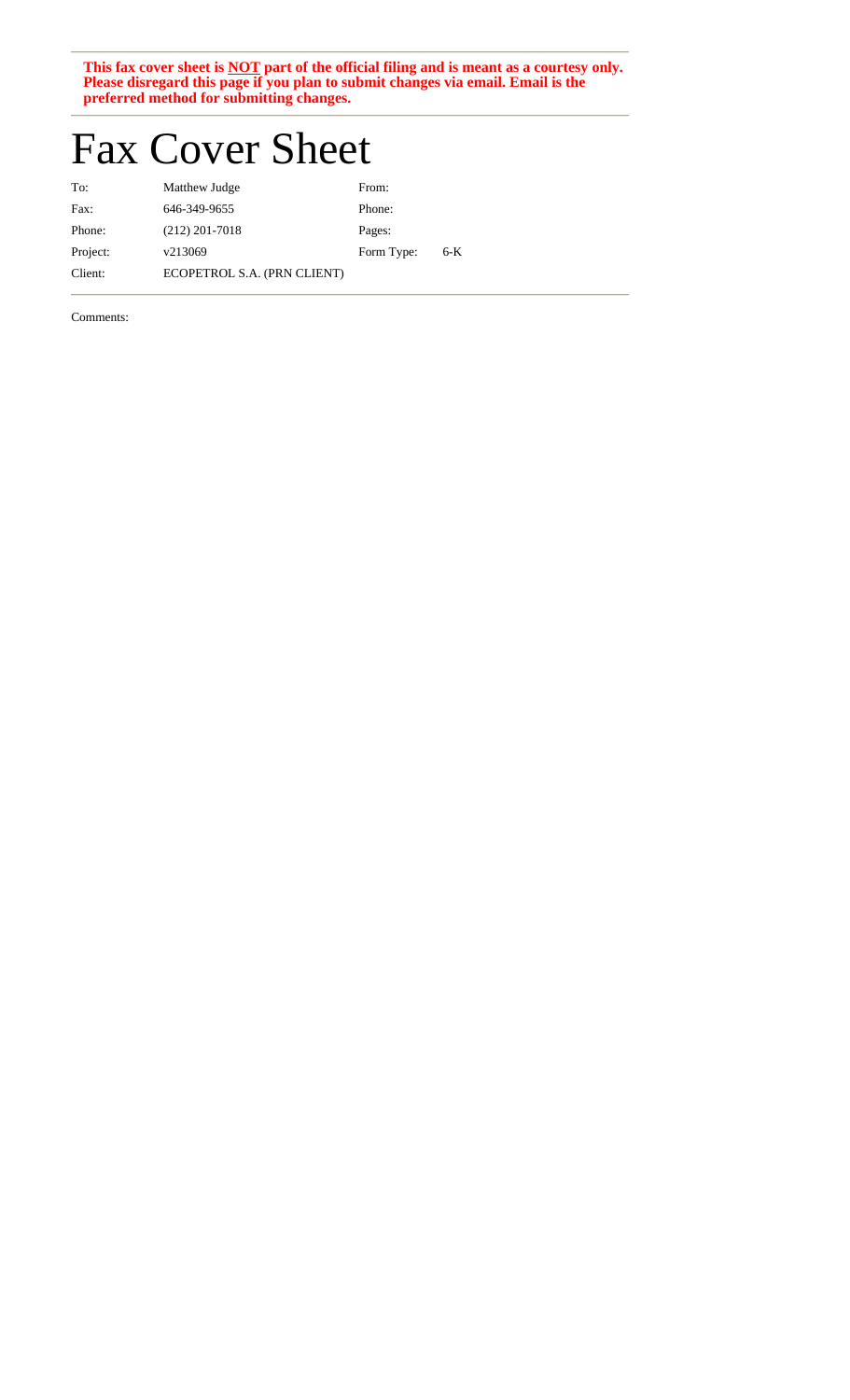**This fax cover sheet is <u>NOT</u> part of the official filing and is meant as a courtesy only. Please disregard this page if you plan to submit changes via email. Email is the preferred method for submitting changes.**

# Fax Cover Sheet

| | | | |
|---|---|---|---|
| To: | Matthew Judge | From: | |
| Fax: | 646-349-9655 | Phone: | |
| Phone: | (212) 201-7018 | Pages: | |
| Project: | v213069 | Form Type: | 6-K |
| Client: | ECOPETROL S.A. (PRN CLIENT) | | |

Comments: